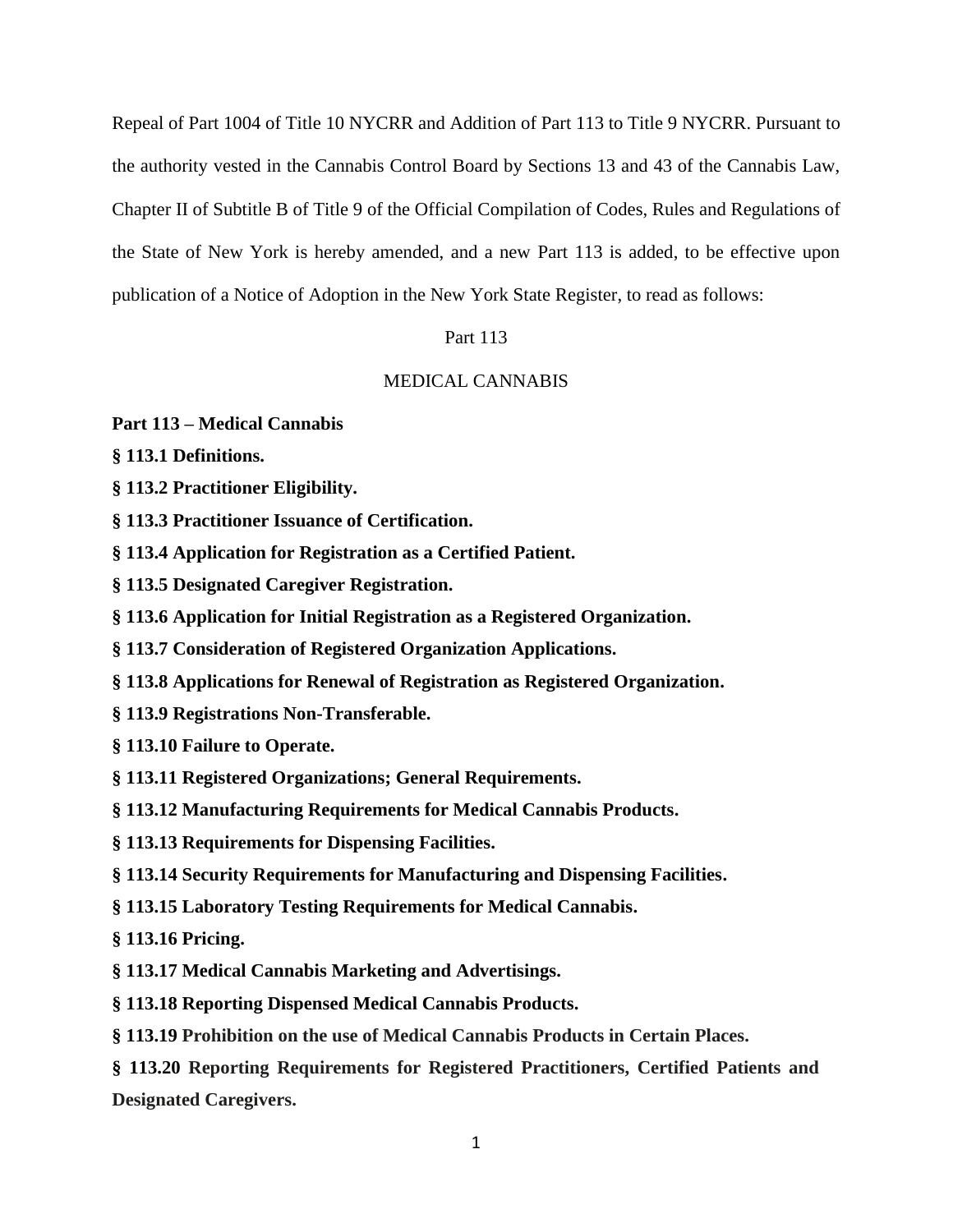Repeal of Part 1004 of Title 10 NYCRR and Addition of Part 113 to Title 9 NYCRR. Pursuant to the authority vested in the Cannabis Control Board by Sections 13 and 43 of the Cannabis Law, Chapter II of Subtitle B of Title 9 of the Official Compilation of Codes, Rules and Regulations of the State of New York is hereby amended, and a new Part 113 is added, to be effective upon publication of a Notice of Adoption in the New York State Register, to read as follows:

Part 113

MEDICAL CANNABIS

**Part 113 – Medical Cannabis**

**§ 113.1 Definitions.**

**§ 113.2 Practitioner Eligibility.**

**§ 113.3 Practitioner Issuance of Certification.**

**§ 113.4 Application for Registration as a Certified Patient.**

**§ 113.5 Designated Caregiver Registration.**

**§ 113.6 Application for Initial Registration as a Registered Organization.**

**§ 113.7 Consideration of Registered Organization Applications.**

**§ 113.8 Applications for Renewal of Registration as Registered Organization.**

**§ 113.9 Registrations Non-Transferable.**

**§ 113.10 Failure to Operate.**

**§ 113.11 Registered Organizations; General Requirements.**

**§ 113.12 Manufacturing Requirements for Medical Cannabis Products.**

**§ 113.13 Requirements for Dispensing Facilities.**

**§ 113.14 Security Requirements for Manufacturing and Dispensing Facilities.**

**§ 113.15 Laboratory Testing Requirements for Medical Cannabis.**

**§ 113.16 Pricing.**

**§ 113.17 Medical Cannabis Marketing and Advertisings.**

**§ 113.18 Reporting Dispensed Medical Cannabis Products.**

**§ 113.19 Prohibition on the use of Medical Cannabis Products in Certain Places.**

**§ 113.20 Reporting Requirements for Registered Practitioners, Certified Patients and Designated Caregivers.**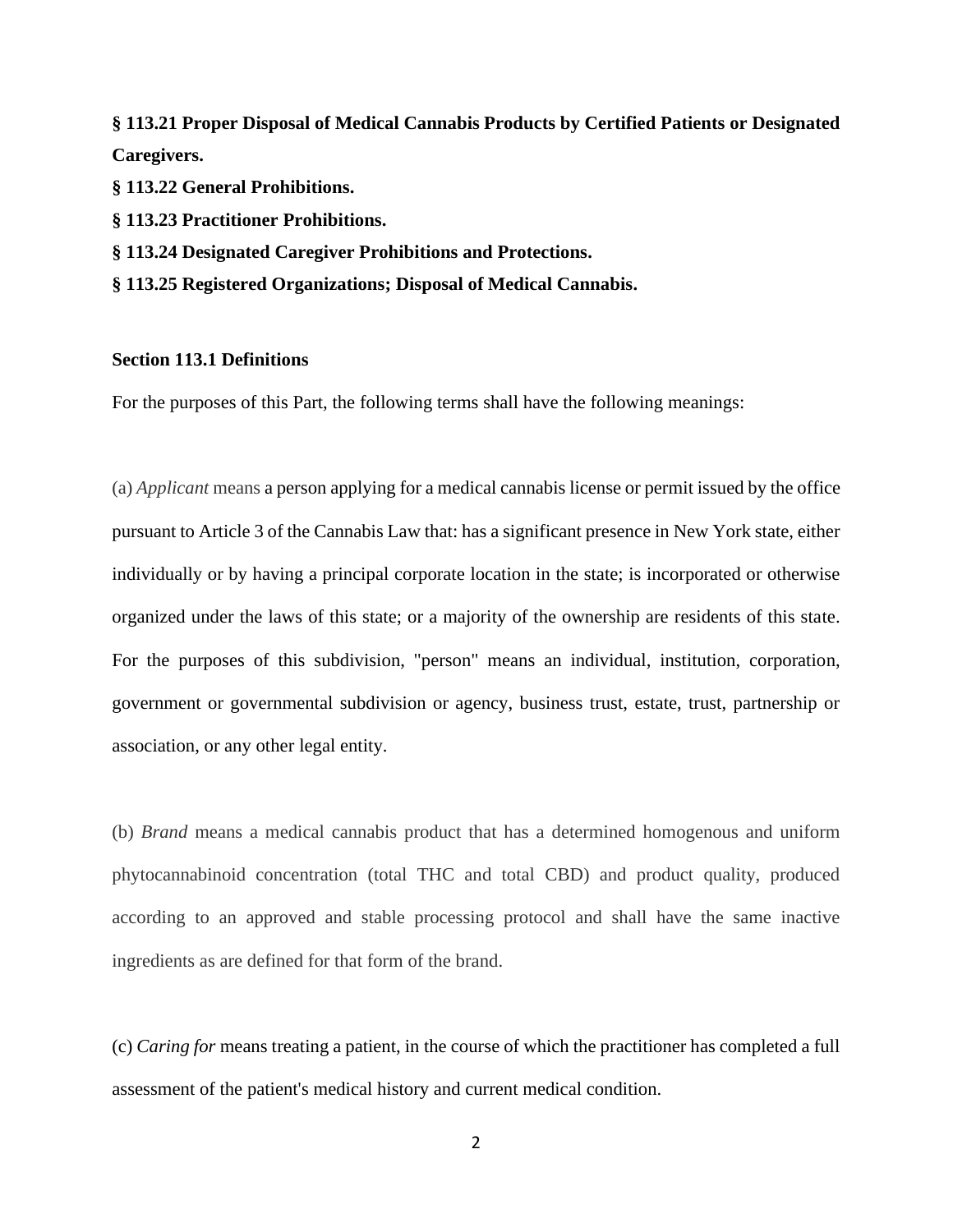**§ 113.21 Proper Disposal of Medical Cannabis Products by Certified Patients or Designated Caregivers.**

**§ 113.22 General Prohibitions.**

**§ 113.23 Practitioner Prohibitions.**

**§ 113.24 Designated Caregiver Prohibitions and Protections.**

**§ 113.25 Registered Organizations; Disposal of Medical Cannabis.**

## Section 113.1 Definitions

For the purposes of this Part, the following terms shall have the following meanings:

(a) *Applicant* means a person applying for a medical cannabis license or permit issued by the office pursuant to Article 3 of the Cannabis Law that: has a significant presence in New York state, either individually or by having a principal corporate location in the state; is incorporated or otherwise organized under the laws of this state; or a majority of the ownership are residents of this state. For the purposes of this subdivision, "person" means an individual, institution, corporation, government or governmental subdivision or agency, business trust, estate, trust, partnership or association, or any other legal entity.

(b) *Brand* means a medical cannabis product that has a determined homogenous and uniform phytocannabinoid concentration (total THC and total CBD) and product quality, produced according to an approved and stable processing protocol and shall have the same inactive ingredients as are defined for that form of the brand.

(c) *Caring for* means treating a patient, in the course of which the practitioner has completed a full assessment of the patient's medical history and current medical condition.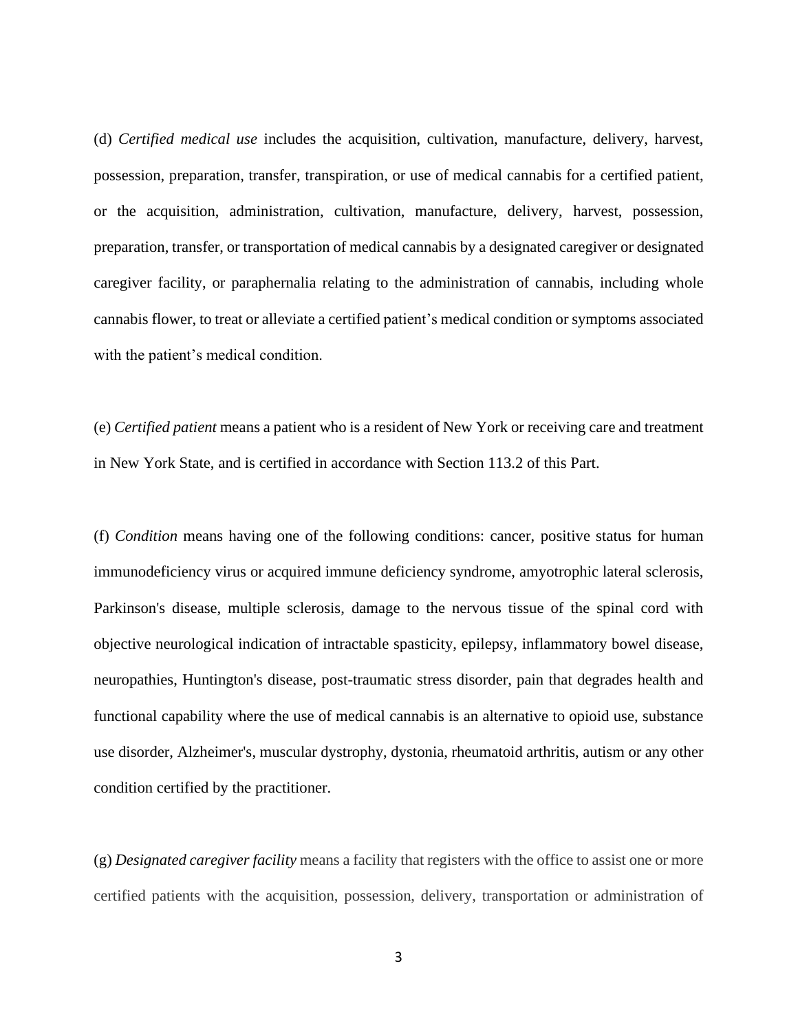(d) *Certified medical use* includes the acquisition, cultivation, manufacture, delivery, harvest, possession, preparation, transfer, transpiration, or use of medical cannabis for a certified patient, or the acquisition, administration, cultivation, manufacture, delivery, harvest, possession, preparation, transfer, or transportation of medical cannabis by a designated caregiver or designated caregiver facility, or paraphernalia relating to the administration of cannabis, including whole cannabis flower, to treat or alleviate a certified patient's medical condition or symptoms associated with the patient's medical condition.

(e) *Certified patient* means a patient who is a resident of New York or receiving care and treatment in New York State, and is certified in accordance with Section 113.2 of this Part.

(f) *Condition* means having one of the following conditions: cancer, positive status for human immunodeficiency virus or acquired immune deficiency syndrome, amyotrophic lateral sclerosis, Parkinson's disease, multiple sclerosis, damage to the nervous tissue of the spinal cord with objective neurological indication of intractable spasticity, epilepsy, inflammatory bowel disease, neuropathies, Huntington's disease, post-traumatic stress disorder, pain that degrades health and functional capability where the use of medical cannabis is an alternative to opioid use, substance use disorder, Alzheimer's, muscular dystrophy, dystonia, rheumatoid arthritis, autism or any other condition certified by the practitioner.

(g) *Designated caregiver facility* means a facility that registers with the office to assist one or more certified patients with the acquisition, possession, delivery, transportation or administration of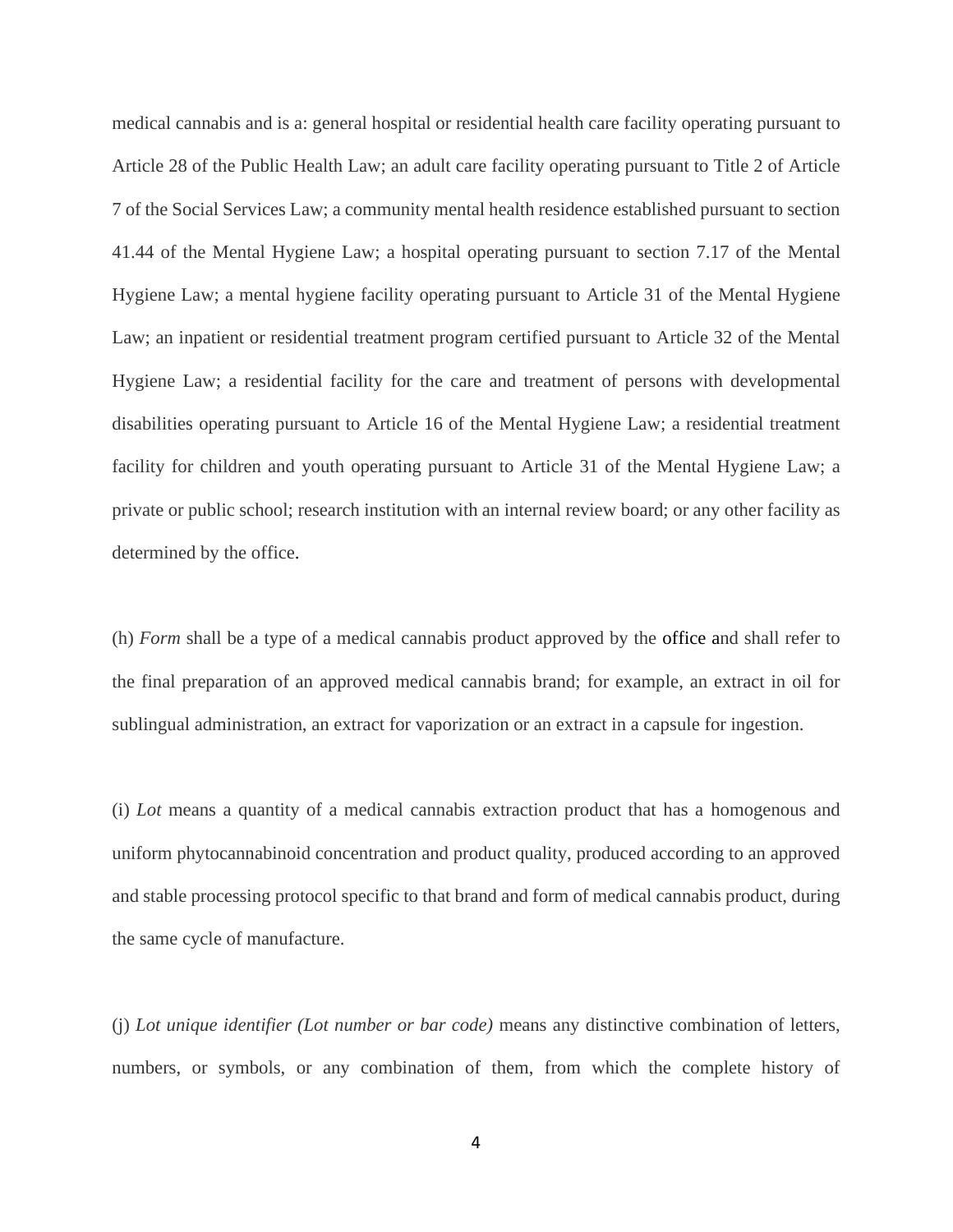medical cannabis and is a: general hospital or residential health care facility operating pursuant to Article 28 of the Public Health Law; an adult care facility operating pursuant to Title 2 of Article 7 of the Social Services Law; a community mental health residence established pursuant to section 41.44 of the Mental Hygiene Law; a hospital operating pursuant to section 7.17 of the Mental Hygiene Law; a mental hygiene facility operating pursuant to Article 31 of the Mental Hygiene Law; an inpatient or residential treatment program certified pursuant to Article 32 of the Mental Hygiene Law; a residential facility for the care and treatment of persons with developmental disabilities operating pursuant to Article 16 of the Mental Hygiene Law; a residential treatment facility for children and youth operating pursuant to Article 31 of the Mental Hygiene Law; a private or public school; research institution with an internal review board; or any other facility as determined by the office.

(h) *Form* shall be a type of a medical cannabis product approved by the office and shall refer to the final preparation of an approved medical cannabis brand; for example, an extract in oil for sublingual administration, an extract for vaporization or an extract in a capsule for ingestion.

(i) *Lot* means a quantity of a medical cannabis extraction product that has a homogenous and uniform phytocannabinoid concentration and product quality, produced according to an approved and stable processing protocol specific to that brand and form of medical cannabis product, during the same cycle of manufacture.

(j) *Lot unique identifier (Lot number or bar code)* means any distinctive combination of letters, numbers, or symbols, or any combination of them, from which the complete history of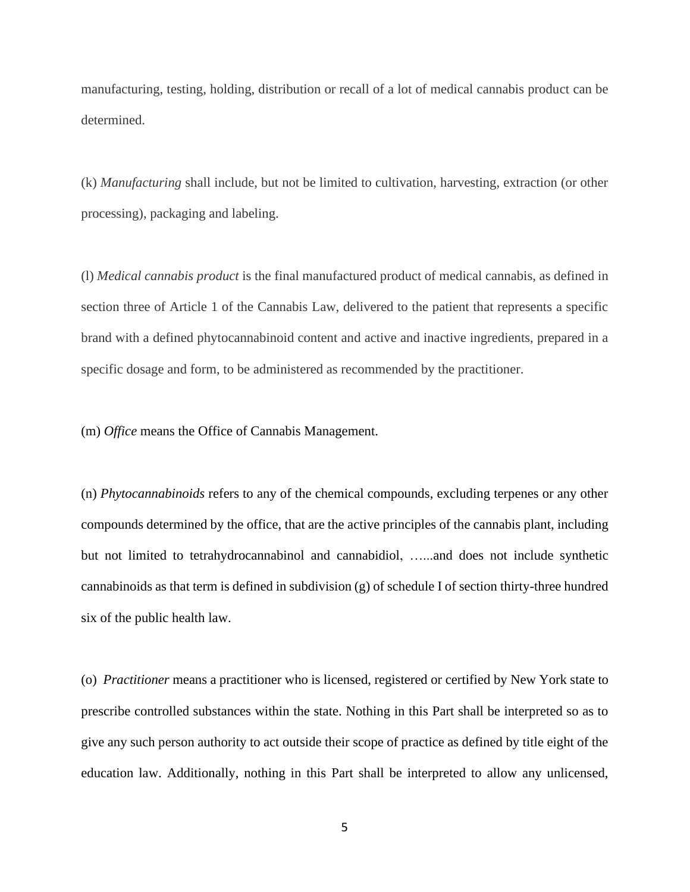manufacturing, testing, holding, distribution or recall of a lot of medical cannabis product can be determined.

(k) *Manufacturing* shall include, but not be limited to cultivation, harvesting, extraction (or other processing), packaging and labeling.

(l) *Medical cannabis product* is the final manufactured product of medical cannabis, as defined in section three of Article 1 of the Cannabis Law, delivered to the patient that represents a specific brand with a defined phytocannabinoid content and active and inactive ingredients, prepared in a specific dosage and form, to be administered as recommended by the practitioner.

(m) *Office* means the Office of Cannabis Management.

(n) *Phytocannabinoids* refers to any of the chemical compounds, excluding terpenes or any other compounds determined by the office, that are the active principles of the cannabis plant, including but not limited to tetrahydrocannabinol and cannabidiol, …...and does not include synthetic cannabinoids as that term is defined in subdivision (g) of schedule I of section thirty-three hundred six of the public health law.

(o) *Practitioner* means a practitioner who is licensed, registered or certified by New York state to prescribe controlled substances within the state. Nothing in this Part shall be interpreted so as to give any such person authority to act outside their scope of practice as defined by title eight of the education law. Additionally, nothing in this Part shall be interpreted to allow any unlicensed,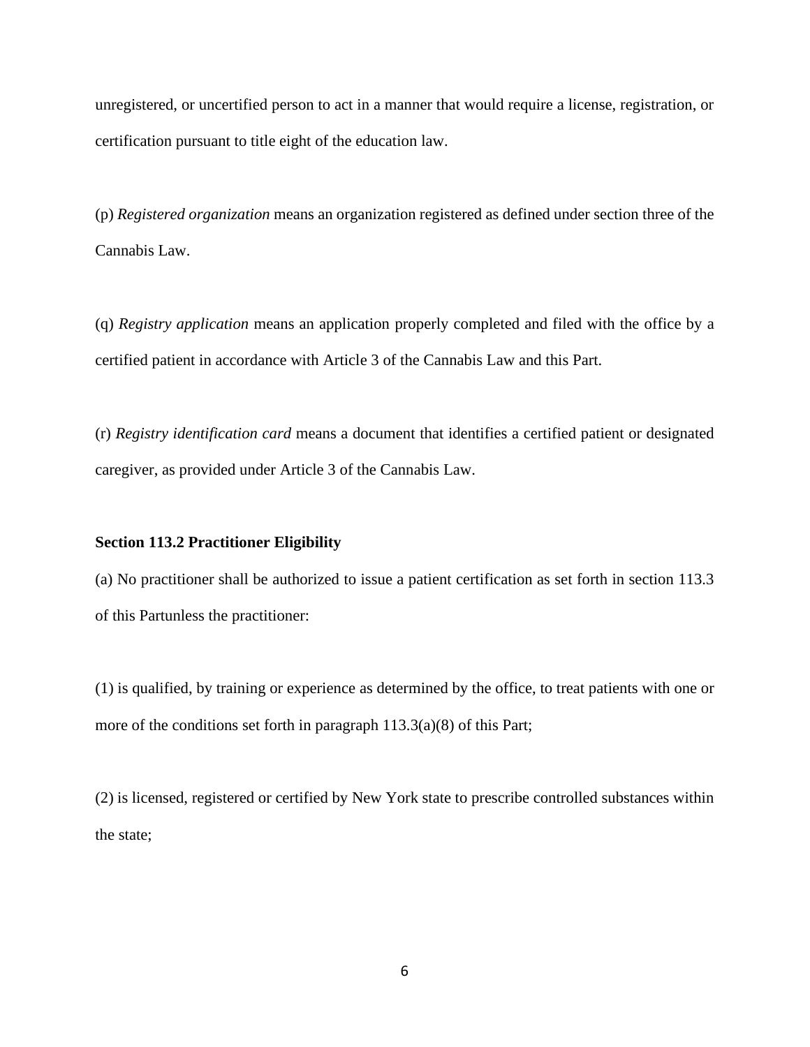unregistered, or uncertified person to act in a manner that would require a license, registration, or certification pursuant to title eight of the education law.

(p) *Registered organization* means an organization registered as defined under section three of the Cannabis Law.

(q) *Registry application* means an application properly completed and filed with the office by a certified patient in accordance with Article 3 of the Cannabis Law and this Part.

(r) *Registry identification card* means a document that identifies a certified patient or designated caregiver, as provided under Article 3 of the Cannabis Law.

**Section 113.2 Practitioner Eligibility**

(a) No practitioner shall be authorized to issue a patient certification as set forth in section 113.3 of this Partunless the practitioner:

(1) is qualified, by training or experience as determined by the office, to treat patients with one or more of the conditions set forth in paragraph 113.3(a)(8) of this Part;

(2) is licensed, registered or certified by New York state to prescribe controlled substances within the state;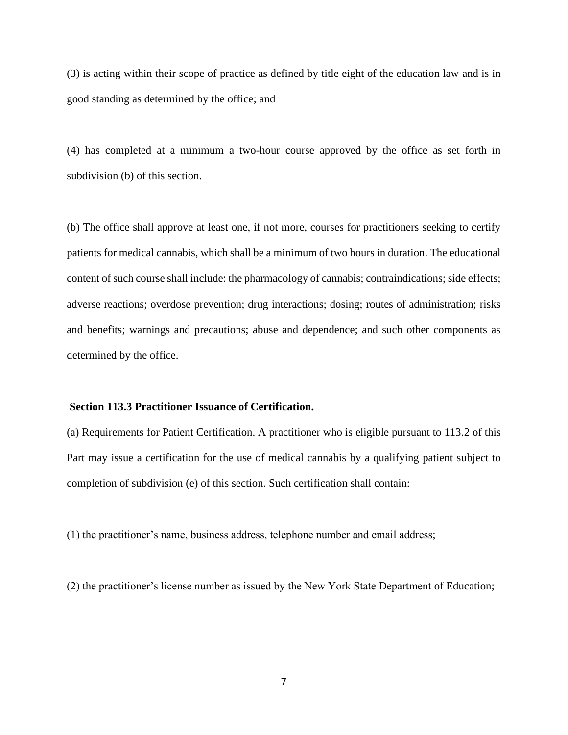(3) is acting within their scope of practice as defined by title eight of the education law and is in good standing as determined by the office; and

(4) has completed at a minimum a two-hour course approved by the office as set forth in subdivision (b) of this section.

(b) The office shall approve at least one, if not more, courses for practitioners seeking to certify patients for medical cannabis, which shall be a minimum of two hours in duration. The educational content of such course shall include: the pharmacology of cannabis; contraindications; side effects; adverse reactions; overdose prevention; drug interactions; dosing; routes of administration; risks and benefits; warnings and precautions; abuse and dependence; and such other components as determined by the office.

**Section 113.3 Practitioner Issuance of Certification.**

(a) Requirements for Patient Certification. A practitioner who is eligible pursuant to 113.2 of this Part may issue a certification for the use of medical cannabis by a qualifying patient subject to completion of subdivision (e) of this section. Such certification shall contain:

(1) the practitioner's name, business address, telephone number and email address;

(2) the practitioner's license number as issued by the New York State Department of Education;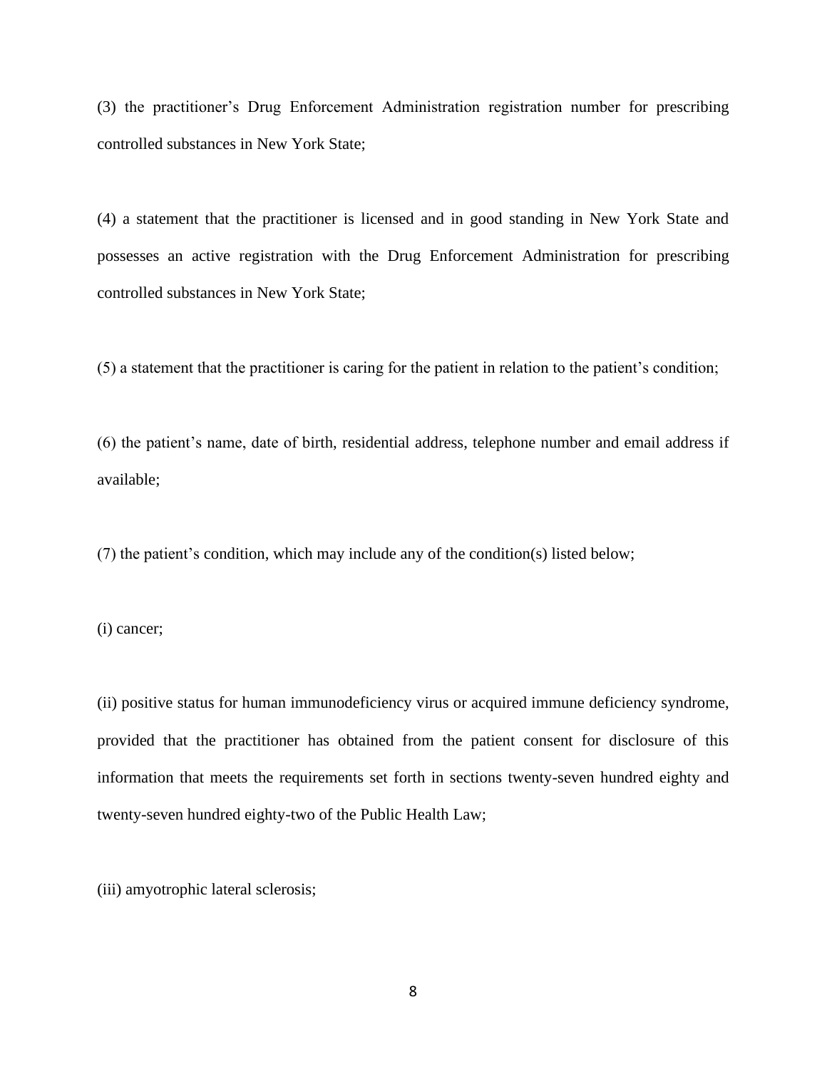(3) the practitioner's Drug Enforcement Administration registration number for prescribing controlled substances in New York State;

(4) a statement that the practitioner is licensed and in good standing in New York State and possesses an active registration with the Drug Enforcement Administration for prescribing controlled substances in New York State;

(5) a statement that the practitioner is caring for the patient in relation to the patient's condition;

(6) the patient's name, date of birth, residential address, telephone number and email address if available;

(7) the patient's condition, which may include any of the condition(s) listed below;

(i) cancer;

(ii) positive status for human immunodeficiency virus or acquired immune deficiency syndrome, provided that the practitioner has obtained from the patient consent for disclosure of this information that meets the requirements set forth in sections twenty-seven hundred eighty and twenty-seven hundred eighty-two of the Public Health Law;

(iii) amyotrophic lateral sclerosis;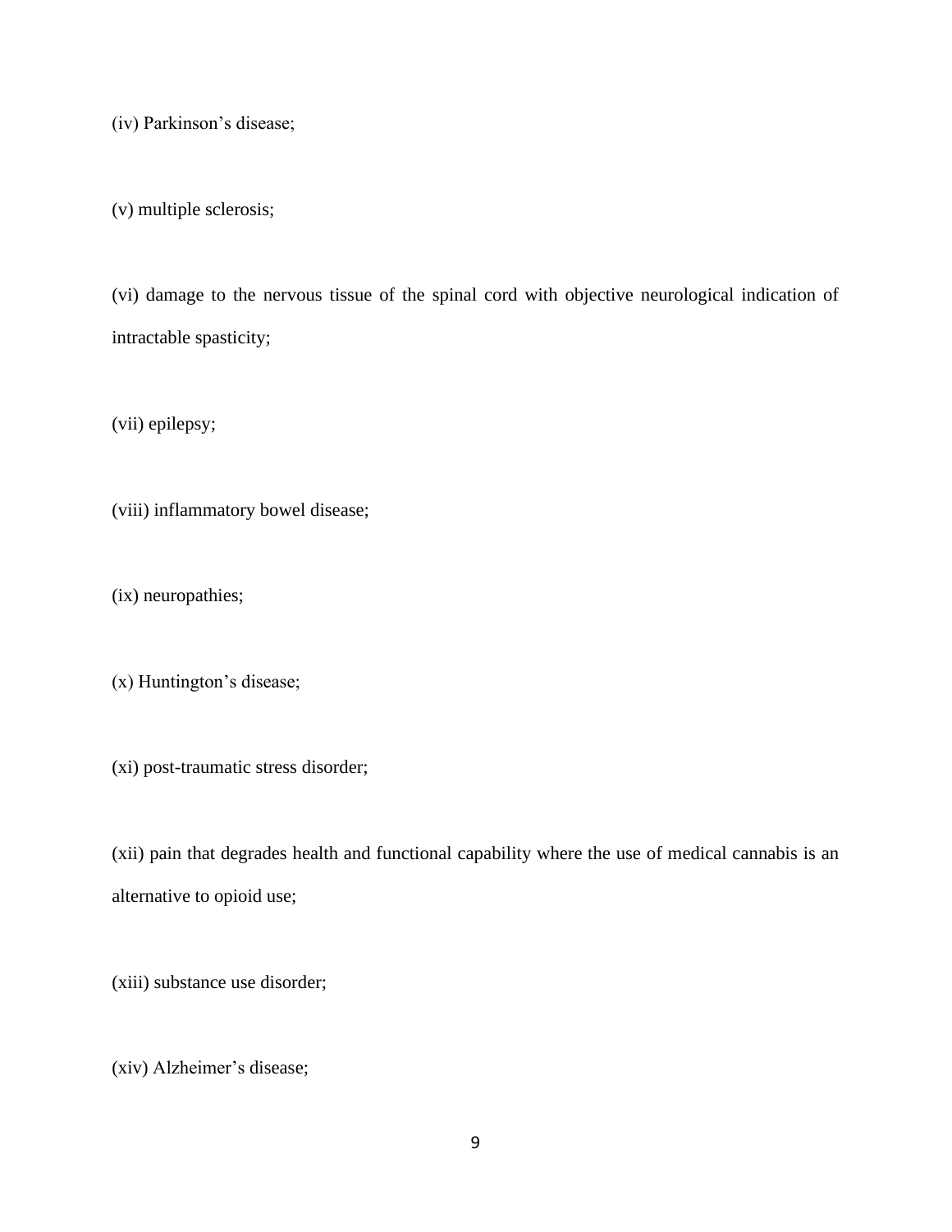(iv) Parkinson's disease;

(v) multiple sclerosis;

(vi) damage to the nervous tissue of the spinal cord with objective neurological indication of intractable spasticity;

(vii) epilepsy;

(viii) inflammatory bowel disease;

(ix) neuropathies;

(x) Huntington's disease;

(xi) post-traumatic stress disorder;

(xii) pain that degrades health and functional capability where the use of medical cannabis is an alternative to opioid use;

(xiii) substance use disorder;

(xiv) Alzheimer's disease;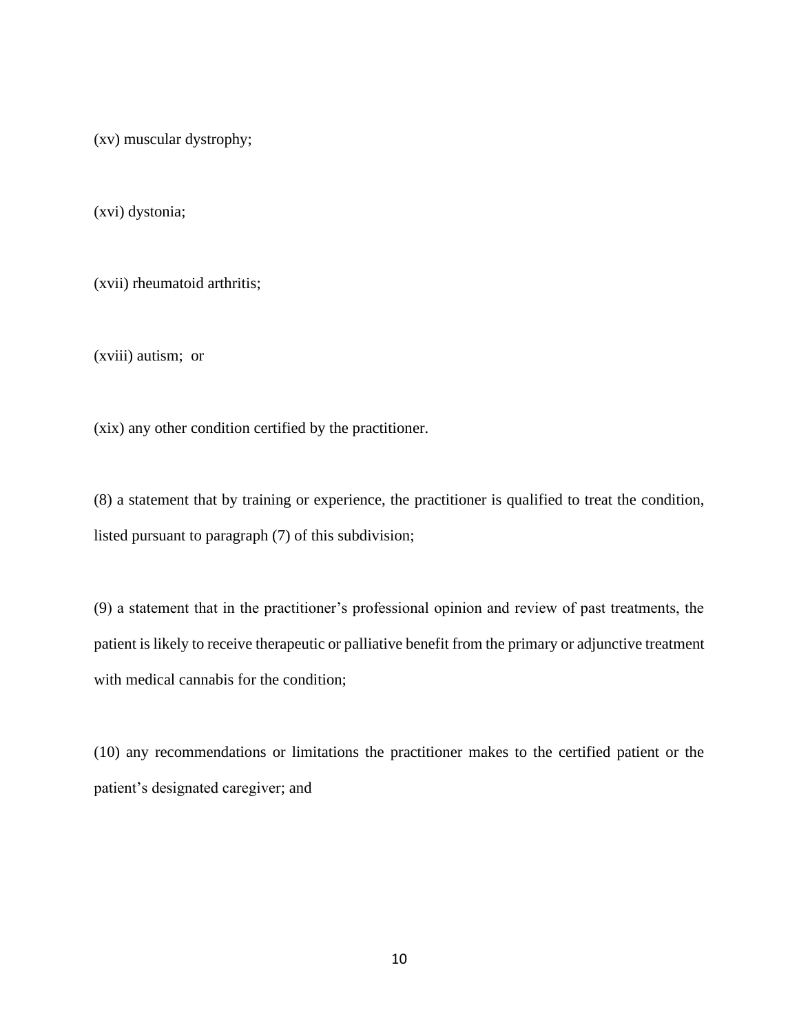(xv) muscular dystrophy;

(xvi) dystonia;

(xvii) rheumatoid arthritis;

(xviii) autism;  or

(xix) any other condition certified by the practitioner.

(8) a statement that by training or experience, the practitioner is qualified to treat the condition, listed pursuant to paragraph (7) of this subdivision;

(9) a statement that in the practitioner's professional opinion and review of past treatments, the patient is likely to receive therapeutic or palliative benefit from the primary or adjunctive treatment with medical cannabis for the condition;

(10) any recommendations or limitations the practitioner makes to the certified patient or the patient's designated caregiver; and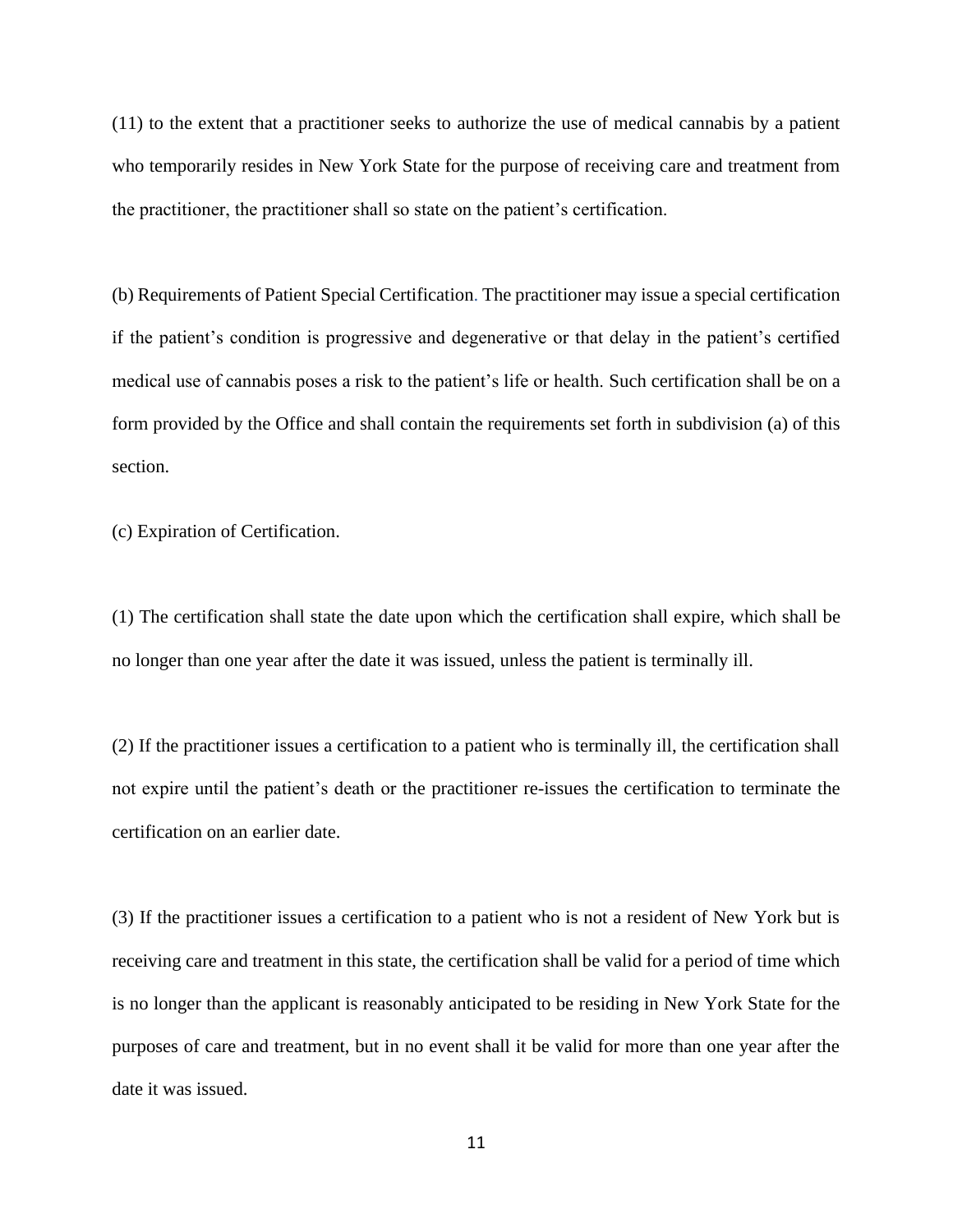(11) to the extent that a practitioner seeks to authorize the use of medical cannabis by a patient who temporarily resides in New York State for the purpose of receiving care and treatment from the practitioner, the practitioner shall so state on the patient's certification.

(b) Requirements of Patient Special Certification. The practitioner may issue a special certification if the patient's condition is progressive and degenerative or that delay in the patient's certified medical use of cannabis poses a risk to the patient's life or health. Such certification shall be on a form provided by the Office and shall contain the requirements set forth in subdivision (a) of this section.

(c) Expiration of Certification.

(1) The certification shall state the date upon which the certification shall expire, which shall be no longer than one year after the date it was issued, unless the patient is terminally ill.

(2) If the practitioner issues a certification to a patient who is terminally ill, the certification shall not expire until the patient's death or the practitioner re-issues the certification to terminate the certification on an earlier date.

(3) If the practitioner issues a certification to a patient who is not a resident of New York but is receiving care and treatment in this state, the certification shall be valid for a period of time which is no longer than the applicant is reasonably anticipated to be residing in New York State for the purposes of care and treatment, but in no event shall it be valid for more than one year after the date it was issued.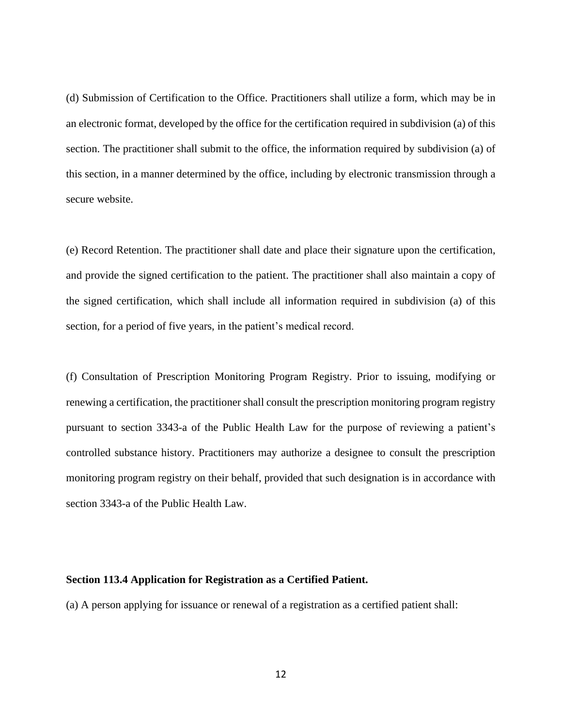(d) Submission of Certification to the Office. Practitioners shall utilize a form, which may be in an electronic format, developed by the office for the certification required in subdivision (a) of this section. The practitioner shall submit to the office, the information required by subdivision (a) of this section, in a manner determined by the office, including by electronic transmission through a secure website.

(e) Record Retention. The practitioner shall date and place their signature upon the certification, and provide the signed certification to the patient. The practitioner shall also maintain a copy of the signed certification, which shall include all information required in subdivision (a) of this section, for a period of five years, in the patient's medical record.

(f) Consultation of Prescription Monitoring Program Registry. Prior to issuing, modifying or renewing a certification, the practitioner shall consult the prescription monitoring program registry pursuant to section 3343-a of the Public Health Law for the purpose of reviewing a patient's controlled substance history. Practitioners may authorize a designee to consult the prescription monitoring program registry on their behalf, provided that such designation is in accordance with section 3343-a of the Public Health Law.

**Section 113.4 Application for Registration as a Certified Patient.**

(a) A person applying for issuance or renewal of a registration as a certified patient shall: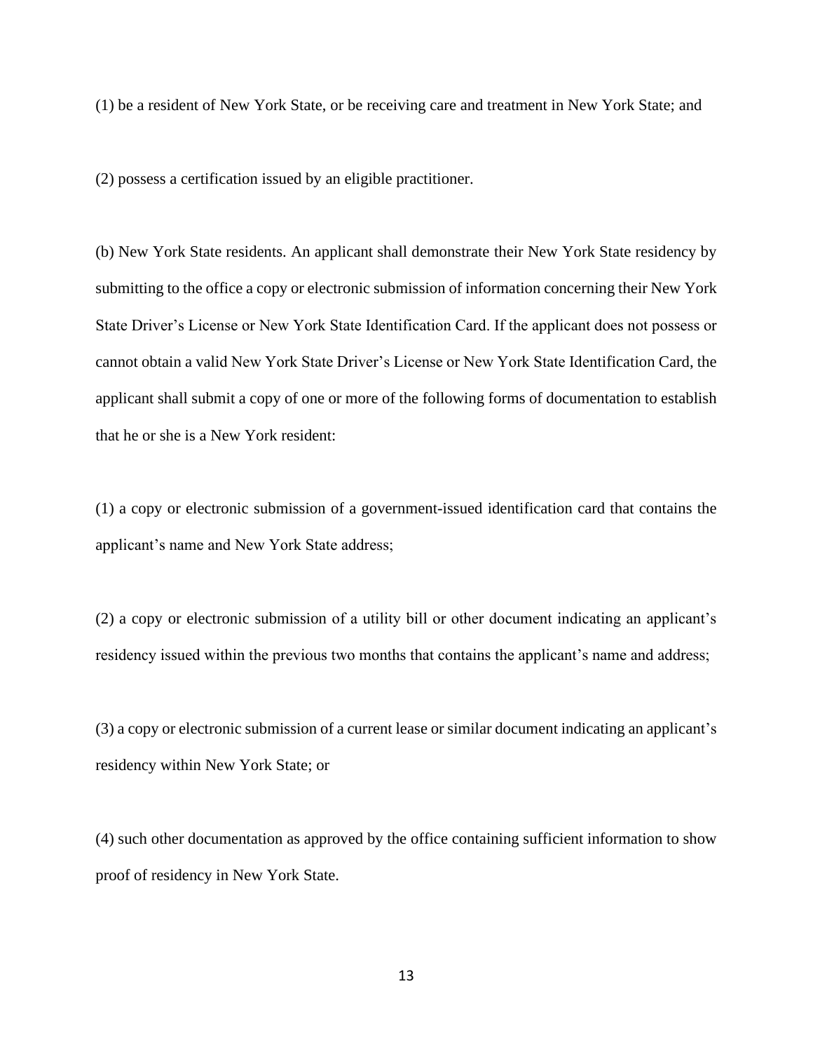(1) be a resident of New York State, or be receiving care and treatment in New York State; and

(2) possess a certification issued by an eligible practitioner.

(b) New York State residents. An applicant shall demonstrate their New York State residency by submitting to the office a copy or electronic submission of information concerning their New York State Driver's License or New York State Identification Card. If the applicant does not possess or cannot obtain a valid New York State Driver's License or New York State Identification Card, the applicant shall submit a copy of one or more of the following forms of documentation to establish that he or she is a New York resident:

(1) a copy or electronic submission of a government-issued identification card that contains the applicant's name and New York State address;

(2) a copy or electronic submission of a utility bill or other document indicating an applicant's residency issued within the previous two months that contains the applicant's name and address;

(3) a copy or electronic submission of a current lease or similar document indicating an applicant's residency within New York State; or

(4) such other documentation as approved by the office containing sufficient information to show proof of residency in New York State.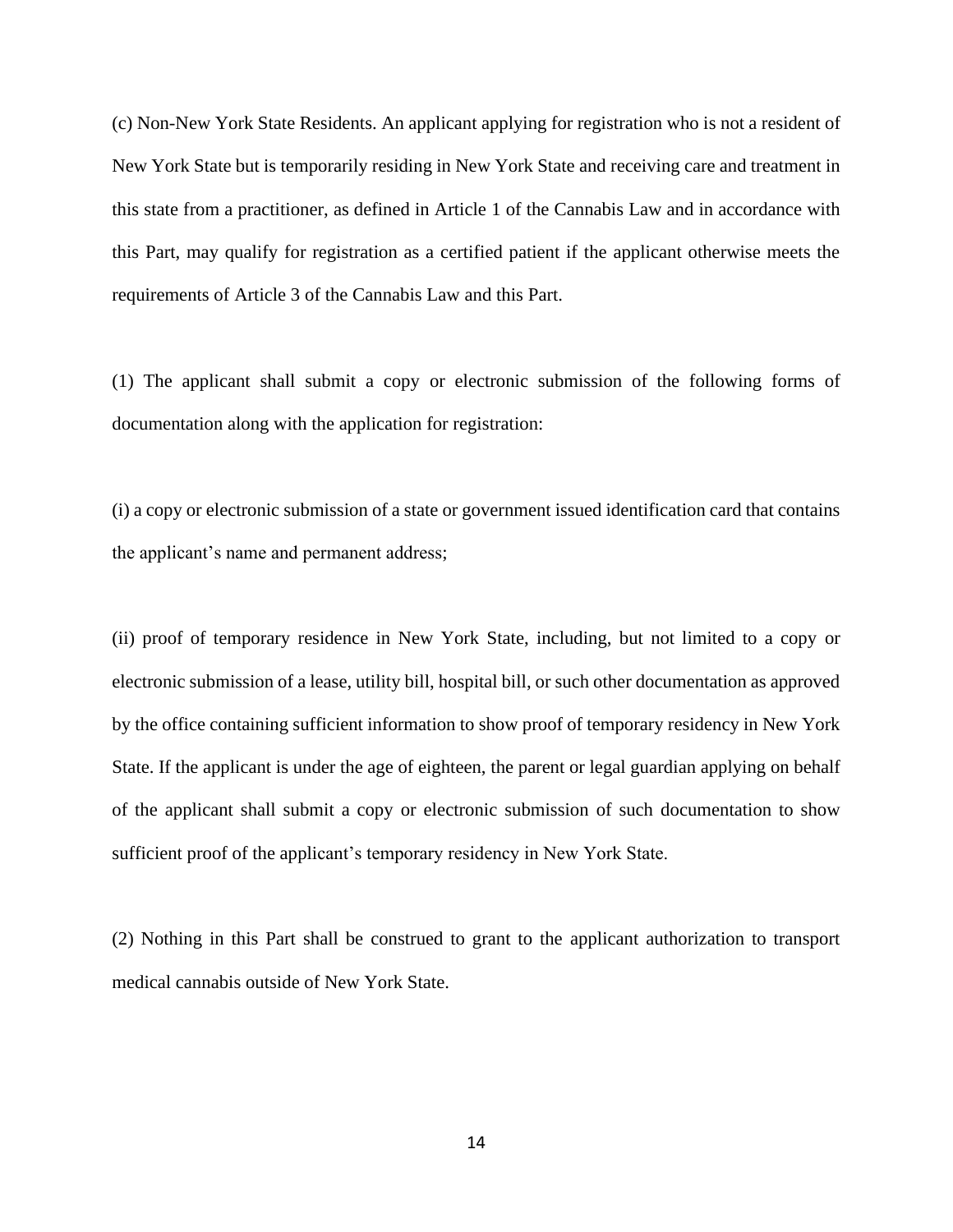(c) Non-New York State Residents. An applicant applying for registration who is not a resident of New York State but is temporarily residing in New York State and receiving care and treatment in this state from a practitioner, as defined in Article 1 of the Cannabis Law and in accordance with this Part, may qualify for registration as a certified patient if the applicant otherwise meets the requirements of Article 3 of the Cannabis Law and this Part.

(1) The applicant shall submit a copy or electronic submission of the following forms of documentation along with the application for registration:

(i) a copy or electronic submission of a state or government issued identification card that contains the applicant's name and permanent address;

(ii) proof of temporary residence in New York State, including, but not limited to a copy or electronic submission of a lease, utility bill, hospital bill, or such other documentation as approved by the office containing sufficient information to show proof of temporary residency in New York State. If the applicant is under the age of eighteen, the parent or legal guardian applying on behalf of the applicant shall submit a copy or electronic submission of such documentation to show sufficient proof of the applicant's temporary residency in New York State.

(2) Nothing in this Part shall be construed to grant to the applicant authorization to transport medical cannabis outside of New York State.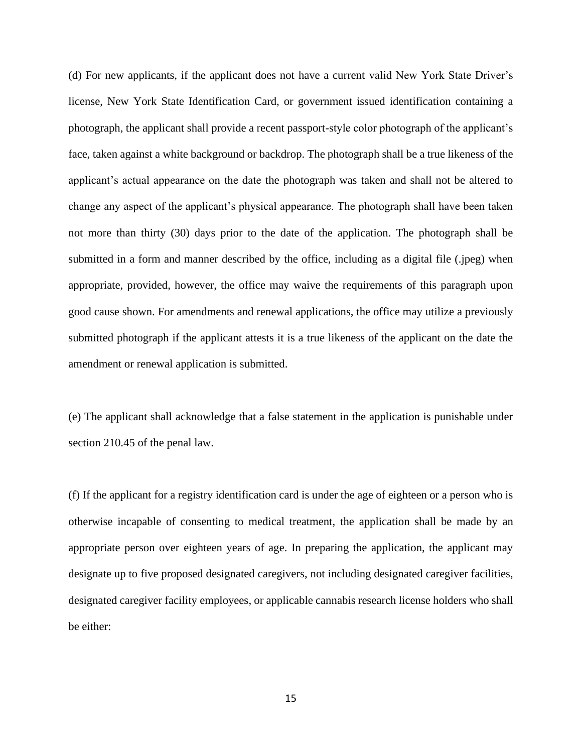(d) For new applicants, if the applicant does not have a current valid New York State Driver's license, New York State Identification Card, or government issued identification containing a photograph, the applicant shall provide a recent passport-style color photograph of the applicant's face, taken against a white background or backdrop. The photograph shall be a true likeness of the applicant's actual appearance on the date the photograph was taken and shall not be altered to change any aspect of the applicant's physical appearance. The photograph shall have been taken not more than thirty (30) days prior to the date of the application. The photograph shall be submitted in a form and manner described by the office, including as a digital file (.jpeg) when appropriate, provided, however, the office may waive the requirements of this paragraph upon good cause shown. For amendments and renewal applications, the office may utilize a previously submitted photograph if the applicant attests it is a true likeness of the applicant on the date the amendment or renewal application is submitted.

(e) The applicant shall acknowledge that a false statement in the application is punishable under section 210.45 of the penal law.

(f) If the applicant for a registry identification card is under the age of eighteen or a person who is otherwise incapable of consenting to medical treatment, the application shall be made by an appropriate person over eighteen years of age. In preparing the application, the applicant may designate up to five proposed designated caregivers, not including designated caregiver facilities, designated caregiver facility employees, or applicable cannabis research license holders who shall be either: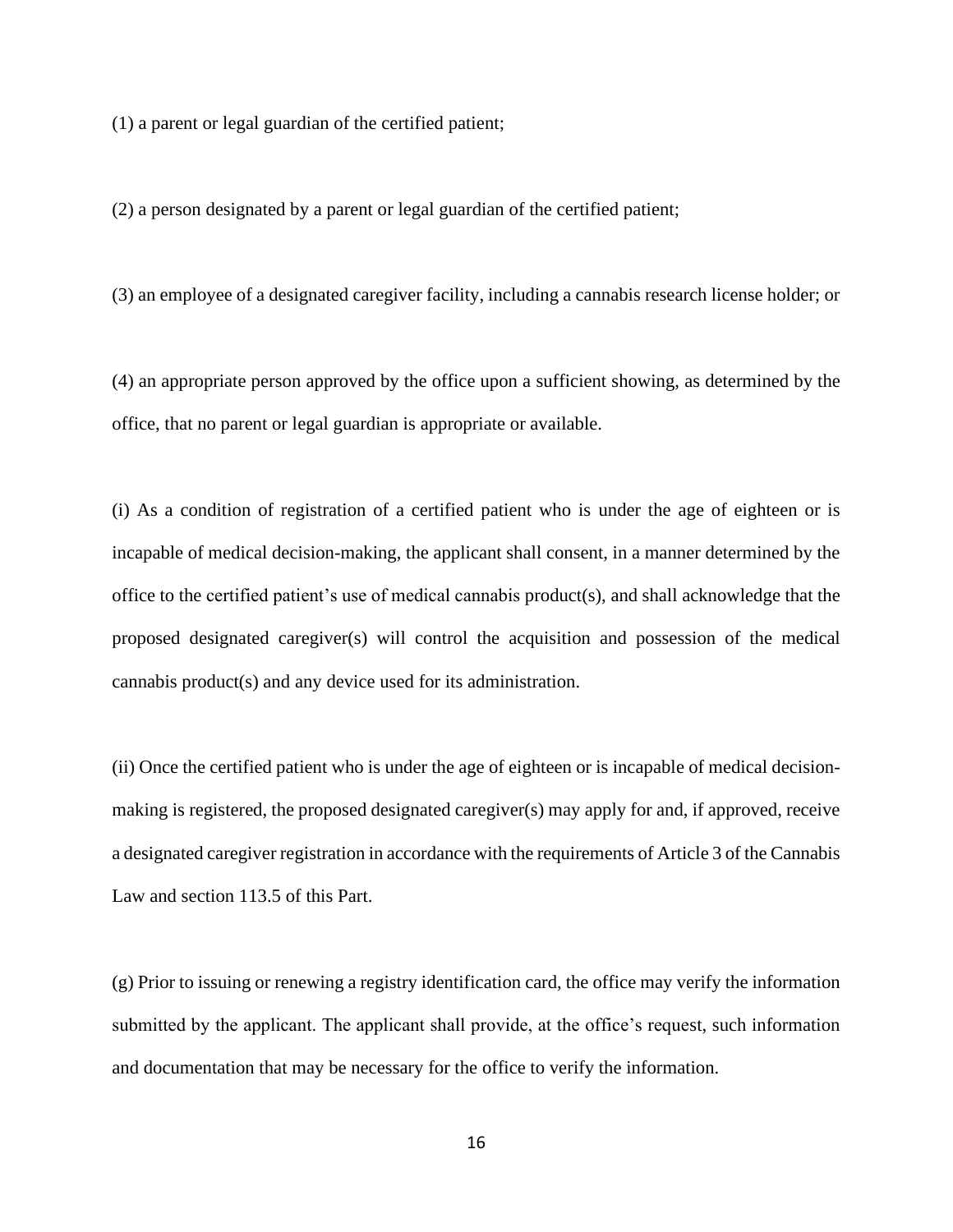(1) a parent or legal guardian of the certified patient;

(2) a person designated by a parent or legal guardian of the certified patient;

(3) an employee of a designated caregiver facility, including a cannabis research license holder; or

(4) an appropriate person approved by the office upon a sufficient showing, as determined by the office, that no parent or legal guardian is appropriate or available.

(i) As a condition of registration of a certified patient who is under the age of eighteen or is incapable of medical decision-making, the applicant shall consent, in a manner determined by the office to the certified patient's use of medical cannabis product(s), and shall acknowledge that the proposed designated caregiver(s) will control the acquisition and possession of the medical cannabis product(s) and any device used for its administration.

(ii) Once the certified patient who is under the age of eighteen or is incapable of medical decision-making is registered, the proposed designated caregiver(s) may apply for and, if approved, receive a designated caregiver registration in accordance with the requirements of Article 3 of the Cannabis Law and section 113.5 of this Part.

(g) Prior to issuing or renewing a registry identification card, the office may verify the information submitted by the applicant. The applicant shall provide, at the office's request, such information and documentation that may be necessary for the office to verify the information.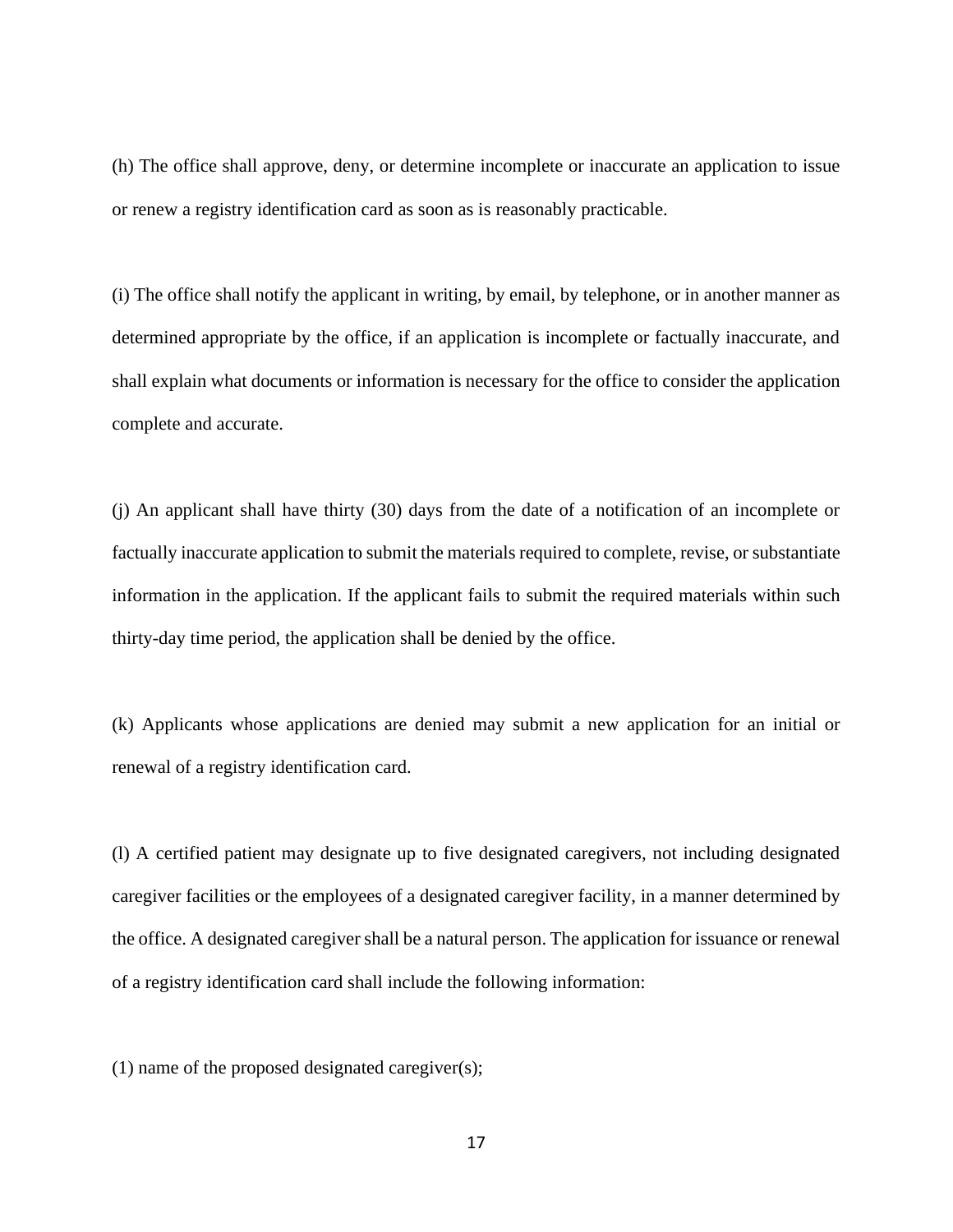(h) The office shall approve, deny, or determine incomplete or inaccurate an application to issue or renew a registry identification card as soon as is reasonably practicable.

(i) The office shall notify the applicant in writing, by email, by telephone, or in another manner as determined appropriate by the office, if an application is incomplete or factually inaccurate, and shall explain what documents or information is necessary for the office to consider the application complete and accurate.

(j) An applicant shall have thirty (30) days from the date of a notification of an incomplete or factually inaccurate application to submit the materials required to complete, revise, or substantiate information in the application. If the applicant fails to submit the required materials within such thirty-day time period, the application shall be denied by the office.

(k) Applicants whose applications are denied may submit a new application for an initial or renewal of a registry identification card.

(l) A certified patient may designate up to five designated caregivers, not including designated caregiver facilities or the employees of a designated caregiver facility, in a manner determined by the office. A designated caregiver shall be a natural person. The application for issuance or renewal of a registry identification card shall include the following information:

(1) name of the proposed designated caregiver(s);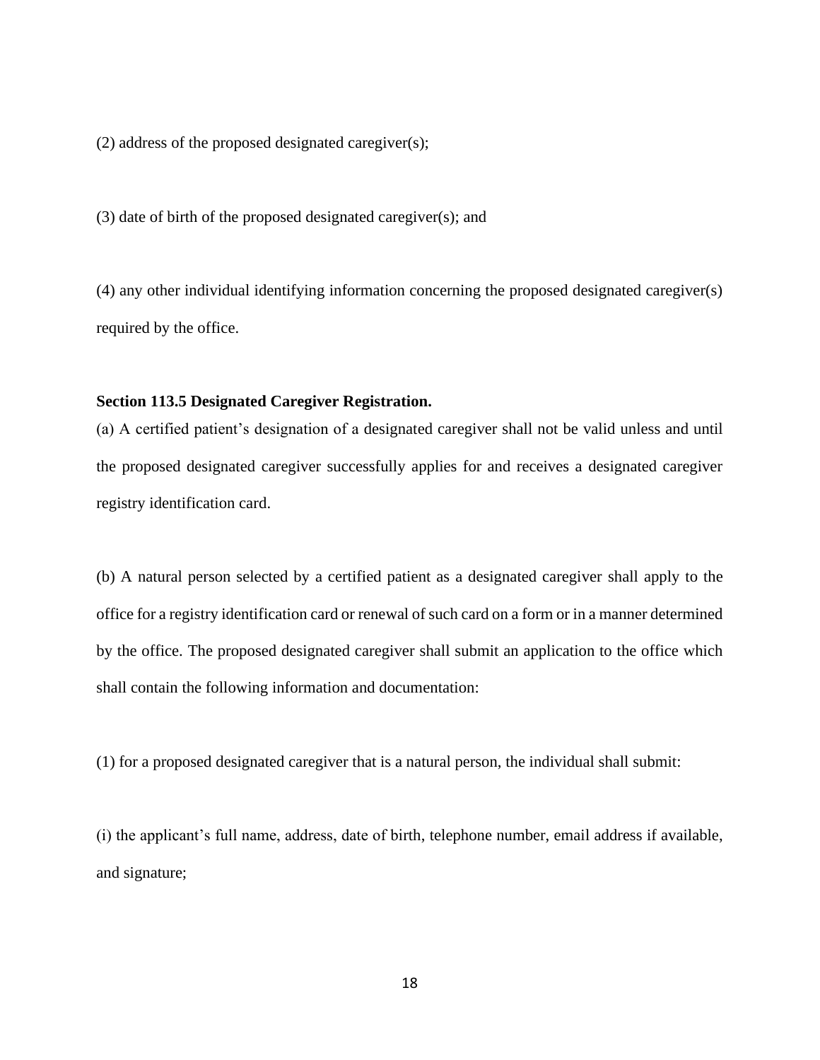(2) address of the proposed designated caregiver(s);

(3) date of birth of the proposed designated caregiver(s); and

(4) any other individual identifying information concerning the proposed designated caregiver(s) required by the office.

**Section 113.5 Designated Caregiver Registration.**

(a) A certified patient's designation of a designated caregiver shall not be valid unless and until the proposed designated caregiver successfully applies for and receives a designated caregiver registry identification card.

(b) A natural person selected by a certified patient as a designated caregiver shall apply to the office for a registry identification card or renewal of such card on a form or in a manner determined by the office. The proposed designated caregiver shall submit an application to the office which shall contain the following information and documentation:

(1) for a proposed designated caregiver that is a natural person, the individual shall submit:

(i) the applicant's full name, address, date of birth, telephone number, email address if available, and signature;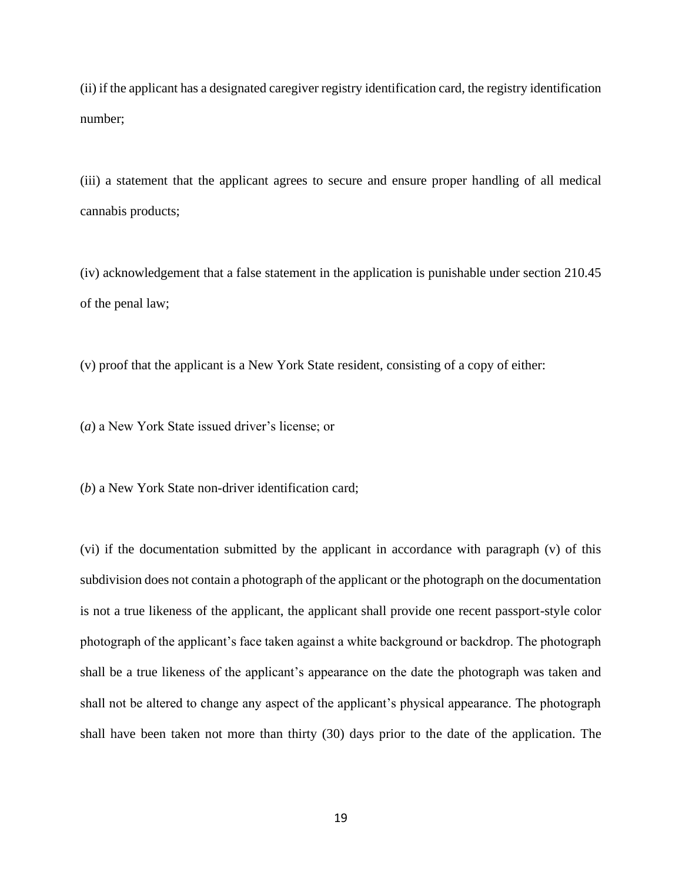(ii) if the applicant has a designated caregiver registry identification card, the registry identification number;

(iii) a statement that the applicant agrees to secure and ensure proper handling of all medical cannabis products;

(iv) acknowledgement that a false statement in the application is punishable under section 210.45 of the penal law;

(v) proof that the applicant is a New York State resident, consisting of a copy of either:

(*a*) a New York State issued driver's license; or

(*b*) a New York State non-driver identification card;

(vi) if the documentation submitted by the applicant in accordance with paragraph (v) of this subdivision does not contain a photograph of the applicant or the photograph on the documentation is not a true likeness of the applicant, the applicant shall provide one recent passport-style color photograph of the applicant's face taken against a white background or backdrop. The photograph shall be a true likeness of the applicant's appearance on the date the photograph was taken and shall not be altered to change any aspect of the applicant's physical appearance. The photograph shall have been taken not more than thirty (30) days prior to the date of the application. The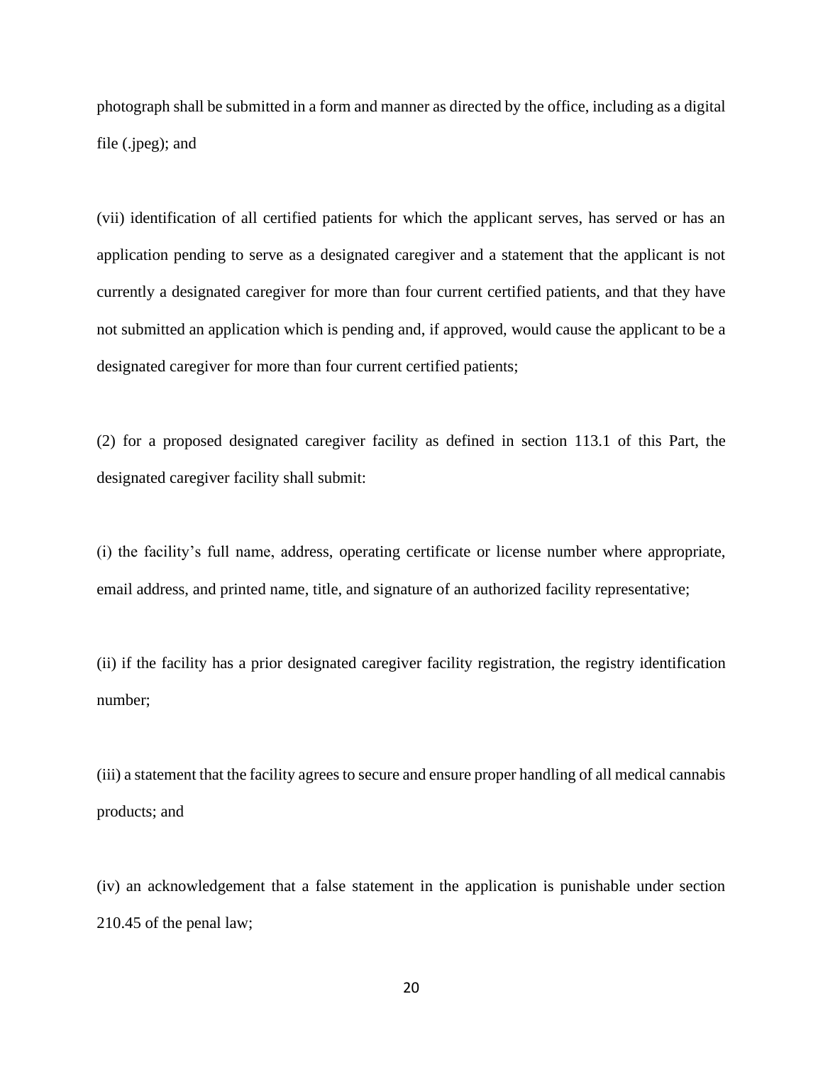photograph shall be submitted in a form and manner as directed by the office, including as a digital file (.jpeg); and

(vii) identification of all certified patients for which the applicant serves, has served or has an application pending to serve as a designated caregiver and a statement that the applicant is not currently a designated caregiver for more than four current certified patients, and that they have not submitted an application which is pending and, if approved, would cause the applicant to be a designated caregiver for more than four current certified patients;

(2) for a proposed designated caregiver facility as defined in section 113.1 of this Part, the designated caregiver facility shall submit:

(i) the facility's full name, address, operating certificate or license number where appropriate, email address, and printed name, title, and signature of an authorized facility representative;

(ii) if the facility has a prior designated caregiver facility registration, the registry identification number;

(iii) a statement that the facility agrees to secure and ensure proper handling of all medical cannabis products; and

(iv) an acknowledgement that a false statement in the application is punishable under section 210.45 of the penal law;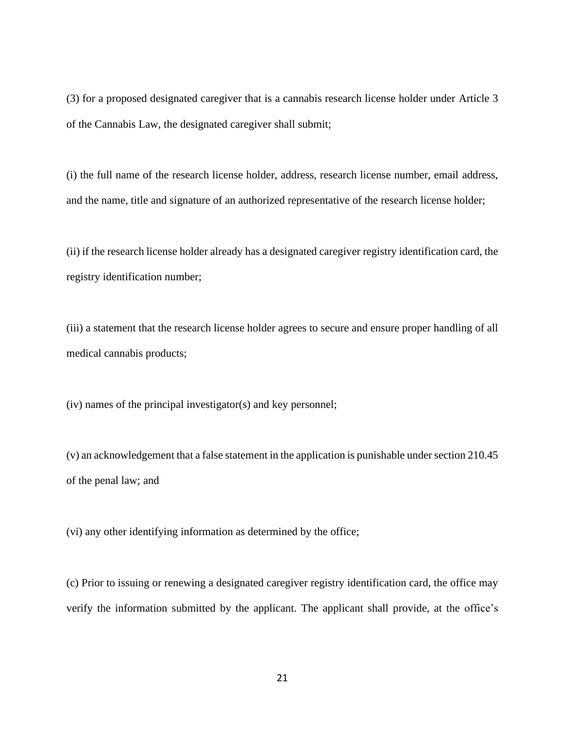(3) for a proposed designated caregiver that is a cannabis research license holder under Article 3 of the Cannabis Law, the designated caregiver shall submit;

(i) the full name of the research license holder, address, research license number, email address, and the name, title and signature of an authorized representative of the research license holder;

(ii) if the research license holder already has a designated caregiver registry identification card, the registry identification number;

(iii) a statement that the research license holder agrees to secure and ensure proper handling of all medical cannabis products;

(iv) names of the principal investigator(s) and key personnel;

(v) an acknowledgement that a false statement in the application is punishable under section 210.45 of the penal law; and

(vi) any other identifying information as determined by the office;

(c) Prior to issuing or renewing a designated caregiver registry identification card, the office may verify the information submitted by the applicant. The applicant shall provide, at the office's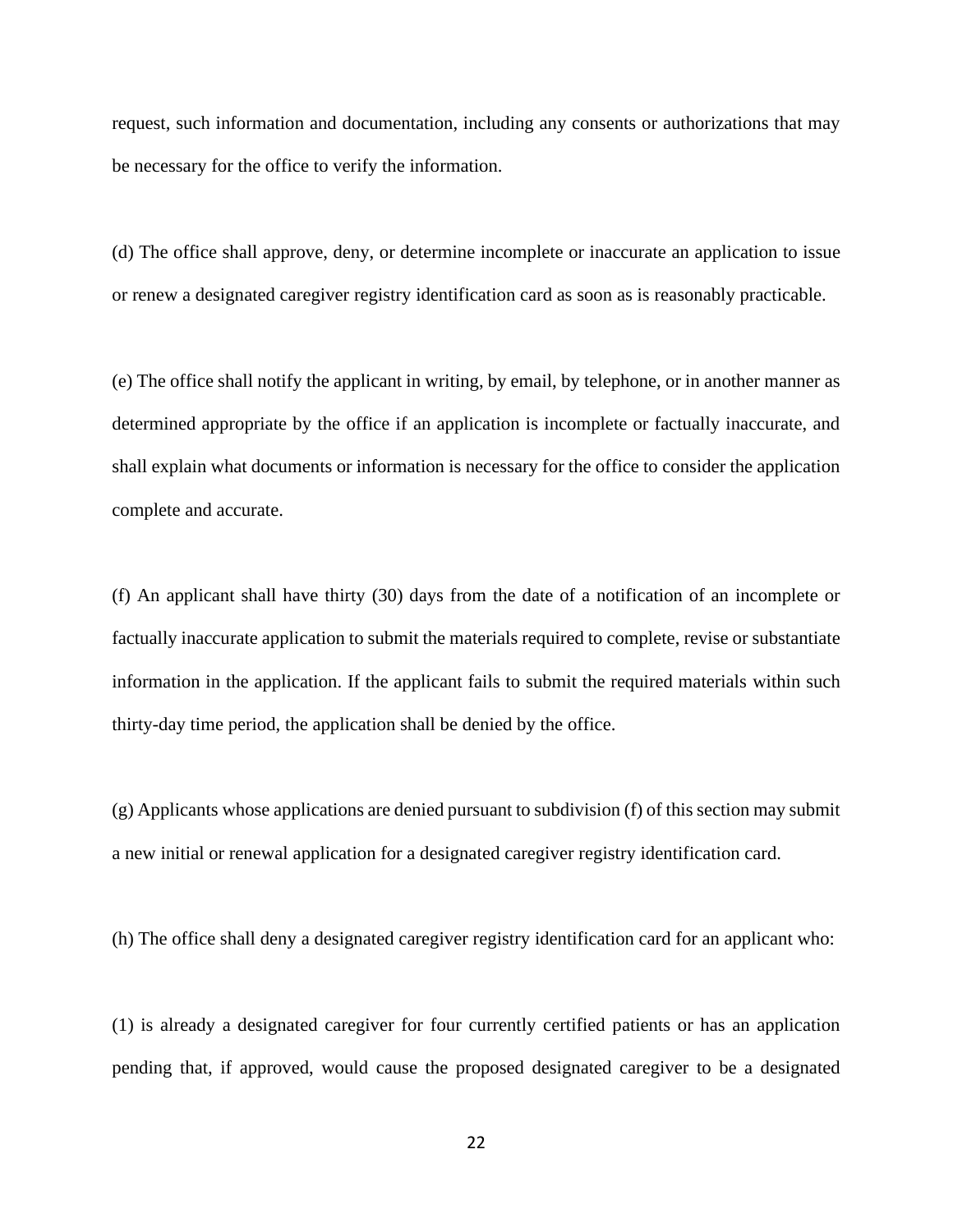request, such information and documentation, including any consents or authorizations that may be necessary for the office to verify the information.

(d) The office shall approve, deny, or determine incomplete or inaccurate an application to issue or renew a designated caregiver registry identification card as soon as is reasonably practicable.

(e) The office shall notify the applicant in writing, by email, by telephone, or in another manner as determined appropriate by the office if an application is incomplete or factually inaccurate, and shall explain what documents or information is necessary for the office to consider the application complete and accurate.

(f) An applicant shall have thirty (30) days from the date of a notification of an incomplete or factually inaccurate application to submit the materials required to complete, revise or substantiate information in the application. If the applicant fails to submit the required materials within such thirty-day time period, the application shall be denied by the office.

(g) Applicants whose applications are denied pursuant to subdivision (f) of this section may submit a new initial or renewal application for a designated caregiver registry identification card.

(h) The office shall deny a designated caregiver registry identification card for an applicant who:

(1) is already a designated caregiver for four currently certified patients or has an application pending that, if approved, would cause the proposed designated caregiver to be a designated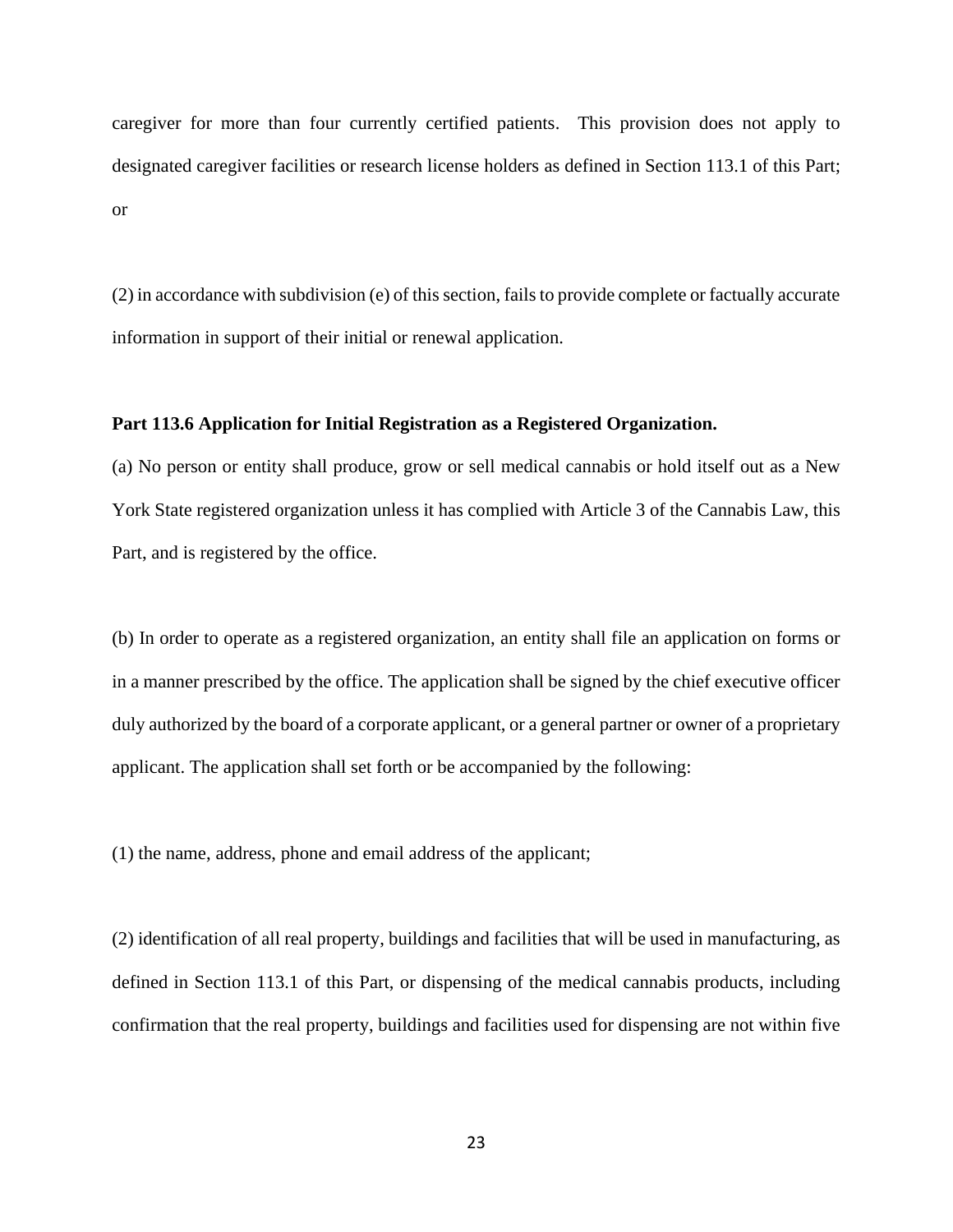caregiver for more than four currently certified patients. This provision does not apply to designated caregiver facilities or research license holders as defined in Section 113.1 of this Part; or

(2) in accordance with subdivision (e) of this section, fails to provide complete or factually accurate information in support of their initial or renewal application.

**Part 113.6 Application for Initial Registration as a Registered Organization.**

(a) No person or entity shall produce, grow or sell medical cannabis or hold itself out as a New York State registered organization unless it has complied with Article 3 of the Cannabis Law, this Part, and is registered by the office.

(b) In order to operate as a registered organization, an entity shall file an application on forms or in a manner prescribed by the office. The application shall be signed by the chief executive officer duly authorized by the board of a corporate applicant, or a general partner or owner of a proprietary applicant. The application shall set forth or be accompanied by the following:

(1) the name, address, phone and email address of the applicant;

(2) identification of all real property, buildings and facilities that will be used in manufacturing, as defined in Section 113.1 of this Part, or dispensing of the medical cannabis products, including confirmation that the real property, buildings and facilities used for dispensing are not within five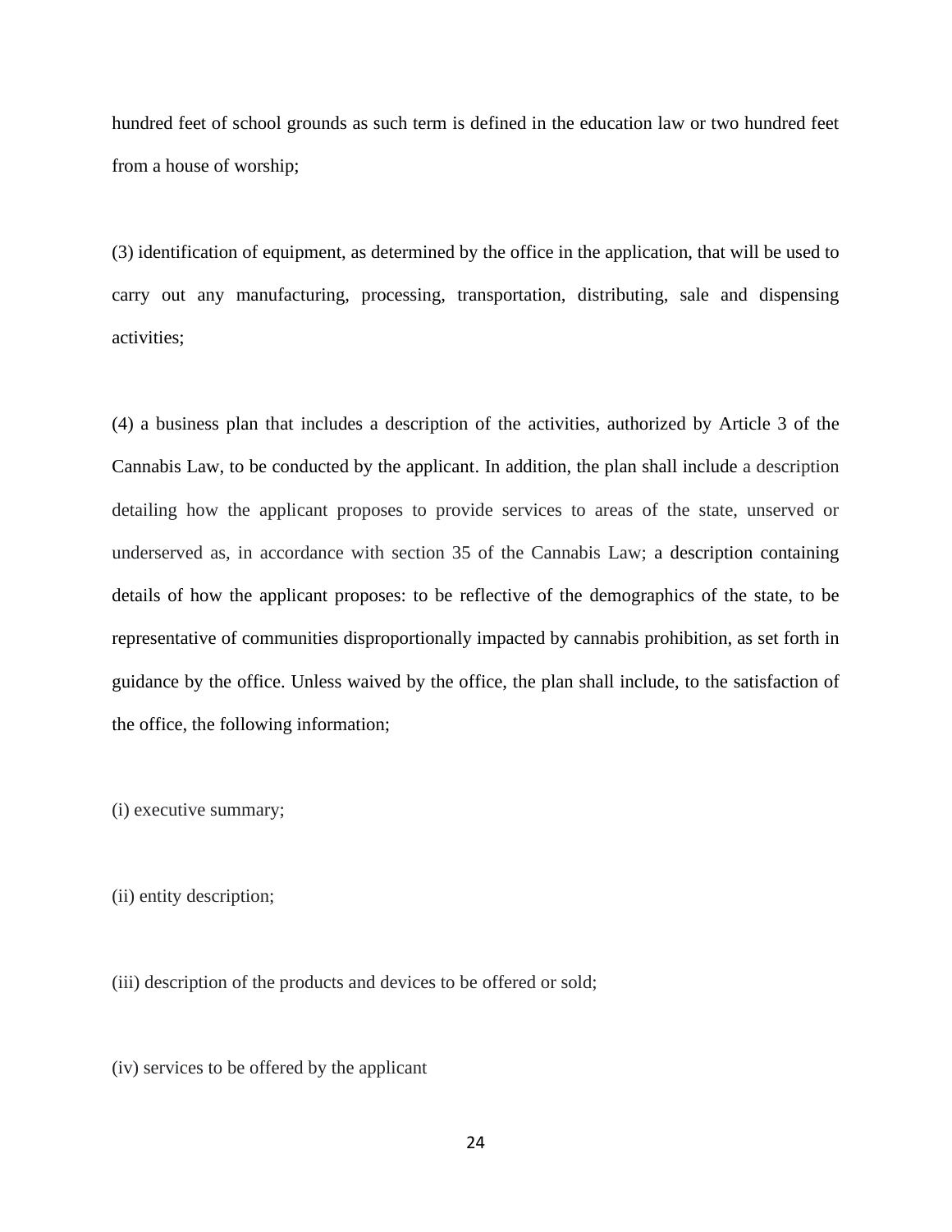hundred feet of school grounds as such term is defined in the education law or two hundred feet from a house of worship;

(3) identification of equipment, as determined by the office in the application, that will be used to carry out any manufacturing, processing, transportation, distributing, sale and dispensing activities;

(4) a business plan that includes a description of the activities, authorized by Article 3 of the Cannabis Law, to be conducted by the applicant. In addition, the plan shall include a description detailing how the applicant proposes to provide services to areas of the state, unserved or underserved as, in accordance with section 35 of the Cannabis Law; a description containing details of how the applicant proposes: to be reflective of the demographics of the state, to be representative of communities disproportionally impacted by cannabis prohibition, as set forth in guidance by the office. Unless waived by the office, the plan shall include, to the satisfaction of the office, the following information;

(i) executive summary;

(ii) entity description;

(iii) description of the products and devices to be offered or sold;

(iv) services to be offered by the applicant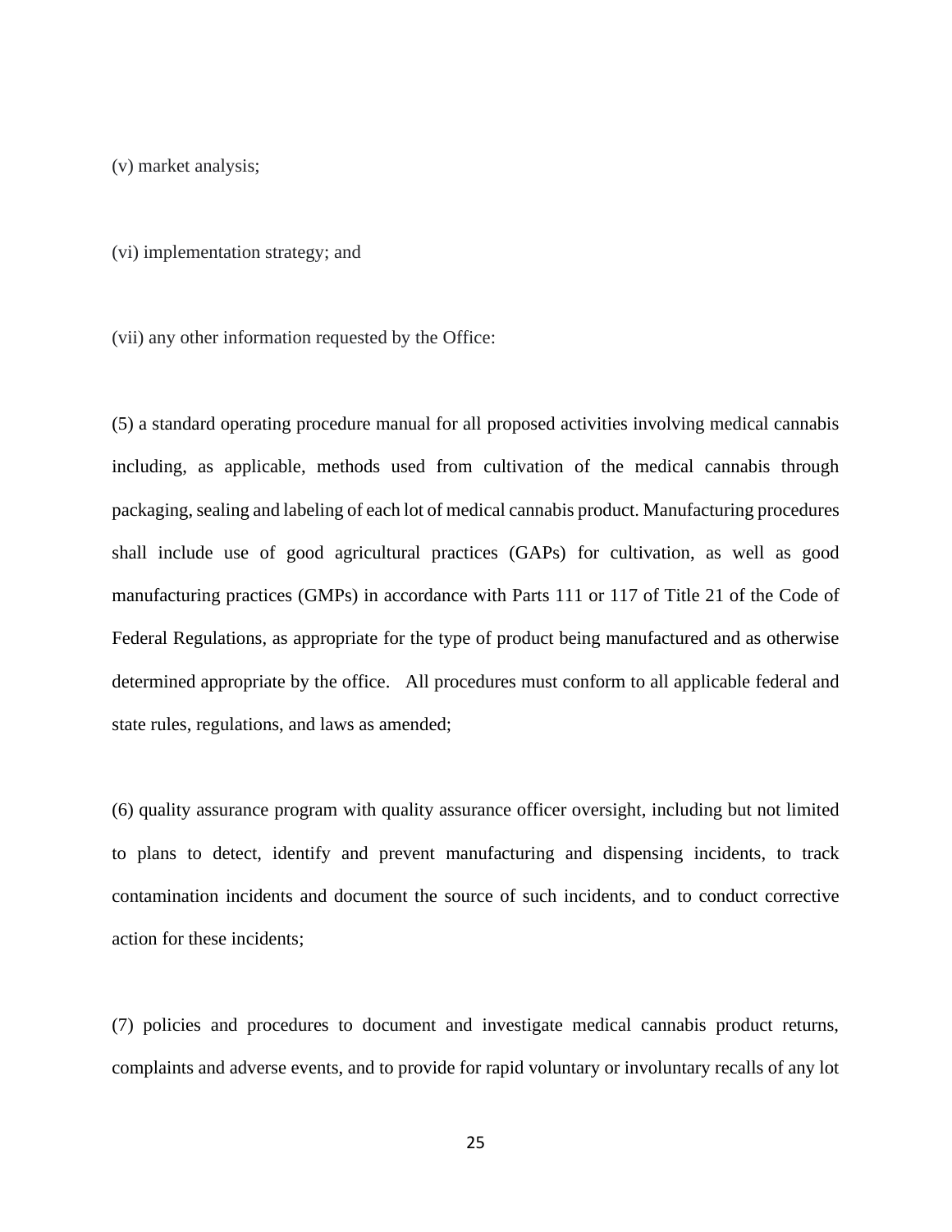(v) market analysis;

(vi) implementation strategy; and

(vii) any other information requested by the Office:

(5) a standard operating procedure manual for all proposed activities involving medical cannabis including, as applicable, methods used from cultivation of the medical cannabis through packaging, sealing and labeling of each lot of medical cannabis product. Manufacturing procedures shall include use of good agricultural practices (GAPs) for cultivation, as well as good manufacturing practices (GMPs) in accordance with Parts 111 or 117 of Title 21 of the Code of Federal Regulations, as appropriate for the type of product being manufactured and as otherwise determined appropriate by the office. All procedures must conform to all applicable federal and state rules, regulations, and laws as amended;

(6) quality assurance program with quality assurance officer oversight, including but not limited to plans to detect, identify and prevent manufacturing and dispensing incidents, to track contamination incidents and document the source of such incidents, and to conduct corrective action for these incidents;

(7) policies and procedures to document and investigate medical cannabis product returns, complaints and adverse events, and to provide for rapid voluntary or involuntary recalls of any lot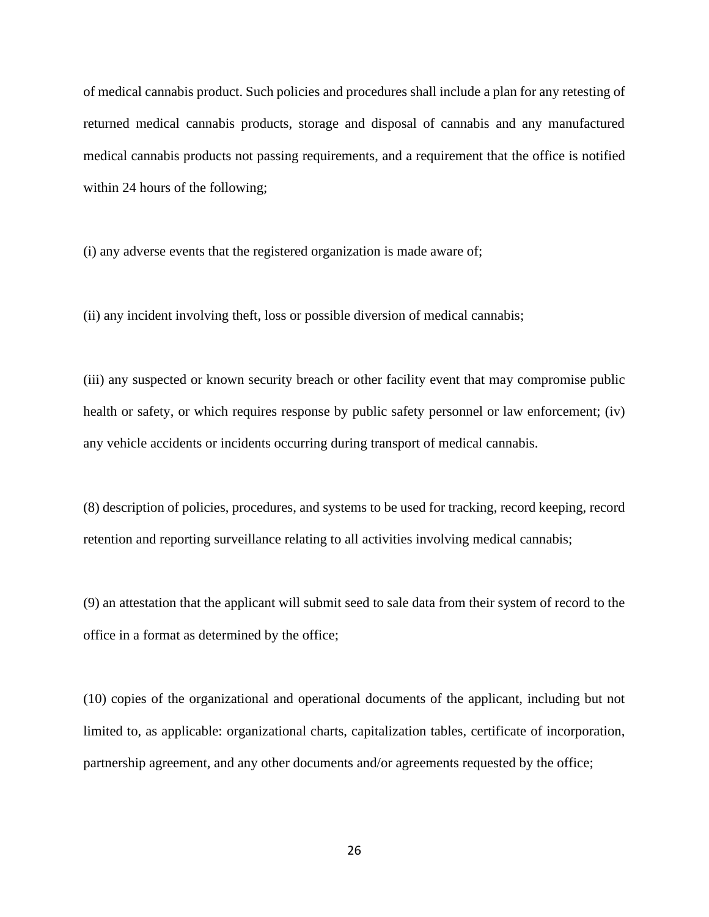of medical cannabis product. Such policies and procedures shall include a plan for any retesting of returned medical cannabis products, storage and disposal of cannabis and any manufactured medical cannabis products not passing requirements, and a requirement that the office is notified within 24 hours of the following;

(i) any adverse events that the registered organization is made aware of;

(ii) any incident involving theft, loss or possible diversion of medical cannabis;

(iii) any suspected or known security breach or other facility event that may compromise public health or safety, or which requires response by public safety personnel or law enforcement; (iv) any vehicle accidents or incidents occurring during transport of medical cannabis.

(8) description of policies, procedures, and systems to be used for tracking, record keeping, record retention and reporting surveillance relating to all activities involving medical cannabis;

(9) an attestation that the applicant will submit seed to sale data from their system of record to the office in a format as determined by the office;

(10) copies of the organizational and operational documents of the applicant, including but not limited to, as applicable: organizational charts, capitalization tables, certificate of incorporation, partnership agreement, and any other documents and/or agreements requested by the office;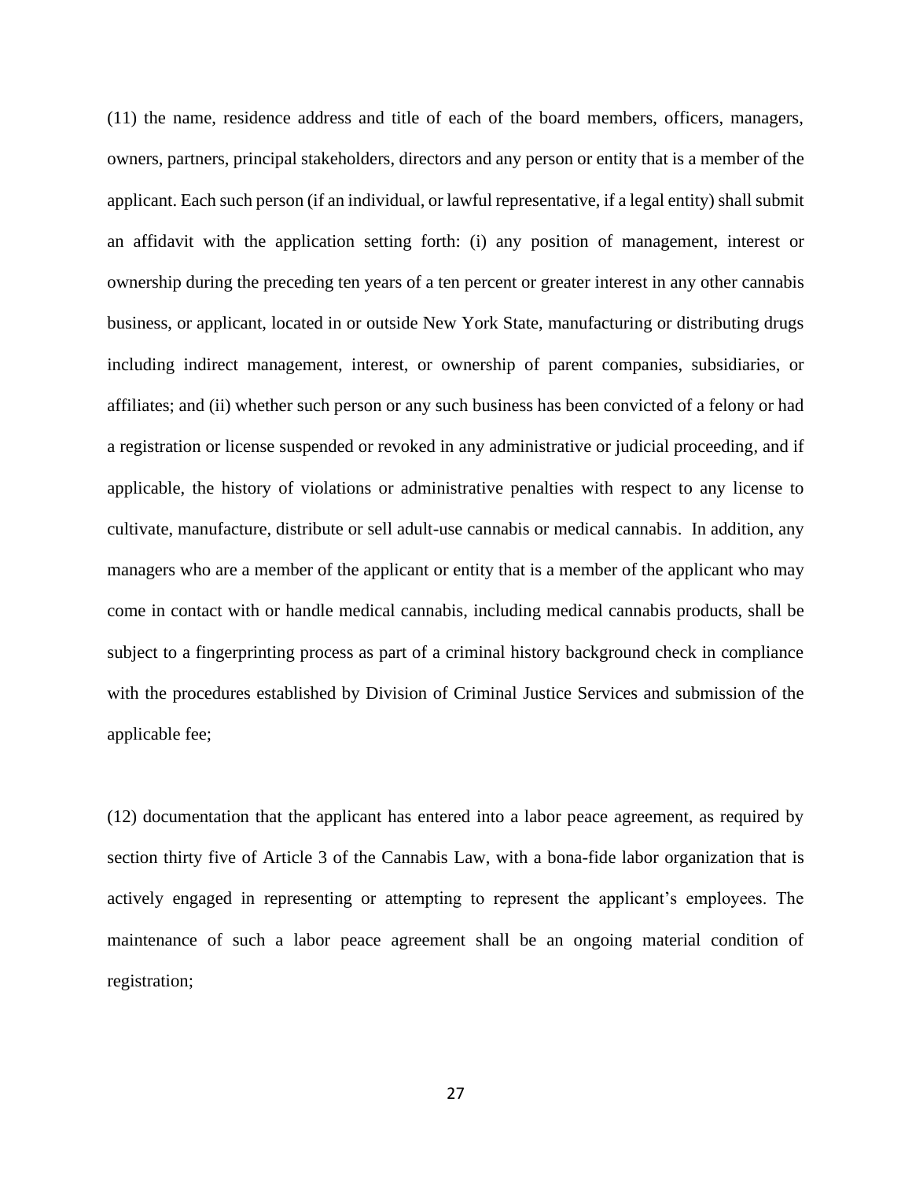(11) the name, residence address and title of each of the board members, officers, managers, owners, partners, principal stakeholders, directors and any person or entity that is a member of the applicant. Each such person (if an individual, or lawful representative, if a legal entity) shall submit an affidavit with the application setting forth: (i) any position of management, interest or ownership during the preceding ten years of a ten percent or greater interest in any other cannabis business, or applicant, located in or outside New York State, manufacturing or distributing drugs including indirect management, interest, or ownership of parent companies, subsidiaries, or affiliates; and (ii) whether such person or any such business has been convicted of a felony or had a registration or license suspended or revoked in any administrative or judicial proceeding, and if applicable, the history of violations or administrative penalties with respect to any license to cultivate, manufacture, distribute or sell adult-use cannabis or medical cannabis. In addition, any managers who are a member of the applicant or entity that is a member of the applicant who may come in contact with or handle medical cannabis, including medical cannabis products, shall be subject to a fingerprinting process as part of a criminal history background check in compliance with the procedures established by Division of Criminal Justice Services and submission of the applicable fee;

(12) documentation that the applicant has entered into a labor peace agreement, as required by section thirty five of Article 3 of the Cannabis Law, with a bona-fide labor organization that is actively engaged in representing or attempting to represent the applicant's employees. The maintenance of such a labor peace agreement shall be an ongoing material condition of registration;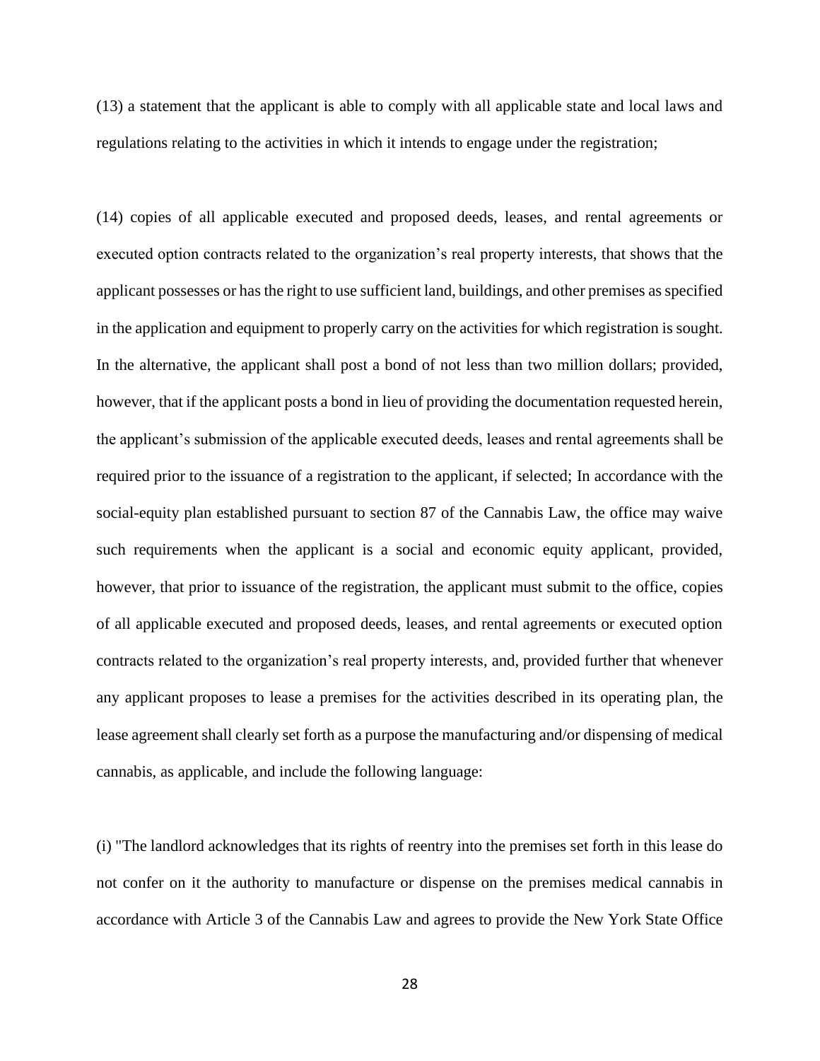(13) a statement that the applicant is able to comply with all applicable state and local laws and regulations relating to the activities in which it intends to engage under the registration;

(14) copies of all applicable executed and proposed deeds, leases, and rental agreements or executed option contracts related to the organization's real property interests, that shows that the applicant possesses or has the right to use sufficient land, buildings, and other premises as specified in the application and equipment to properly carry on the activities for which registration is sought. In the alternative, the applicant shall post a bond of not less than two million dollars; provided, however, that if the applicant posts a bond in lieu of providing the documentation requested herein, the applicant's submission of the applicable executed deeds, leases and rental agreements shall be required prior to the issuance of a registration to the applicant, if selected; In accordance with the social-equity plan established pursuant to section 87 of the Cannabis Law, the office may waive such requirements when the applicant is a social and economic equity applicant, provided, however, that prior to issuance of the registration, the applicant must submit to the office, copies of all applicable executed and proposed deeds, leases, and rental agreements or executed option contracts related to the organization's real property interests, and, provided further that whenever any applicant proposes to lease a premises for the activities described in its operating plan, the lease agreement shall clearly set forth as a purpose the manufacturing and/or dispensing of medical cannabis, as applicable, and include the following language:

(i) "The landlord acknowledges that its rights of reentry into the premises set forth in this lease do not confer on it the authority to manufacture or dispense on the premises medical cannabis in accordance with Article 3 of the Cannabis Law and agrees to provide the New York State Office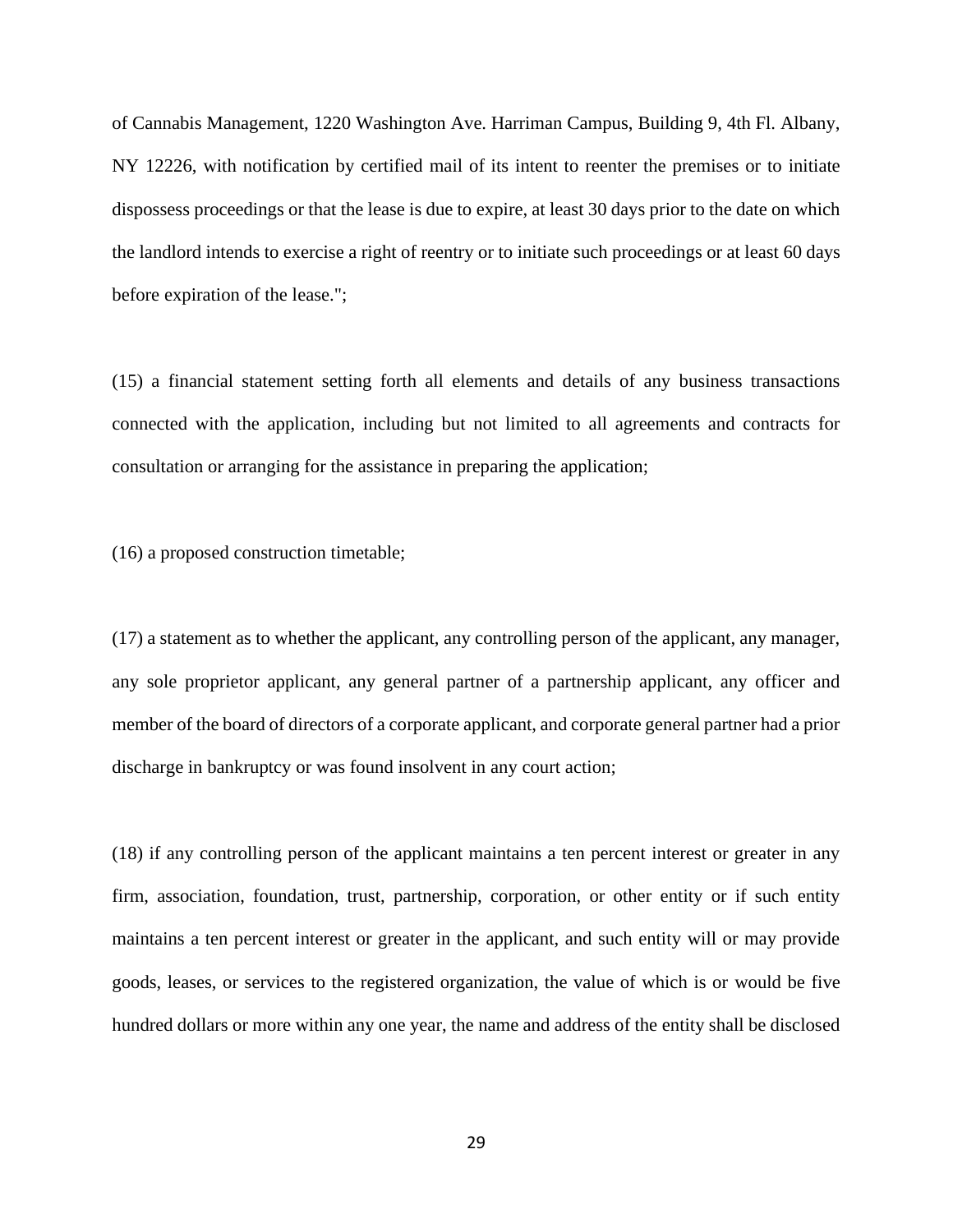of Cannabis Management, 1220 Washington Ave. Harriman Campus, Building 9, 4th Fl. Albany, NY 12226, with notification by certified mail of its intent to reenter the premises or to initiate dispossess proceedings or that the lease is due to expire, at least 30 days prior to the date on which the landlord intends to exercise a right of reentry or to initiate such proceedings or at least 60 days before expiration of the lease.";

(15) a financial statement setting forth all elements and details of any business transactions connected with the application, including but not limited to all agreements and contracts for consultation or arranging for the assistance in preparing the application;

(16) a proposed construction timetable;

(17) a statement as to whether the applicant, any controlling person of the applicant, any manager, any sole proprietor applicant, any general partner of a partnership applicant, any officer and member of the board of directors of a corporate applicant, and corporate general partner had a prior discharge in bankruptcy or was found insolvent in any court action;

(18) if any controlling person of the applicant maintains a ten percent interest or greater in any firm, association, foundation, trust, partnership, corporation, or other entity or if such entity maintains a ten percent interest or greater in the applicant, and such entity will or may provide goods, leases, or services to the registered organization, the value of which is or would be five hundred dollars or more within any one year, the name and address of the entity shall be disclosed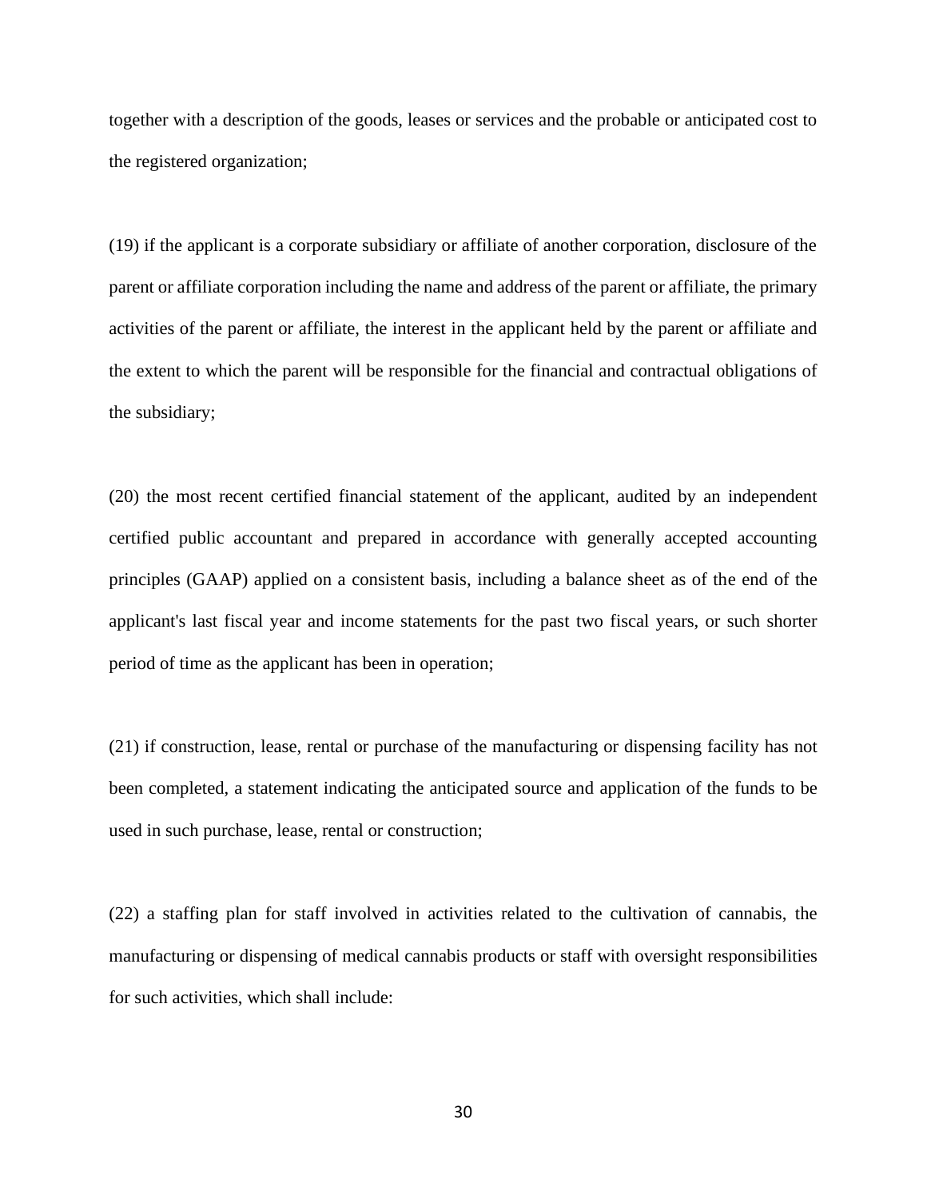together with a description of the goods, leases or services and the probable or anticipated cost to the registered organization;

(19) if the applicant is a corporate subsidiary or affiliate of another corporation, disclosure of the parent or affiliate corporation including the name and address of the parent or affiliate, the primary activities of the parent or affiliate, the interest in the applicant held by the parent or affiliate and the extent to which the parent will be responsible for the financial and contractual obligations of the subsidiary;

(20) the most recent certified financial statement of the applicant, audited by an independent certified public accountant and prepared in accordance with generally accepted accounting principles (GAAP) applied on a consistent basis, including a balance sheet as of the end of the applicant's last fiscal year and income statements for the past two fiscal years, or such shorter period of time as the applicant has been in operation;

(21) if construction, lease, rental or purchase of the manufacturing or dispensing facility has not been completed, a statement indicating the anticipated source and application of the funds to be used in such purchase, lease, rental or construction;

(22) a staffing plan for staff involved in activities related to the cultivation of cannabis, the manufacturing or dispensing of medical cannabis products or staff with oversight responsibilities for such activities, which shall include: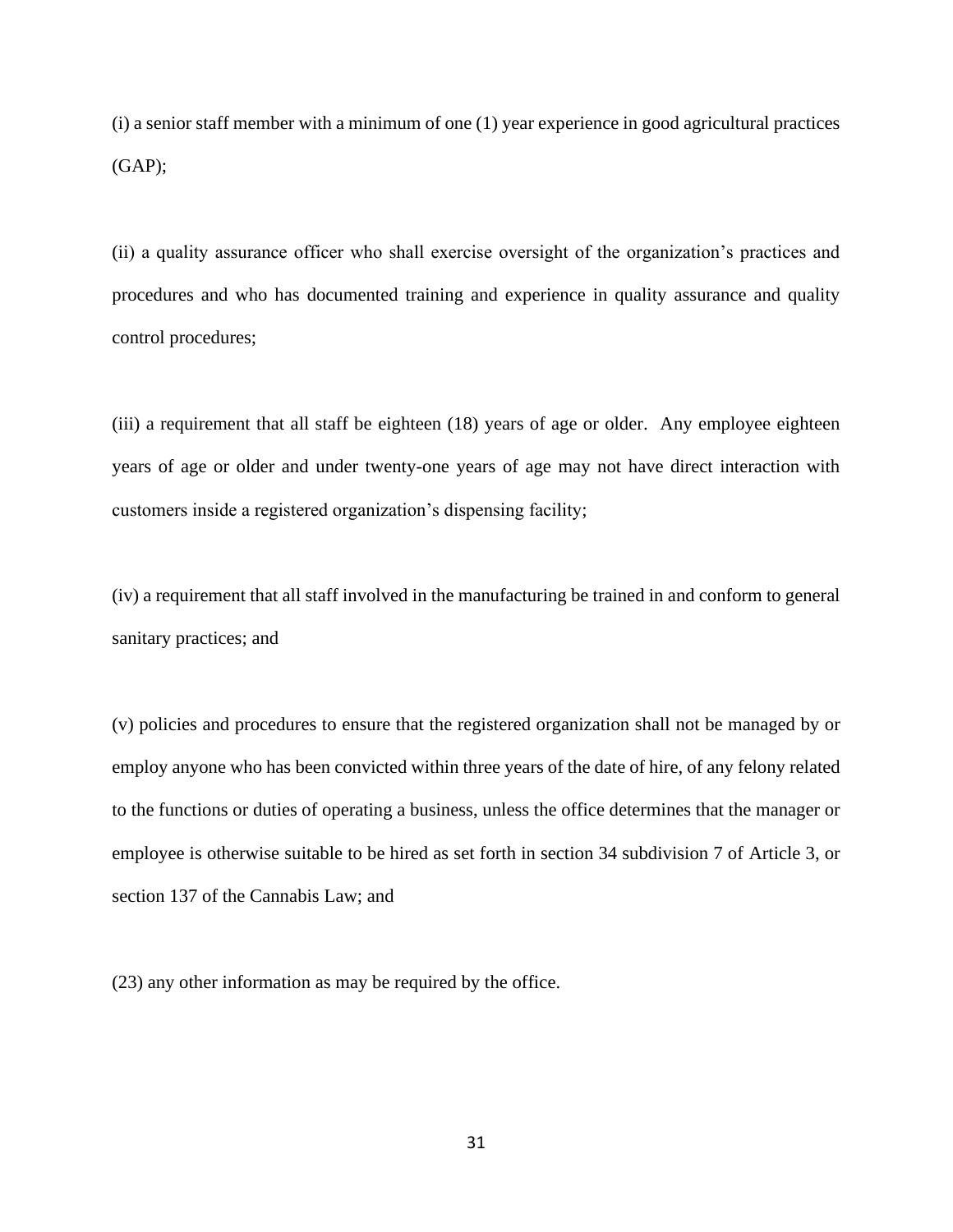(i) a senior staff member with a minimum of one (1) year experience in good agricultural practices (GAP);

(ii) a quality assurance officer who shall exercise oversight of the organization's practices and procedures and who has documented training and experience in quality assurance and quality control procedures;

(iii) a requirement that all staff be eighteen (18) years of age or older. Any employee eighteen years of age or older and under twenty-one years of age may not have direct interaction with customers inside a registered organization's dispensing facility;

(iv) a requirement that all staff involved in the manufacturing be trained in and conform to general sanitary practices; and

(v) policies and procedures to ensure that the registered organization shall not be managed by or employ anyone who has been convicted within three years of the date of hire, of any felony related to the functions or duties of operating a business, unless the office determines that the manager or employee is otherwise suitable to be hired as set forth in section 34 subdivision 7 of Article 3, or section 137 of the Cannabis Law; and

(23) any other information as may be required by the office.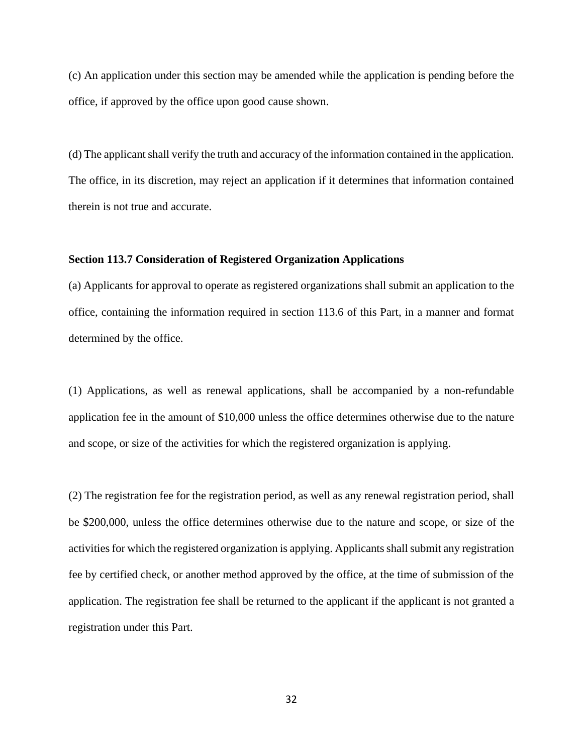(c) An application under this section may be amended while the application is pending before the office, if approved by the office upon good cause shown.

(d) The applicant shall verify the truth and accuracy of the information contained in the application. The office, in its discretion, may reject an application if it determines that information contained therein is not true and accurate.

**Section 113.7 Consideration of Registered Organization Applications**

(a) Applicants for approval to operate as registered organizations shall submit an application to the office, containing the information required in section 113.6 of this Part, in a manner and format determined by the office.

(1) Applications, as well as renewal applications, shall be accompanied by a non-refundable application fee in the amount of $10,000 unless the office determines otherwise due to the nature and scope, or size of the activities for which the registered organization is applying.

(2) The registration fee for the registration period, as well as any renewal registration period, shall be $200,000, unless the office determines otherwise due to the nature and scope, or size of the activities for which the registered organization is applying. Applicants shall submit any registration fee by certified check, or another method approved by the office, at the time of submission of the application. The registration fee shall be returned to the applicant if the applicant is not granted a registration under this Part.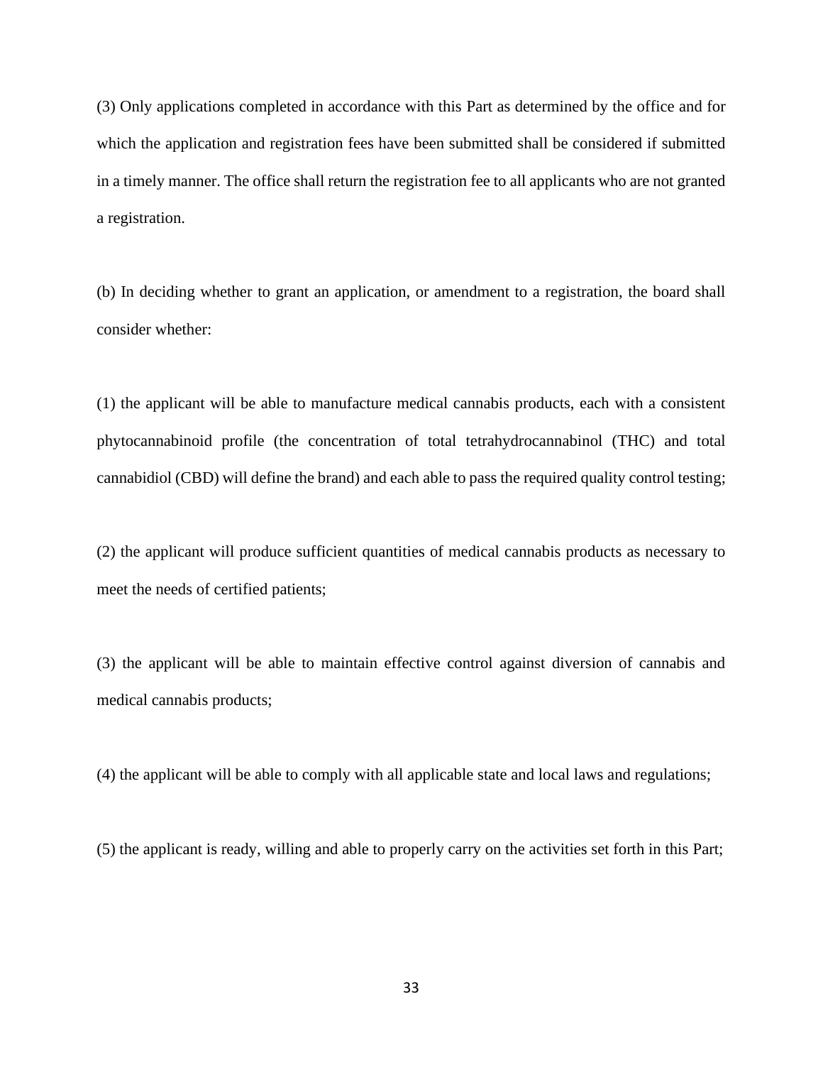(3) Only applications completed in accordance with this Part as determined by the office and for which the application and registration fees have been submitted shall be considered if submitted in a timely manner. The office shall return the registration fee to all applicants who are not granted a registration.

(b) In deciding whether to grant an application, or amendment to a registration, the board shall consider whether:

(1) the applicant will be able to manufacture medical cannabis products, each with a consistent phytocannabinoid profile (the concentration of total tetrahydrocannabinol (THC) and total cannabidiol (CBD) will define the brand) and each able to pass the required quality control testing;

(2) the applicant will produce sufficient quantities of medical cannabis products as necessary to meet the needs of certified patients;

(3) the applicant will be able to maintain effective control against diversion of cannabis and medical cannabis products;

(4) the applicant will be able to comply with all applicable state and local laws and regulations;

(5) the applicant is ready, willing and able to properly carry on the activities set forth in this Part;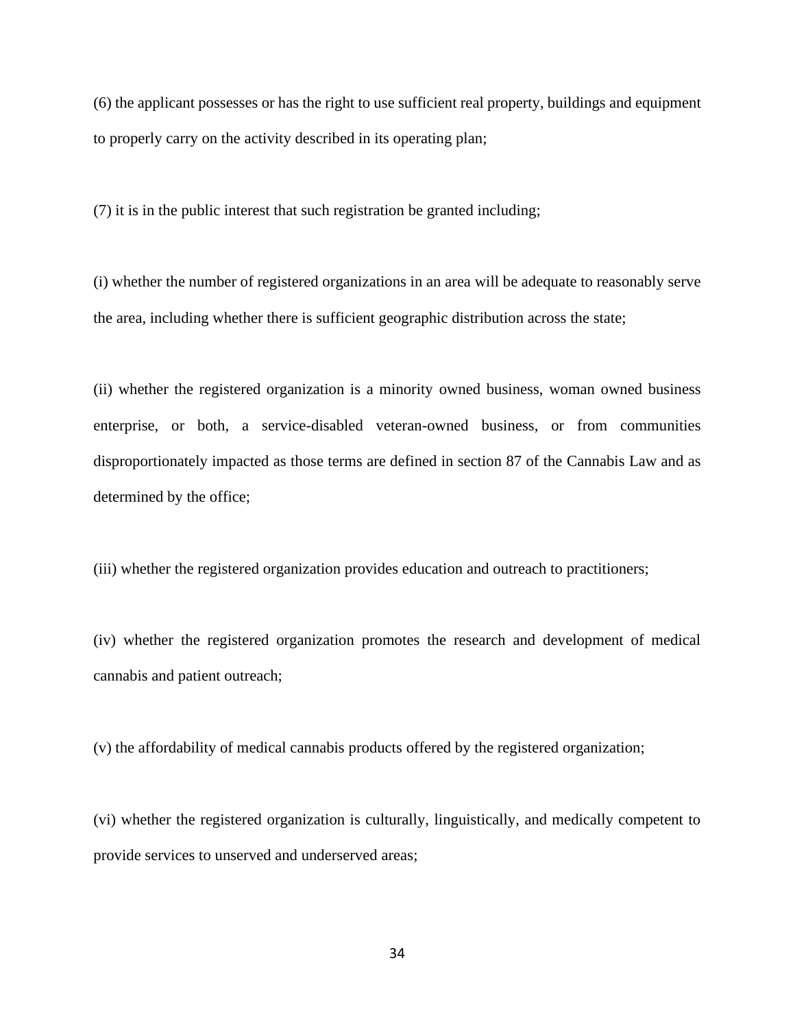(6) the applicant possesses or has the right to use sufficient real property, buildings and equipment to properly carry on the activity described in its operating plan;

(7) it is in the public interest that such registration be granted including;

(i) whether the number of registered organizations in an area will be adequate to reasonably serve the area, including whether there is sufficient geographic distribution across the state;

(ii) whether the registered organization is a minority owned business, woman owned business enterprise, or both, a service-disabled veteran-owned business, or from communities disproportionately impacted as those terms are defined in section 87 of the Cannabis Law and as determined by the office;

(iii) whether the registered organization provides education and outreach to practitioners;

(iv) whether the registered organization promotes the research and development of medical cannabis and patient outreach;

(v) the affordability of medical cannabis products offered by the registered organization;

(vi) whether the registered organization is culturally, linguistically, and medically competent to provide services to unserved and underserved areas;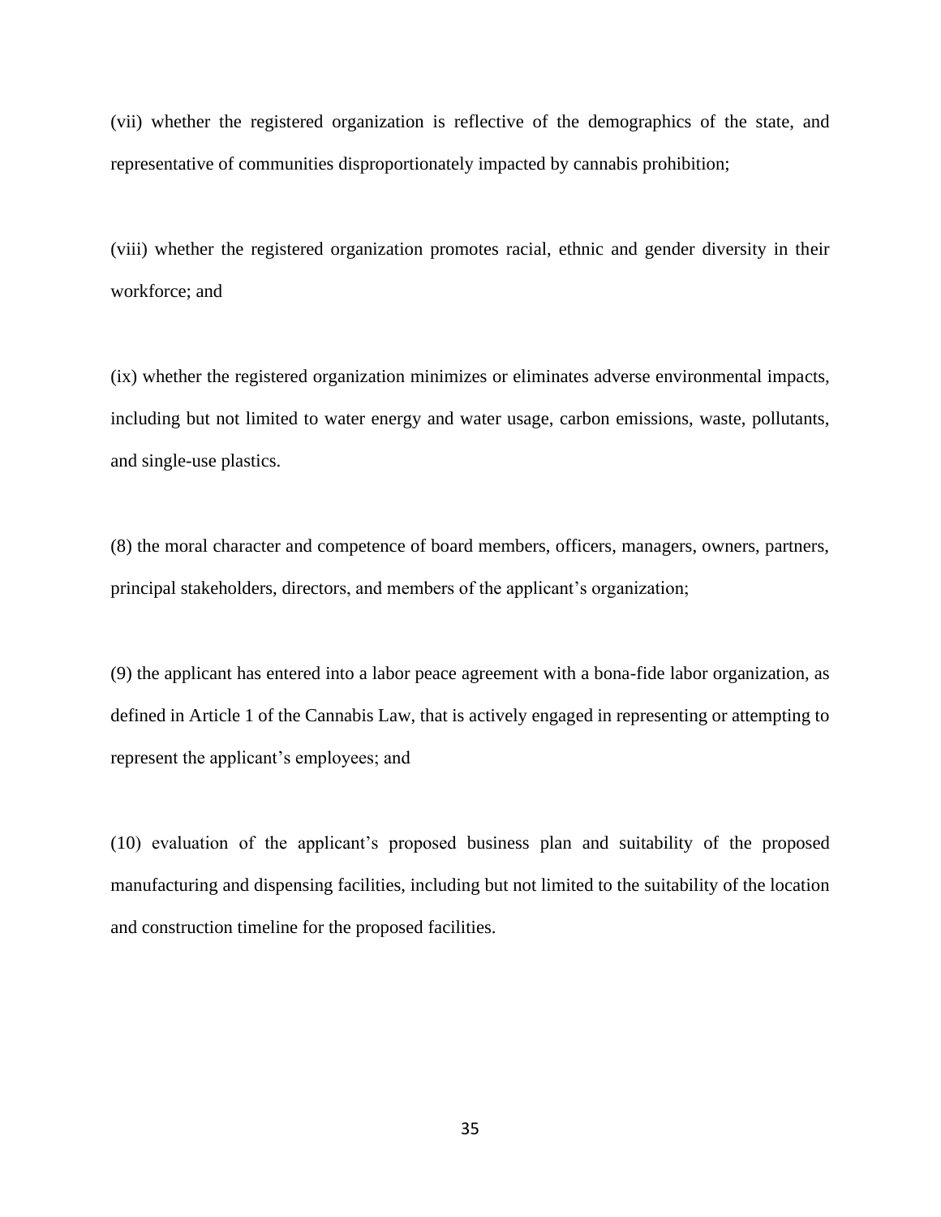(vii) whether the registered organization is reflective of the demographics of the state, and representative of communities disproportionately impacted by cannabis prohibition;

(viii) whether the registered organization promotes racial, ethnic and gender diversity in their workforce; and

(ix) whether the registered organization minimizes or eliminates adverse environmental impacts, including but not limited to water energy and water usage, carbon emissions, waste, pollutants, and single-use plastics.

(8) the moral character and competence of board members, officers, managers, owners, partners, principal stakeholders, directors, and members of the applicant's organization;

(9) the applicant has entered into a labor peace agreement with a bona-fide labor organization, as defined in Article 1 of the Cannabis Law, that is actively engaged in representing or attempting to represent the applicant's employees; and

(10) evaluation of the applicant's proposed business plan and suitability of the proposed manufacturing and dispensing facilities, including but not limited to the suitability of the location and construction timeline for the proposed facilities.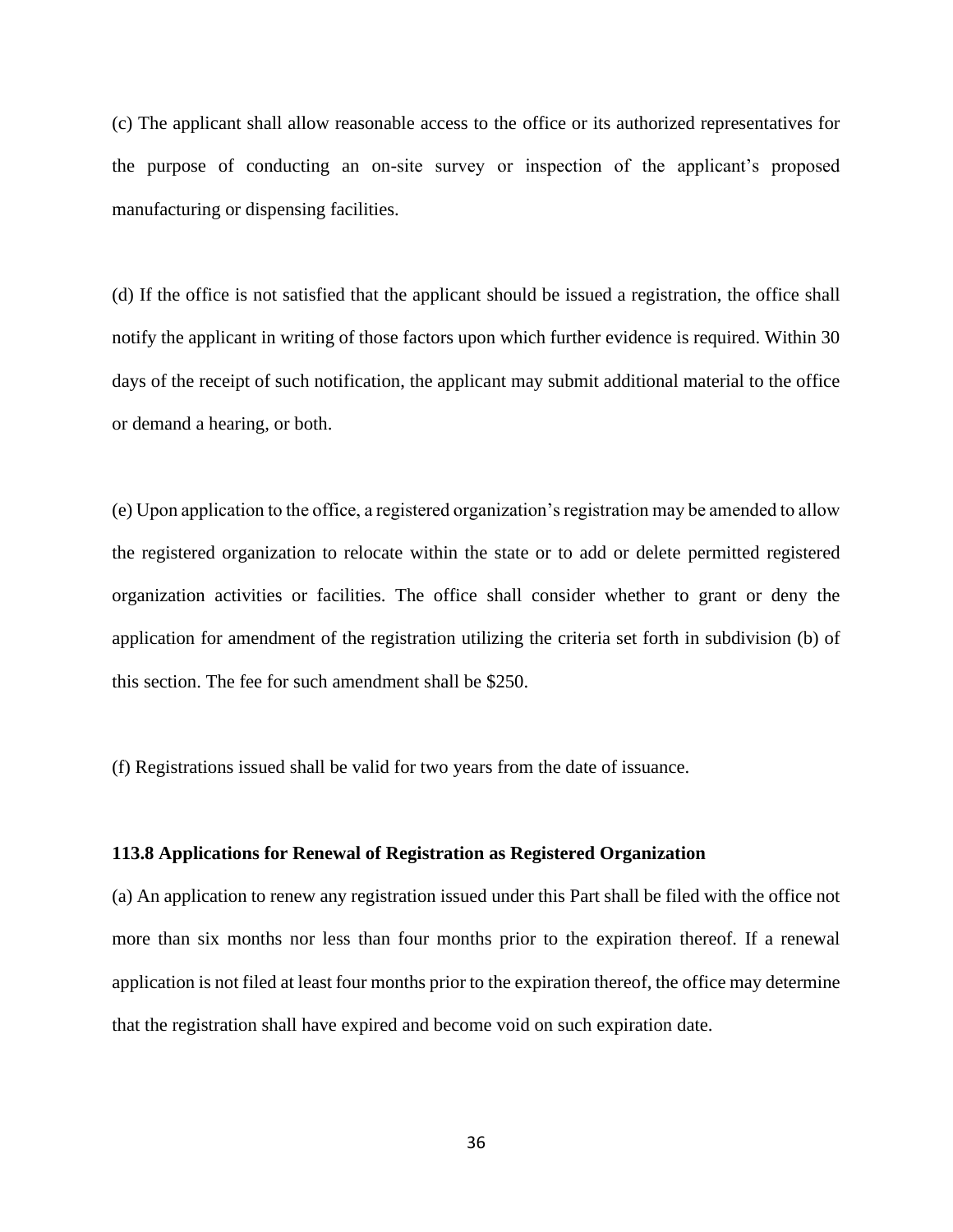(c) The applicant shall allow reasonable access to the office or its authorized representatives for the purpose of conducting an on-site survey or inspection of the applicant's proposed manufacturing or dispensing facilities.

(d) If the office is not satisfied that the applicant should be issued a registration, the office shall notify the applicant in writing of those factors upon which further evidence is required. Within 30 days of the receipt of such notification, the applicant may submit additional material to the office or demand a hearing, or both.

(e) Upon application to the office, a registered organization's registration may be amended to allow the registered organization to relocate within the state or to add or delete permitted registered organization activities or facilities. The office shall consider whether to grant or deny the application for amendment of the registration utilizing the criteria set forth in subdivision (b) of this section. The fee for such amendment shall be $250.

(f) Registrations issued shall be valid for two years from the date of issuance.

**113.8 Applications for Renewal of Registration as Registered Organization**

(a) An application to renew any registration issued under this Part shall be filed with the office not more than six months nor less than four months prior to the expiration thereof. If a renewal application is not filed at least four months prior to the expiration thereof, the office may determine that the registration shall have expired and become void on such expiration date.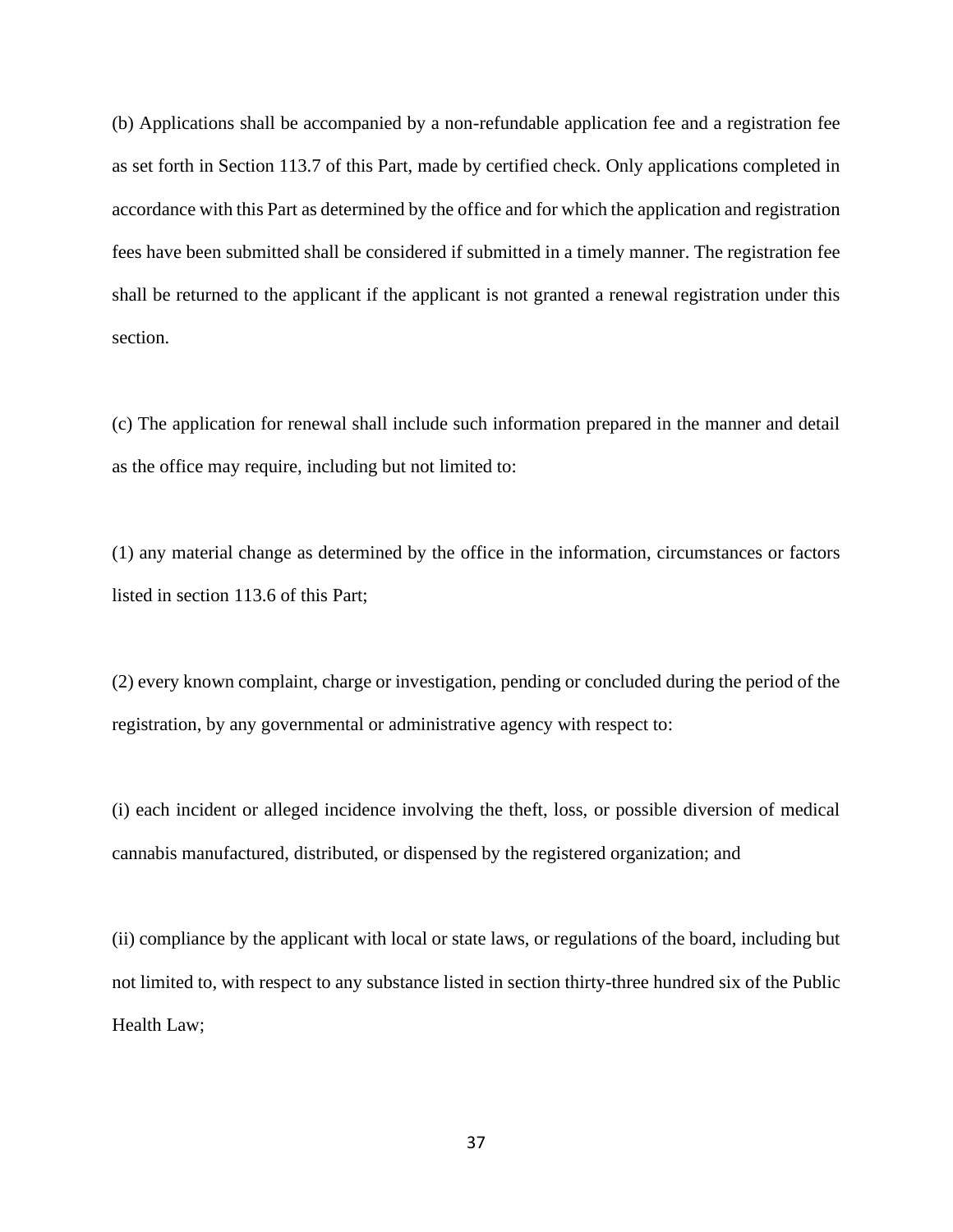(b) Applications shall be accompanied by a non-refundable application fee and a registration fee as set forth in Section 113.7 of this Part, made by certified check. Only applications completed in accordance with this Part as determined by the office and for which the application and registration fees have been submitted shall be considered if submitted in a timely manner. The registration fee shall be returned to the applicant if the applicant is not granted a renewal registration under this section.

(c) The application for renewal shall include such information prepared in the manner and detail as the office may require, including but not limited to:

(1) any material change as determined by the office in the information, circumstances or factors listed in section 113.6 of this Part;

(2) every known complaint, charge or investigation, pending or concluded during the period of the registration, by any governmental or administrative agency with respect to:

(i) each incident or alleged incidence involving the theft, loss, or possible diversion of medical cannabis manufactured, distributed, or dispensed by the registered organization; and

(ii) compliance by the applicant with local or state laws, or regulations of the board, including but not limited to, with respect to any substance listed in section thirty-three hundred six of the Public Health Law;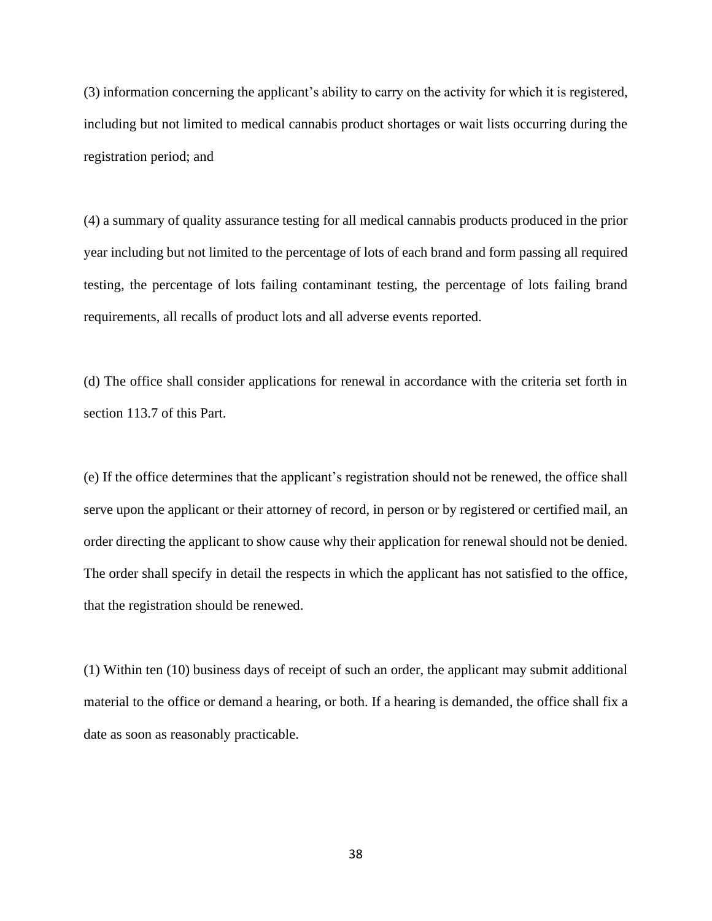(3) information concerning the applicant's ability to carry on the activity for which it is registered, including but not limited to medical cannabis product shortages or wait lists occurring during the registration period; and

(4) a summary of quality assurance testing for all medical cannabis products produced in the prior year including but not limited to the percentage of lots of each brand and form passing all required testing, the percentage of lots failing contaminant testing, the percentage of lots failing brand requirements, all recalls of product lots and all adverse events reported.

(d) The office shall consider applications for renewal in accordance with the criteria set forth in section 113.7 of this Part.

(e) If the office determines that the applicant's registration should not be renewed, the office shall serve upon the applicant or their attorney of record, in person or by registered or certified mail, an order directing the applicant to show cause why their application for renewal should not be denied. The order shall specify in detail the respects in which the applicant has not satisfied to the office, that the registration should be renewed.

(1) Within ten (10) business days of receipt of such an order, the applicant may submit additional material to the office or demand a hearing, or both. If a hearing is demanded, the office shall fix a date as soon as reasonably practicable.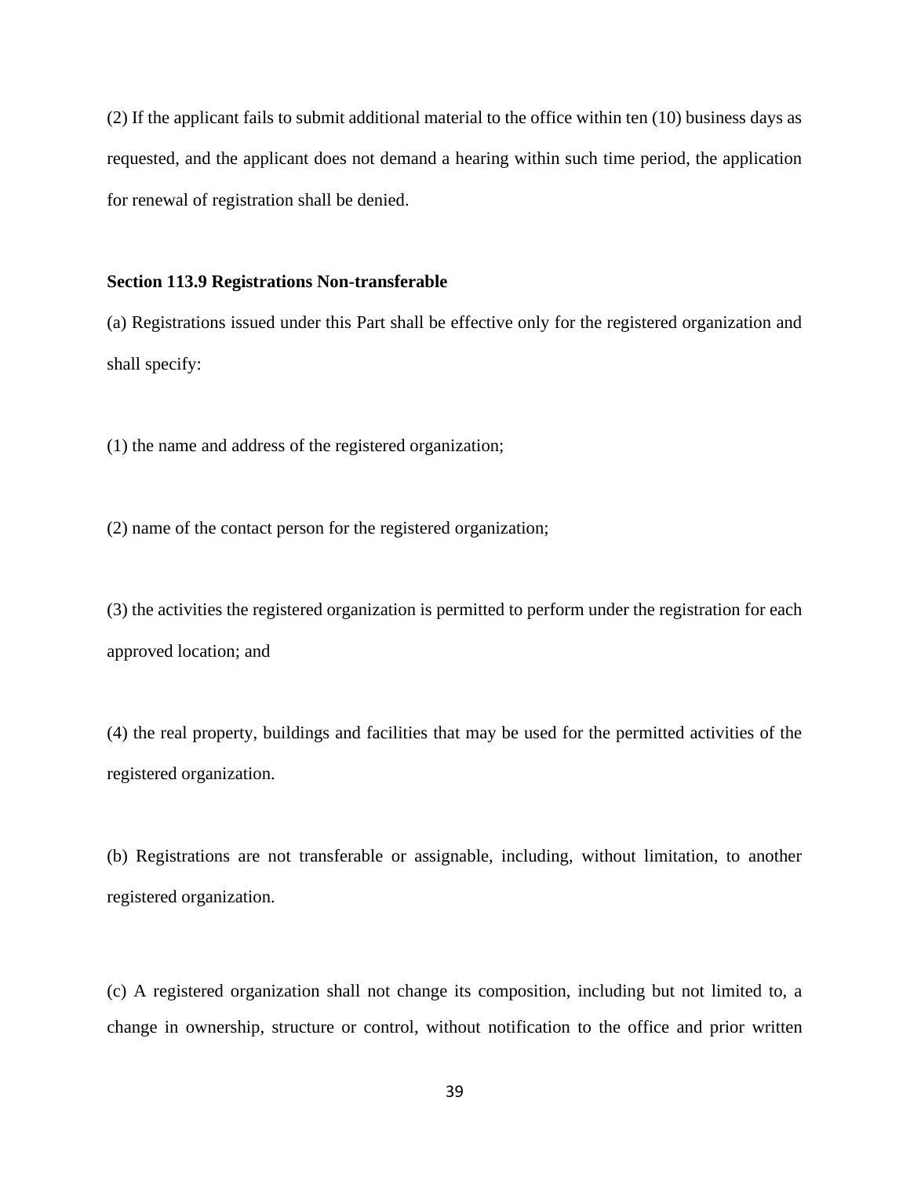(2) If the applicant fails to submit additional material to the office within ten (10) business days as requested, and the applicant does not demand a hearing within such time period, the application for renewal of registration shall be denied.

**Section 113.9 Registrations Non-transferable**

(a) Registrations issued under this Part shall be effective only for the registered organization and shall specify:

(1) the name and address of the registered organization;

(2) name of the contact person for the registered organization;

(3) the activities the registered organization is permitted to perform under the registration for each approved location; and

(4) the real property, buildings and facilities that may be used for the permitted activities of the registered organization.

(b) Registrations are not transferable or assignable, including, without limitation, to another registered organization.

(c) A registered organization shall not change its composition, including but not limited to, a change in ownership, structure or control, without notification to the office and prior written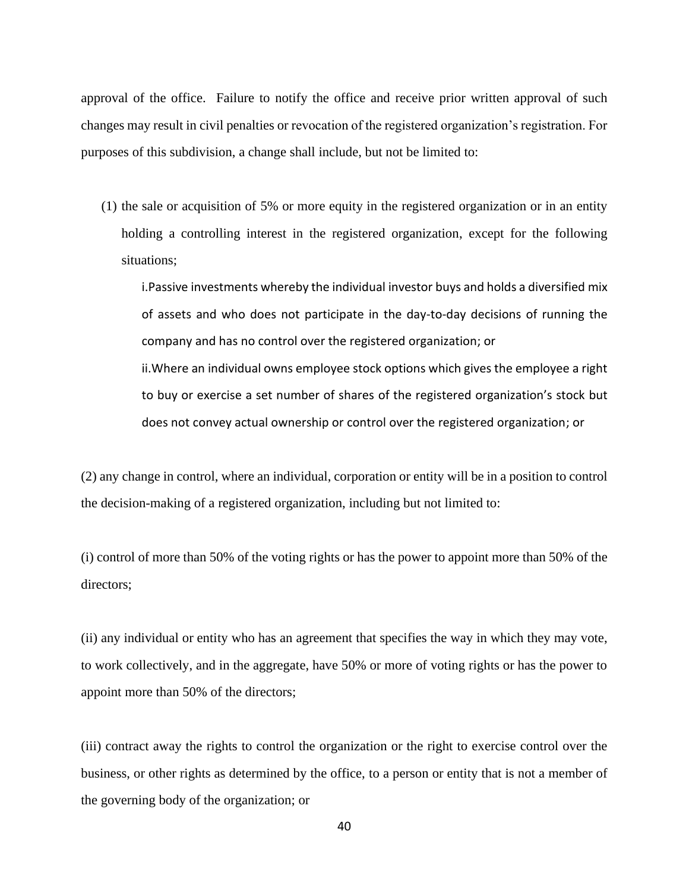approval of the office. Failure to notify the office and receive prior written approval of such changes may result in civil penalties or revocation of the registered organization's registration. For purposes of this subdivision, a change shall include, but not be limited to:

(1) the sale or acquisition of 5% or more equity in the registered organization or in an entity holding a controlling interest in the registered organization, except for the following situations;

i. Passive investments whereby the individual investor buys and holds a diversified mix of assets and who does not participate in the day-to-day decisions of running the company and has no control over the registered organization; or

ii. Where an individual owns employee stock options which gives the employee a right to buy or exercise a set number of shares of the registered organization's stock but does not convey actual ownership or control over the registered organization; or

(2) any change in control, where an individual, corporation or entity will be in a position to control the decision-making of a registered organization, including but not limited to:

(i) control of more than 50% of the voting rights or has the power to appoint more than 50% of the directors;

(ii) any individual or entity who has an agreement that specifies the way in which they may vote, to work collectively, and in the aggregate, have 50% or more of voting rights or has the power to appoint more than 50% of the directors;

(iii) contract away the rights to control the organization or the right to exercise control over the business, or other rights as determined by the office, to a person or entity that is not a member of the governing body of the organization; or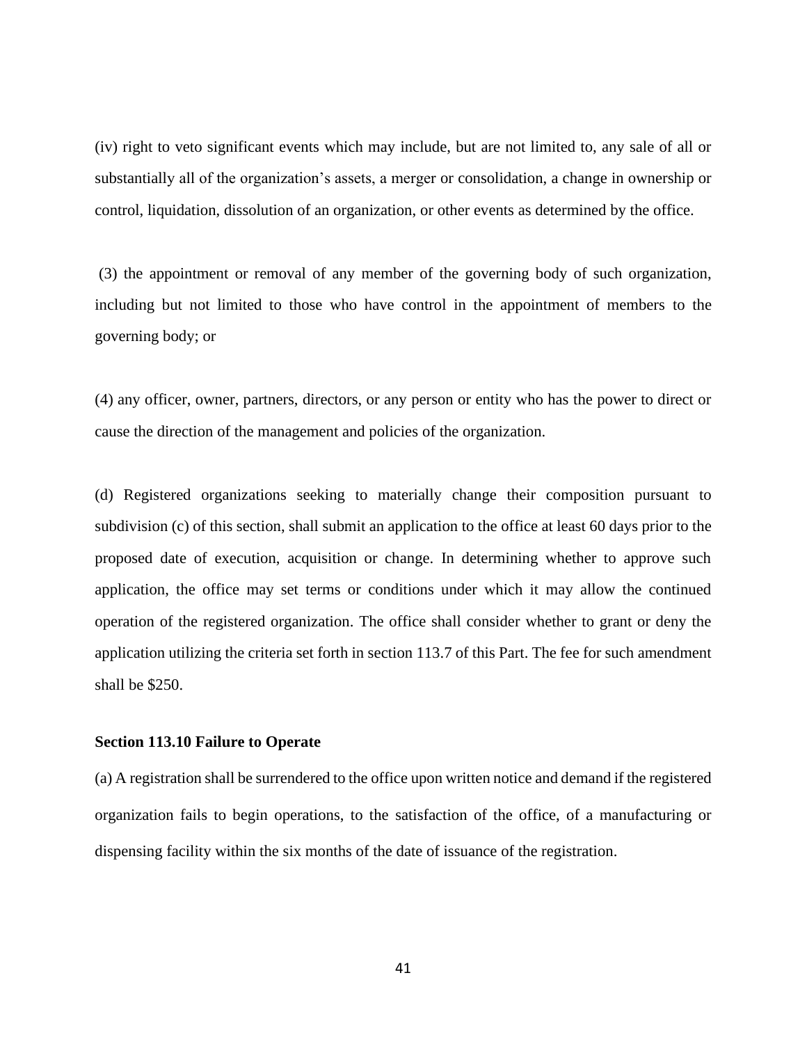(iv) right to veto significant events which may include, but are not limited to, any sale of all or substantially all of the organization's assets, a merger or consolidation, a change in ownership or control, liquidation, dissolution of an organization, or other events as determined by the office.

(3) the appointment or removal of any member of the governing body of such organization, including but not limited to those who have control in the appointment of members to the governing body; or

(4) any officer, owner, partners, directors, or any person or entity who has the power to direct or cause the direction of the management and policies of the organization.

(d) Registered organizations seeking to materially change their composition pursuant to subdivision (c) of this section, shall submit an application to the office at least 60 days prior to the proposed date of execution, acquisition or change. In determining whether to approve such application, the office may set terms or conditions under which it may allow the continued operation of the registered organization. The office shall consider whether to grant or deny the application utilizing the criteria set forth in section 113.7 of this Part. The fee for such amendment shall be $250.

**Section 113.10 Failure to Operate**

(a) A registration shall be surrendered to the office upon written notice and demand if the registered organization fails to begin operations, to the satisfaction of the office, of a manufacturing or dispensing facility within the six months of the date of issuance of the registration.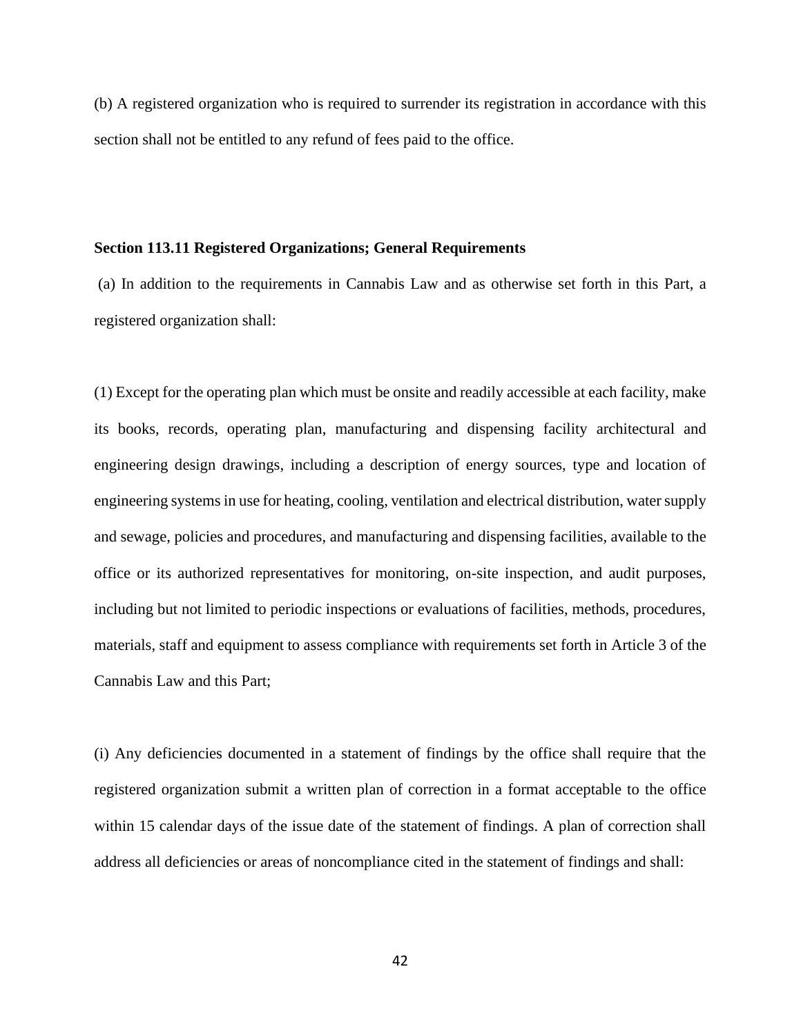(b) A registered organization who is required to surrender its registration in accordance with this section shall not be entitled to any refund of fees paid to the office.

**Section 113.11 Registered Organizations; General Requirements**

(a) In addition to the requirements in Cannabis Law and as otherwise set forth in this Part, a registered organization shall:

(1) Except for the operating plan which must be onsite and readily accessible at each facility, make its books, records, operating plan, manufacturing and dispensing facility architectural and engineering design drawings, including a description of energy sources, type and location of engineering systems in use for heating, cooling, ventilation and electrical distribution, water supply and sewage, policies and procedures, and manufacturing and dispensing facilities, available to the office or its authorized representatives for monitoring, on-site inspection, and audit purposes, including but not limited to periodic inspections or evaluations of facilities, methods, procedures, materials, staff and equipment to assess compliance with requirements set forth in Article 3 of the Cannabis Law and this Part;

(i) Any deficiencies documented in a statement of findings by the office shall require that the registered organization submit a written plan of correction in a format acceptable to the office within 15 calendar days of the issue date of the statement of findings. A plan of correction shall address all deficiencies or areas of noncompliance cited in the statement of findings and shall: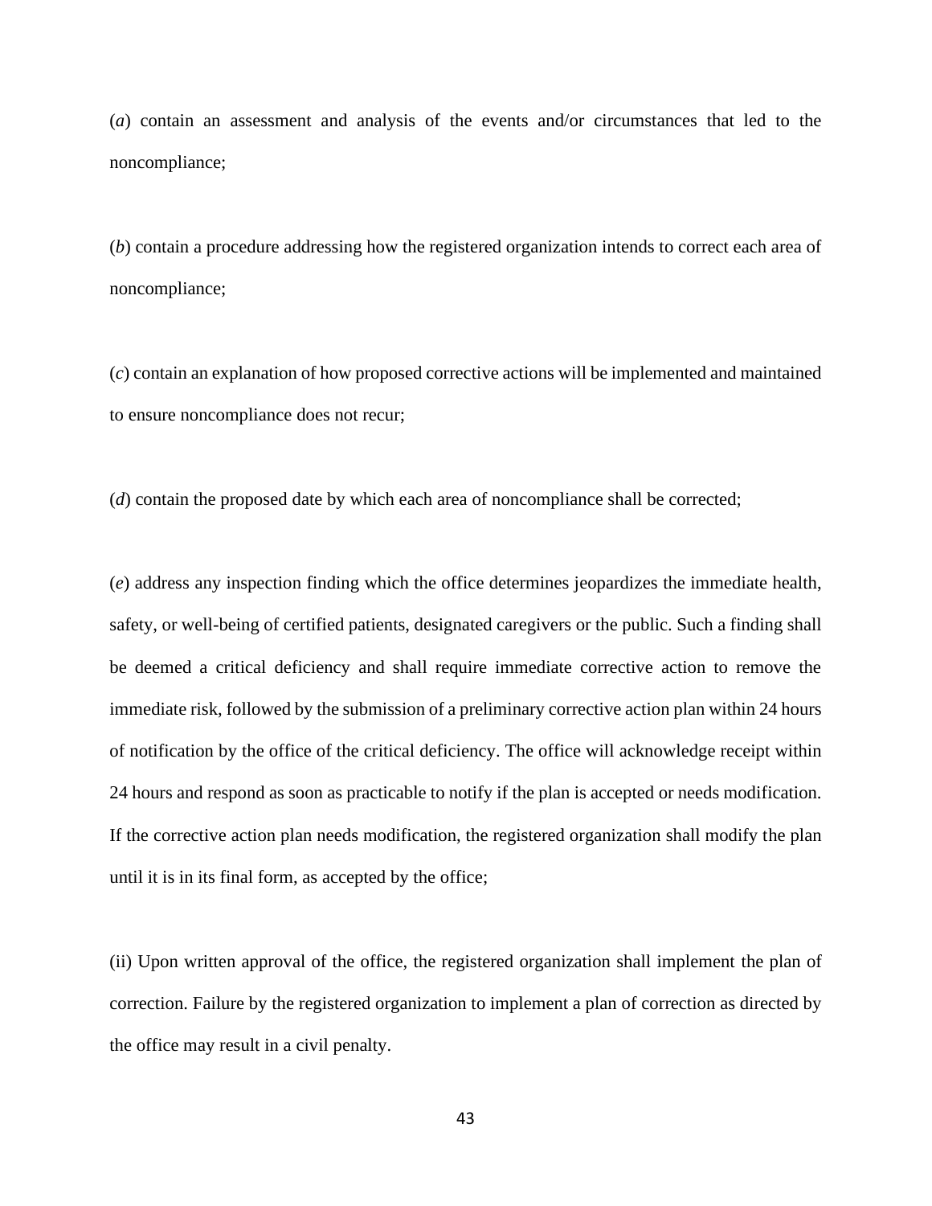(*a*) contain an assessment and analysis of the events and/or circumstances that led to the noncompliance;

(*b*) contain a procedure addressing how the registered organization intends to correct each area of noncompliance;

(*c*) contain an explanation of how proposed corrective actions will be implemented and maintained to ensure noncompliance does not recur;

(*d*) contain the proposed date by which each area of noncompliance shall be corrected;

(*e*) address any inspection finding which the office determines jeopardizes the immediate health, safety, or well-being of certified patients, designated caregivers or the public. Such a finding shall be deemed a critical deficiency and shall require immediate corrective action to remove the immediate risk, followed by the submission of a preliminary corrective action plan within 24 hours of notification by the office of the critical deficiency. The office will acknowledge receipt within 24 hours and respond as soon as practicable to notify if the plan is accepted or needs modification. If the corrective action plan needs modification, the registered organization shall modify the plan until it is in its final form, as accepted by the office;

(ii) Upon written approval of the office, the registered organization shall implement the plan of correction. Failure by the registered organization to implement a plan of correction as directed by the office may result in a civil penalty.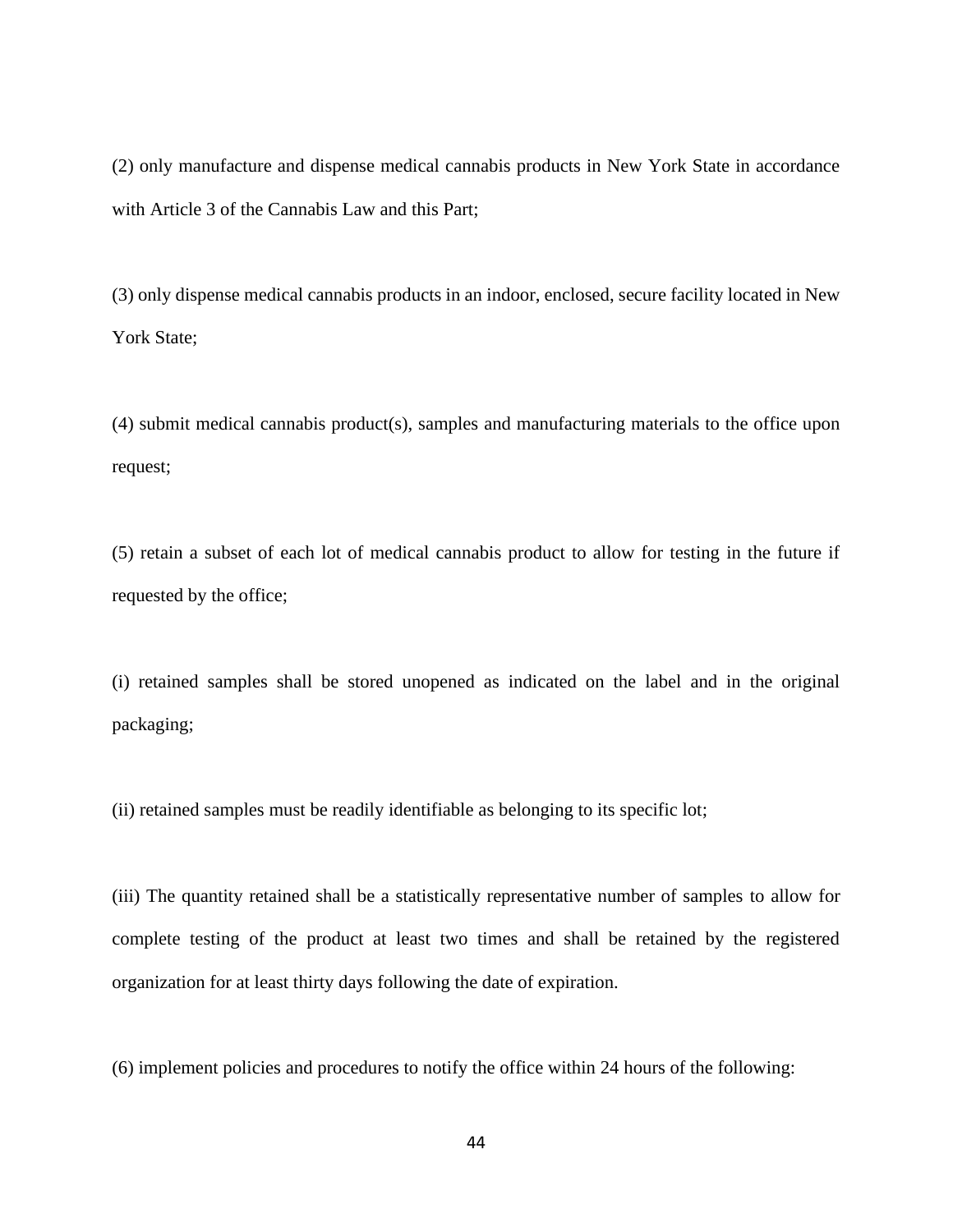(2) only manufacture and dispense medical cannabis products in New York State in accordance with Article 3 of the Cannabis Law and this Part;

(3) only dispense medical cannabis products in an indoor, enclosed, secure facility located in New York State;

(4) submit medical cannabis product(s), samples and manufacturing materials to the office upon request;

(5) retain a subset of each lot of medical cannabis product to allow for testing in the future if requested by the office;

(i) retained samples shall be stored unopened as indicated on the label and in the original packaging;

(ii) retained samples must be readily identifiable as belonging to its specific lot;

(iii) The quantity retained shall be a statistically representative number of samples to allow for complete testing of the product at least two times and shall be retained by the registered organization for at least thirty days following the date of expiration.

(6) implement policies and procedures to notify the office within 24 hours of the following: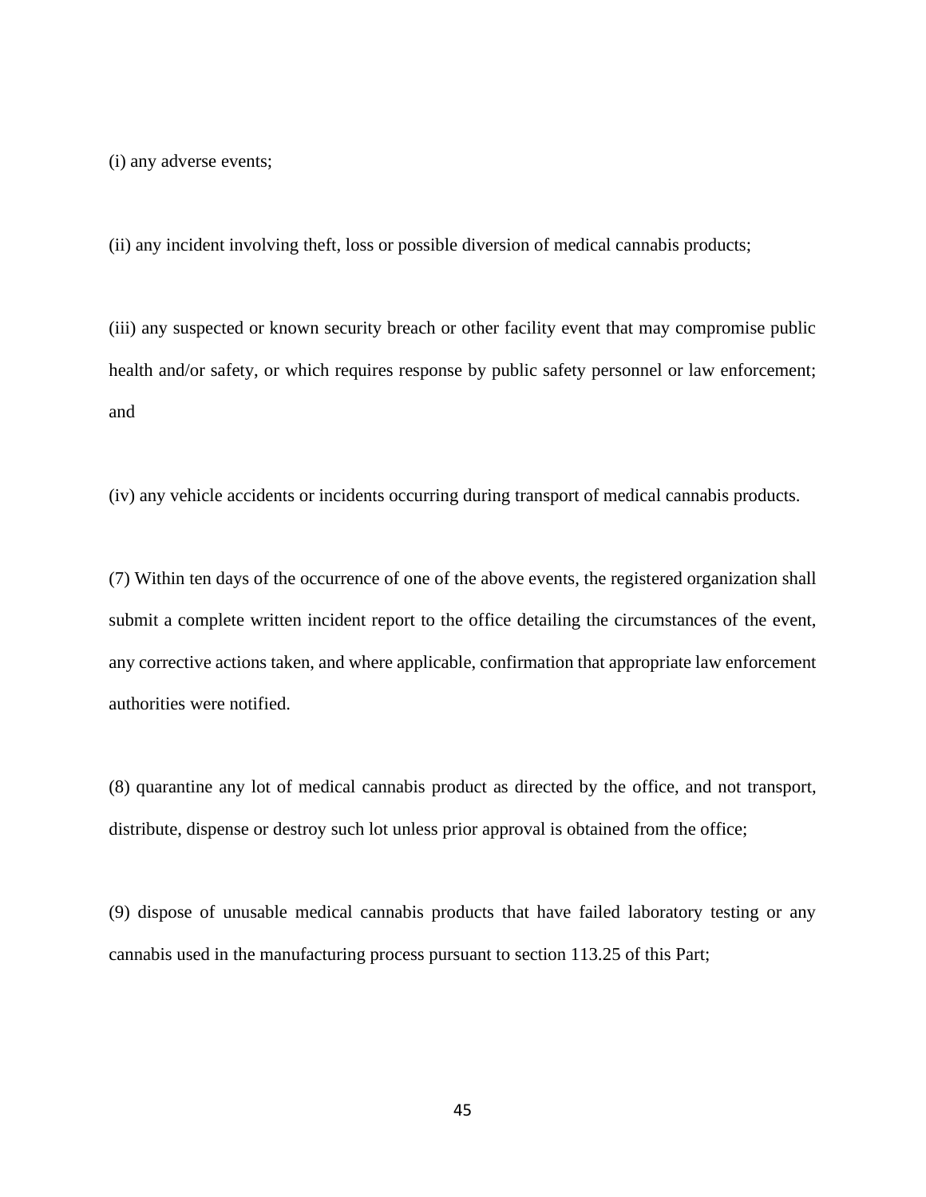(i) any adverse events;

(ii) any incident involving theft, loss or possible diversion of medical cannabis products;

(iii) any suspected or known security breach or other facility event that may compromise public health and/or safety, or which requires response by public safety personnel or law enforcement; and

(iv) any vehicle accidents or incidents occurring during transport of medical cannabis products.

(7) Within ten days of the occurrence of one of the above events, the registered organization shall submit a complete written incident report to the office detailing the circumstances of the event, any corrective actions taken, and where applicable, confirmation that appropriate law enforcement authorities were notified.

(8) quarantine any lot of medical cannabis product as directed by the office, and not transport, distribute, dispense or destroy such lot unless prior approval is obtained from the office;

(9) dispose of unusable medical cannabis products that have failed laboratory testing or any cannabis used in the manufacturing process pursuant to section 113.25 of this Part;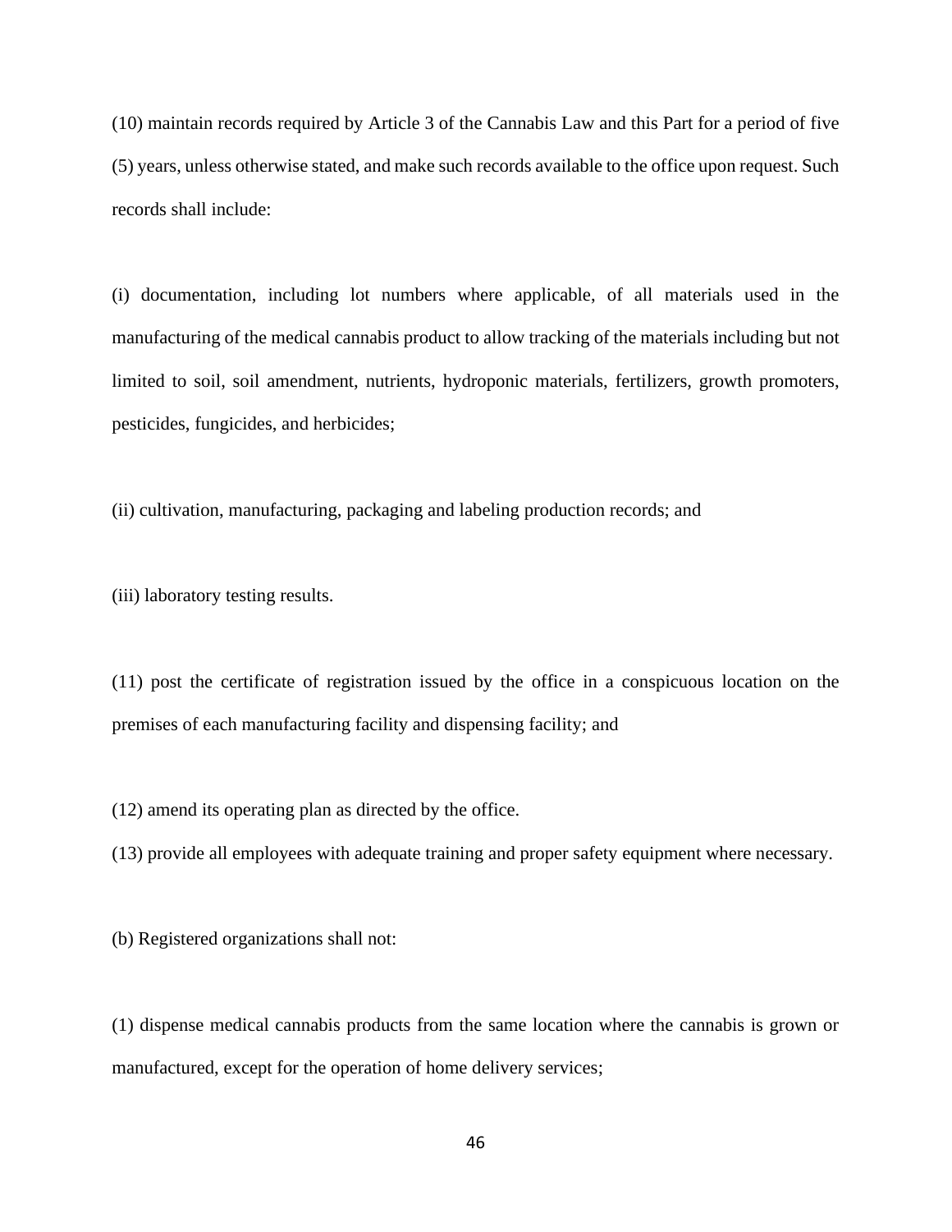(10) maintain records required by Article 3 of the Cannabis Law and this Part for a period of five (5) years, unless otherwise stated, and make such records available to the office upon request. Such records shall include:

(i) documentation, including lot numbers where applicable, of all materials used in the manufacturing of the medical cannabis product to allow tracking of the materials including but not limited to soil, soil amendment, nutrients, hydroponic materials, fertilizers, growth promoters, pesticides, fungicides, and herbicides;

(ii) cultivation, manufacturing, packaging and labeling production records; and

(iii) laboratory testing results.

(11) post the certificate of registration issued by the office in a conspicuous location on the premises of each manufacturing facility and dispensing facility; and

(12) amend its operating plan as directed by the office.

(13) provide all employees with adequate training and proper safety equipment where necessary.

(b) Registered organizations shall not:

(1) dispense medical cannabis products from the same location where the cannabis is grown or manufactured, except for the operation of home delivery services;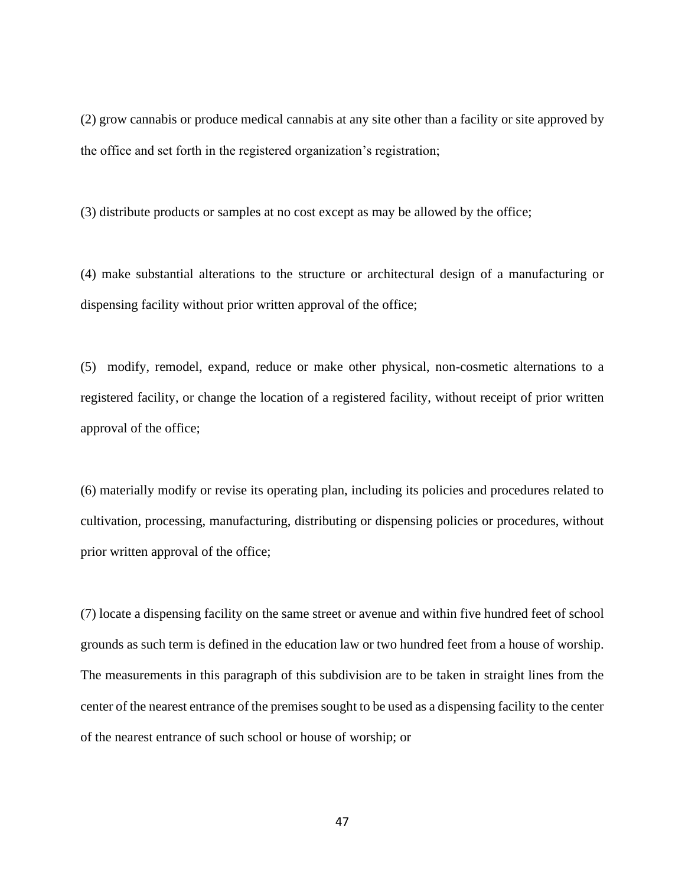(2) grow cannabis or produce medical cannabis at any site other than a facility or site approved by the office and set forth in the registered organization's registration;

(3) distribute products or samples at no cost except as may be allowed by the office;

(4) make substantial alterations to the structure or architectural design of a manufacturing or dispensing facility without prior written approval of the office;

(5) modify, remodel, expand, reduce or make other physical, non-cosmetic alternations to a registered facility, or change the location of a registered facility, without receipt of prior written approval of the office;

(6) materially modify or revise its operating plan, including its policies and procedures related to cultivation, processing, manufacturing, distributing or dispensing policies or procedures, without prior written approval of the office;

(7) locate a dispensing facility on the same street or avenue and within five hundred feet of school grounds as such term is defined in the education law or two hundred feet from a house of worship. The measurements in this paragraph of this subdivision are to be taken in straight lines from the center of the nearest entrance of the premises sought to be used as a dispensing facility to the center of the nearest entrance of such school or house of worship; or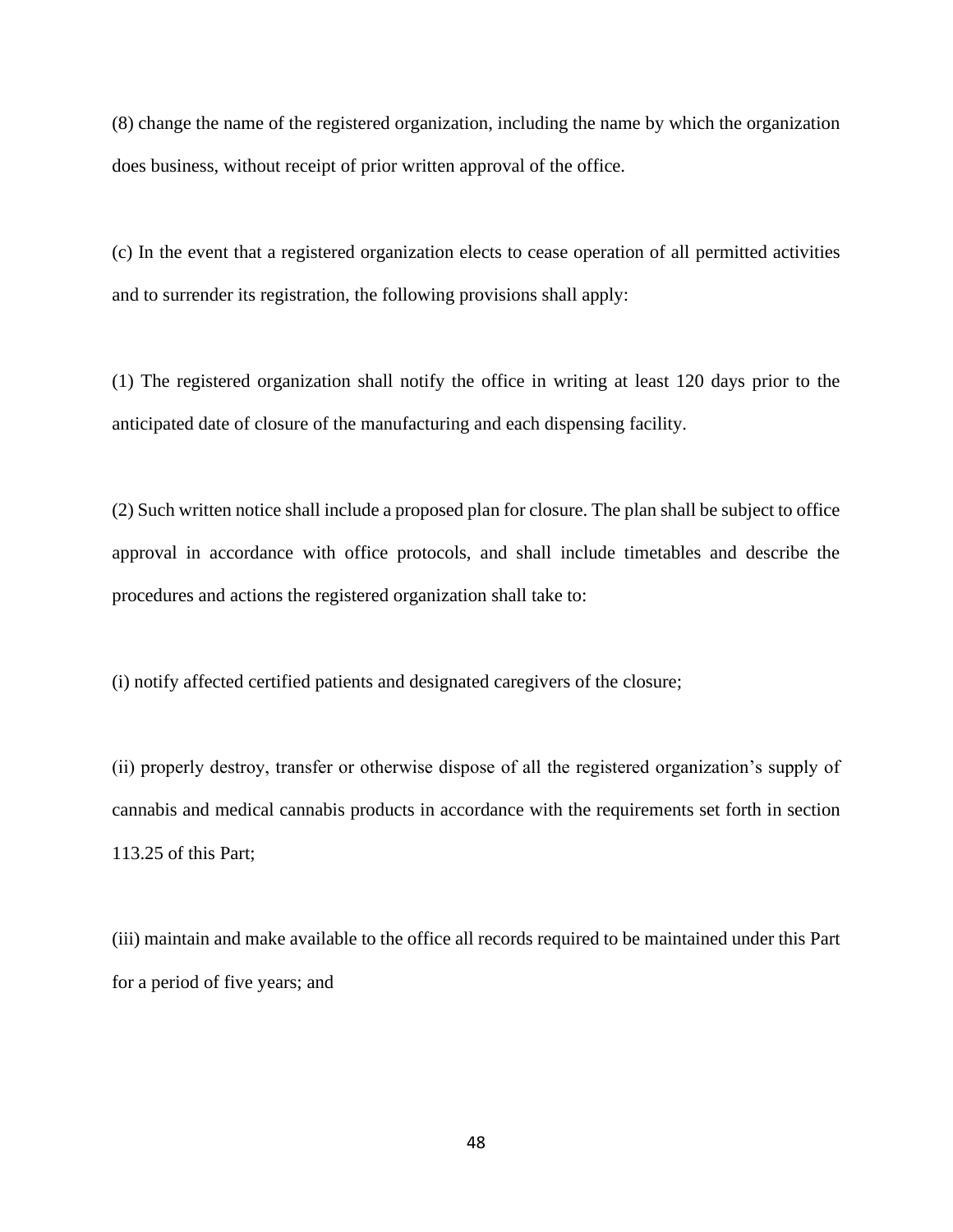(8) change the name of the registered organization, including the name by which the organization does business, without receipt of prior written approval of the office.

(c) In the event that a registered organization elects to cease operation of all permitted activities and to surrender its registration, the following provisions shall apply:

(1) The registered organization shall notify the office in writing at least 120 days prior to the anticipated date of closure of the manufacturing and each dispensing facility.

(2) Such written notice shall include a proposed plan for closure. The plan shall be subject to office approval in accordance with office protocols, and shall include timetables and describe the procedures and actions the registered organization shall take to:

(i) notify affected certified patients and designated caregivers of the closure;

(ii) properly destroy, transfer or otherwise dispose of all the registered organization's supply of cannabis and medical cannabis products in accordance with the requirements set forth in section 113.25 of this Part;

(iii) maintain and make available to the office all records required to be maintained under this Part for a period of five years; and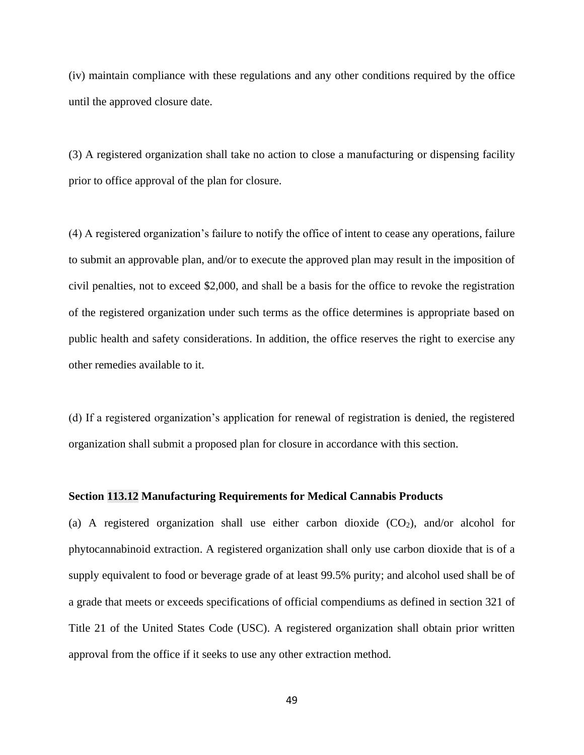(iv) maintain compliance with these regulations and any other conditions required by the office until the approved closure date.

(3) A registered organization shall take no action to close a manufacturing or dispensing facility prior to office approval of the plan for closure.

(4) A registered organization's failure to notify the office of intent to cease any operations, failure to submit an approvable plan, and/or to execute the approved plan may result in the imposition of civil penalties, not to exceed $2,000, and shall be a basis for the office to revoke the registration of the registered organization under such terms as the office determines is appropriate based on public health and safety considerations. In addition, the office reserves the right to exercise any other remedies available to it.

(d) If a registered organization's application for renewal of registration is denied, the registered organization shall submit a proposed plan for closure in accordance with this section.

**Section 113.12 Manufacturing Requirements for Medical Cannabis Products**

(a) A registered organization shall use either carbon dioxide ($CO_2$), and/or alcohol for phytocannabinoid extraction. A registered organization shall only use carbon dioxide that is of a supply equivalent to food or beverage grade of at least 99.5% purity; and alcohol used shall be of a grade that meets or exceeds specifications of official compendiums as defined in section 321 of Title 21 of the United States Code (USC). A registered organization shall obtain prior written approval from the office if it seeks to use any other extraction method.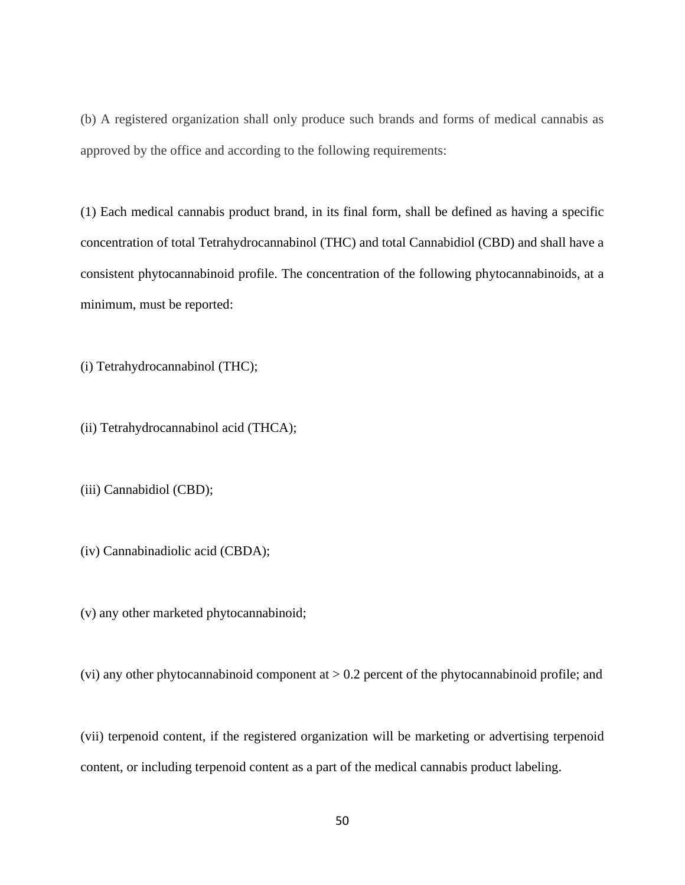(b) A registered organization shall only produce such brands and forms of medical cannabis as approved by the office and according to the following requirements:

(1) Each medical cannabis product brand, in its final form, shall be defined as having a specific concentration of total Tetrahydrocannabinol (THC) and total Cannabidiol (CBD) and shall have a consistent phytocannabinoid profile. The concentration of the following phytocannabinoids, at a minimum, must be reported:

(i) Tetrahydrocannabinol (THC);

(ii) Tetrahydrocannabinol acid (THCA);

(iii) Cannabidiol (CBD);

(iv) Cannabinadiolic acid (CBDA);

(v) any other marketed phytocannabinoid;

(vi) any other phytocannabinoid component at > 0.2 percent of the phytocannabinoid profile; and

(vii) terpenoid content, if the registered organization will be marketing or advertising terpenoid content, or including terpenoid content as a part of the medical cannabis product labeling.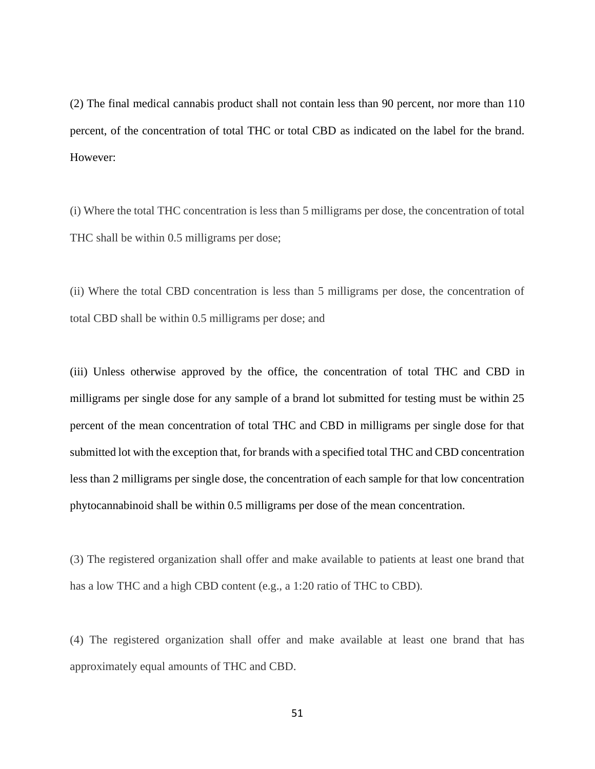(2) The final medical cannabis product shall not contain less than 90 percent, nor more than 110 percent, of the concentration of total THC or total CBD as indicated on the label for the brand. However:

(i) Where the total THC concentration is less than 5 milligrams per dose, the concentration of total THC shall be within 0.5 milligrams per dose;

(ii) Where the total CBD concentration is less than 5 milligrams per dose, the concentration of total CBD shall be within 0.5 milligrams per dose; and

(iii) Unless otherwise approved by the office, the concentration of total THC and CBD in milligrams per single dose for any sample of a brand lot submitted for testing must be within 25 percent of the mean concentration of total THC and CBD in milligrams per single dose for that submitted lot with the exception that, for brands with a specified total THC and CBD concentration less than 2 milligrams per single dose, the concentration of each sample for that low concentration phytocannabinoid shall be within 0.5 milligrams per dose of the mean concentration.

(3) The registered organization shall offer and make available to patients at least one brand that has a low THC and a high CBD content (e.g., a 1:20 ratio of THC to CBD).

(4) The registered organization shall offer and make available at least one brand that has approximately equal amounts of THC and CBD.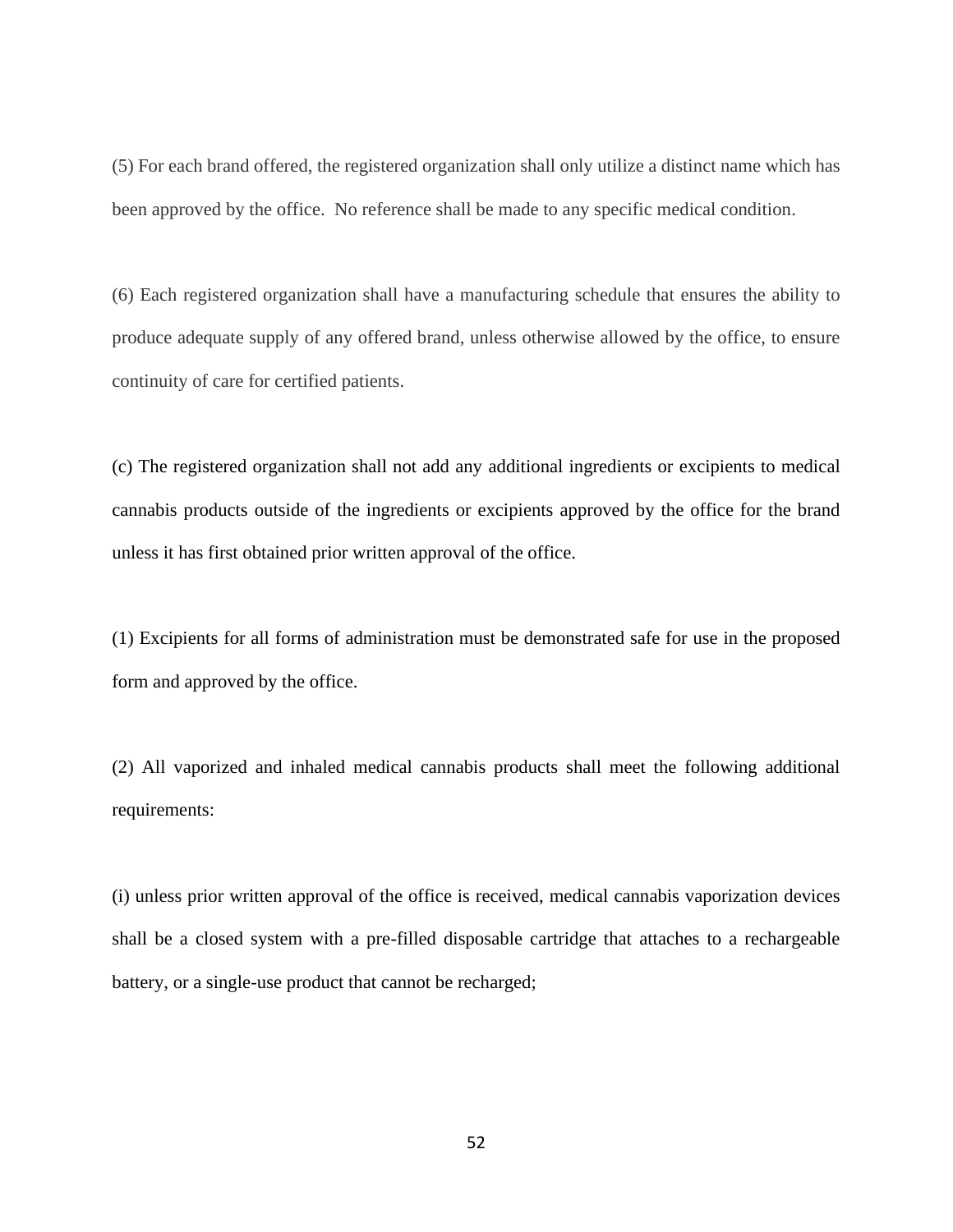(5) For each brand offered, the registered organization shall only utilize a distinct name which has been approved by the office.  No reference shall be made to any specific medical condition.

(6) Each registered organization shall have a manufacturing schedule that ensures the ability to produce adequate supply of any offered brand, unless otherwise allowed by the office, to ensure continuity of care for certified patients.

(c) The registered organization shall not add any additional ingredients or excipients to medical cannabis products outside of the ingredients or excipients approved by the office for the brand unless it has first obtained prior written approval of the office.

(1) Excipients for all forms of administration must be demonstrated safe for use in the proposed form and approved by the office.

(2) All vaporized and inhaled medical cannabis products shall meet the following additional requirements:

(i) unless prior written approval of the office is received, medical cannabis vaporization devices shall be a closed system with a pre-filled disposable cartridge that attaches to a rechargeable battery, or a single-use product that cannot be recharged;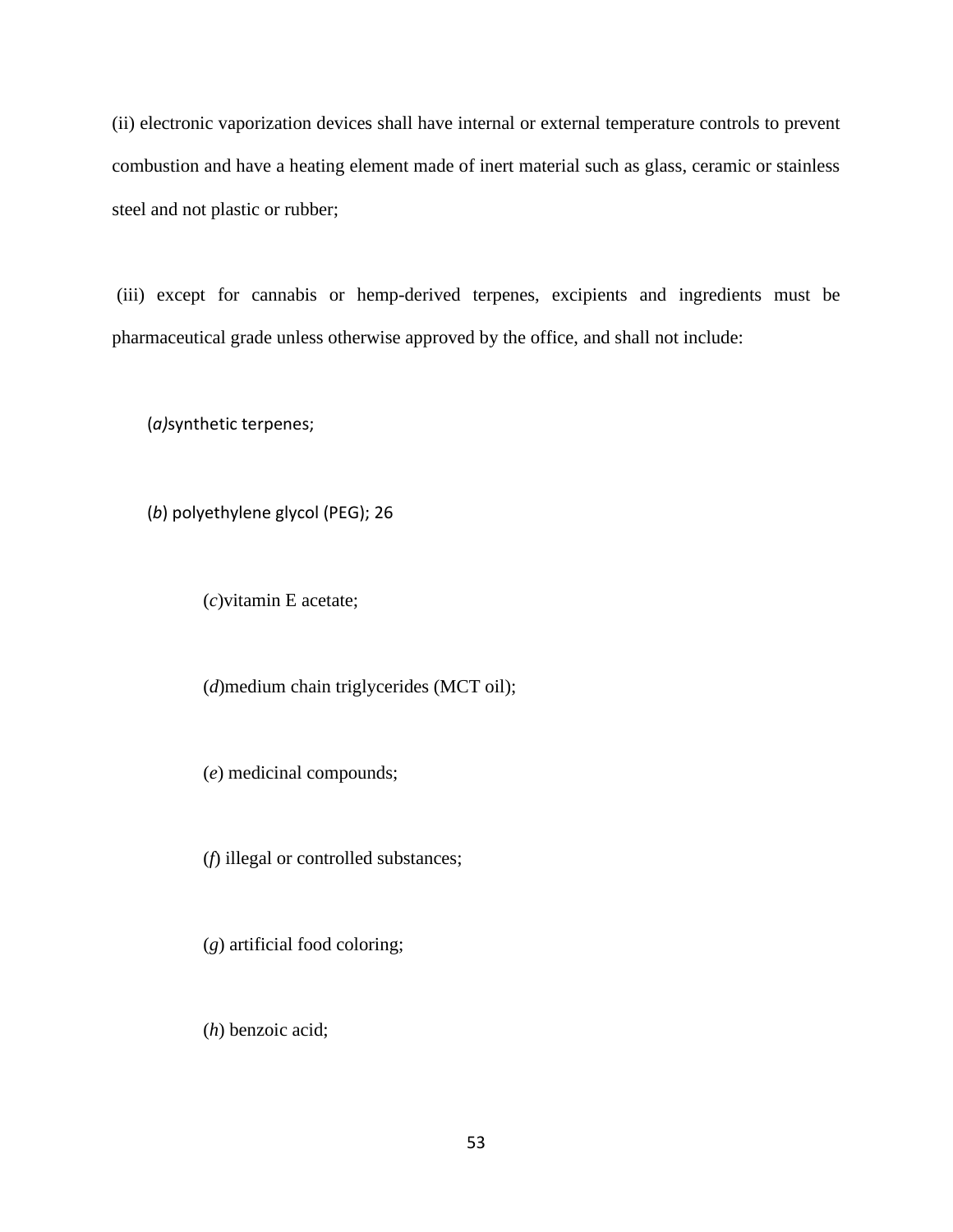(ii) electronic vaporization devices shall have internal or external temperature controls to prevent combustion and have a heating element made of inert material such as glass, ceramic or stainless steel and not plastic or rubber;

(iii) except for cannabis or hemp-derived terpenes, excipients and ingredients must be pharmaceutical grade unless otherwise approved by the office, and shall not include:

(*a*)synthetic terpenes;

(*b*) polyethylene glycol (PEG); 26

(*c*)vitamin E acetate;

(*d*)medium chain triglycerides (MCT oil);

(*e*) medicinal compounds;

(*f*) illegal or controlled substances;

(*g*) artificial food coloring;

(*h*) benzoic acid;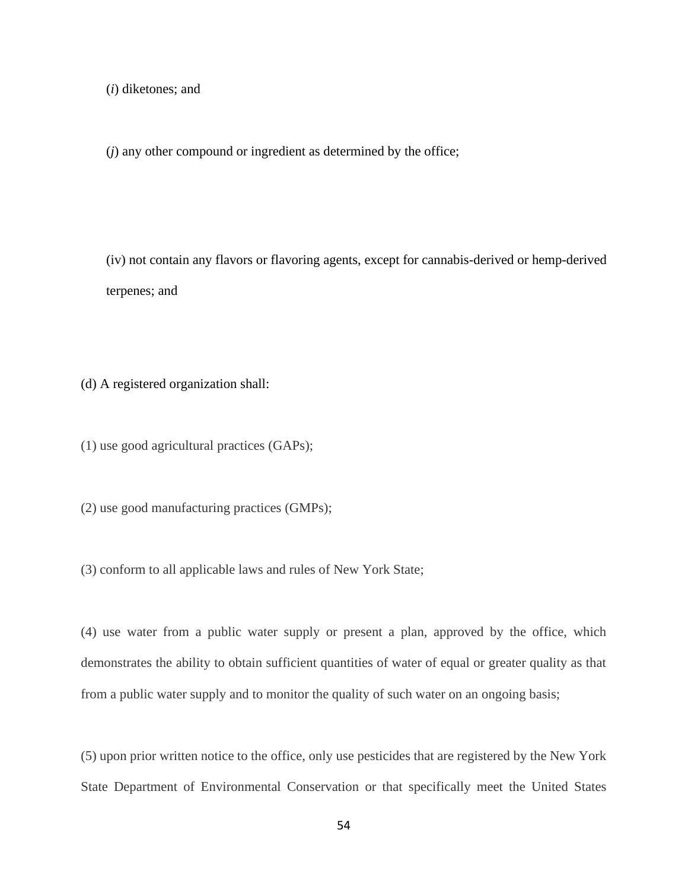(*i*) diketones; and

(*j*) any other compound or ingredient as determined by the office;

(iv) not contain any flavors or flavoring agents, except for cannabis-derived or hemp-derived terpenes; and

(d) A registered organization shall:

(1) use good agricultural practices (GAPs);

(2) use good manufacturing practices (GMPs);

(3) conform to all applicable laws and rules of New York State;

(4) use water from a public water supply or present a plan, approved by the office, which demonstrates the ability to obtain sufficient quantities of water of equal or greater quality as that from a public water supply and to monitor the quality of such water on an ongoing basis;

(5) upon prior written notice to the office, only use pesticides that are registered by the New York State Department of Environmental Conservation or that specifically meet the United States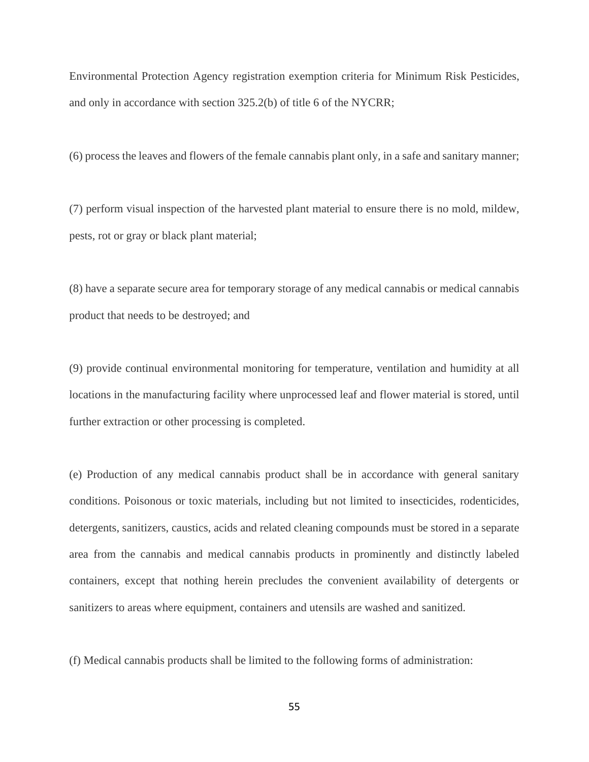Environmental Protection Agency registration exemption criteria for Minimum Risk Pesticides, and only in accordance with section 325.2(b) of title 6 of the NYCRR;

(6) process the leaves and flowers of the female cannabis plant only, in a safe and sanitary manner;

(7) perform visual inspection of the harvested plant material to ensure there is no mold, mildew, pests, rot or gray or black plant material;

(8) have a separate secure area for temporary storage of any medical cannabis or medical cannabis product that needs to be destroyed; and

(9) provide continual environmental monitoring for temperature, ventilation and humidity at all locations in the manufacturing facility where unprocessed leaf and flower material is stored, until further extraction or other processing is completed.

(e) Production of any medical cannabis product shall be in accordance with general sanitary conditions. Poisonous or toxic materials, including but not limited to insecticides, rodenticides, detergents, sanitizers, caustics, acids and related cleaning compounds must be stored in a separate area from the cannabis and medical cannabis products in prominently and distinctly labeled containers, except that nothing herein precludes the convenient availability of detergents or sanitizers to areas where equipment, containers and utensils are washed and sanitized.

(f) Medical cannabis products shall be limited to the following forms of administration: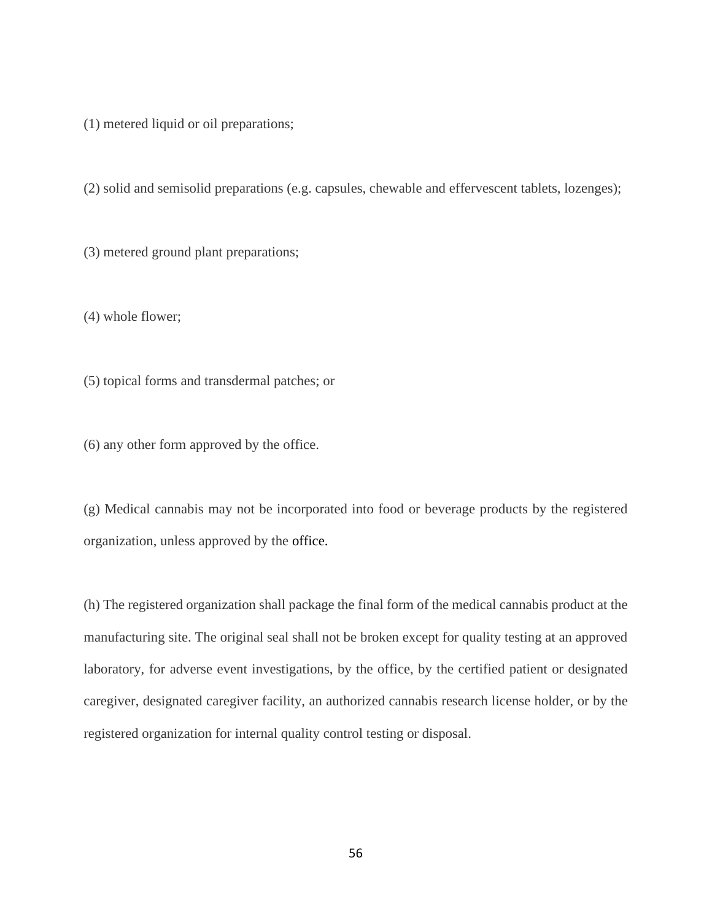(1) metered liquid or oil preparations;

(2) solid and semisolid preparations (e.g. capsules, chewable and effervescent tablets, lozenges);

(3) metered ground plant preparations;

(4) whole flower;

(5) topical forms and transdermal patches; or

(6) any other form approved by the office.

(g) Medical cannabis may not be incorporated into food or beverage products by the registered organization, unless approved by the office.

(h) The registered organization shall package the final form of the medical cannabis product at the manufacturing site. The original seal shall not be broken except for quality testing at an approved laboratory, for adverse event investigations, by the office, by the certified patient or designated caregiver, designated caregiver facility, an authorized cannabis research license holder, or by the registered organization for internal quality control testing or disposal.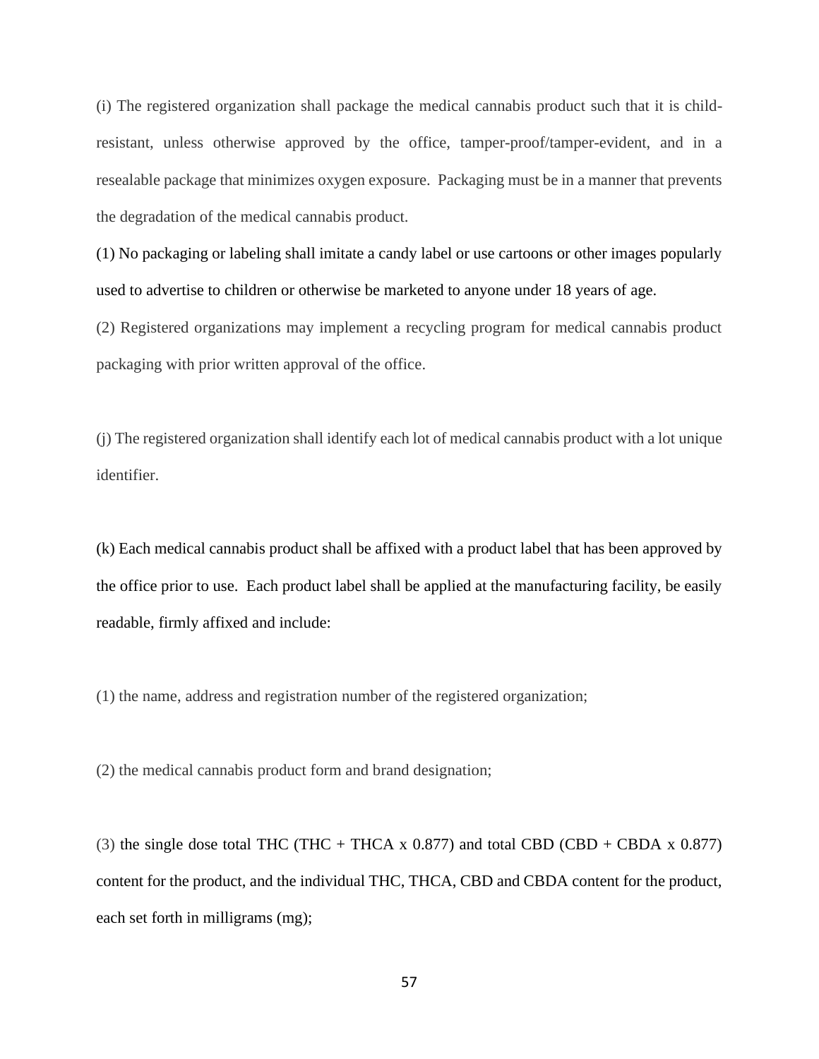(i) The registered organization shall package the medical cannabis product such that it is child-resistant, unless otherwise approved by the office, tamper-proof/tamper-evident, and in a resealable package that minimizes oxygen exposure. Packaging must be in a manner that prevents the degradation of the medical cannabis product.

(1) No packaging or labeling shall imitate a candy label or use cartoons or other images popularly used to advertise to children or otherwise be marketed to anyone under 18 years of age.

(2) Registered organizations may implement a recycling program for medical cannabis product packaging with prior written approval of the office.

(j) The registered organization shall identify each lot of medical cannabis product with a lot unique identifier.

(k) Each medical cannabis product shall be affixed with a product label that has been approved by the office prior to use. Each product label shall be applied at the manufacturing facility, be easily readable, firmly affixed and include:

(1) the name, address and registration number of the registered organization;

(2) the medical cannabis product form and brand designation;

(3) the single dose total THC (THC + THCA x 0.877) and total CBD (CBD + CBDA x 0.877) content for the product, and the individual THC, THCA, CBD and CBDA content for the product, each set forth in milligrams (mg);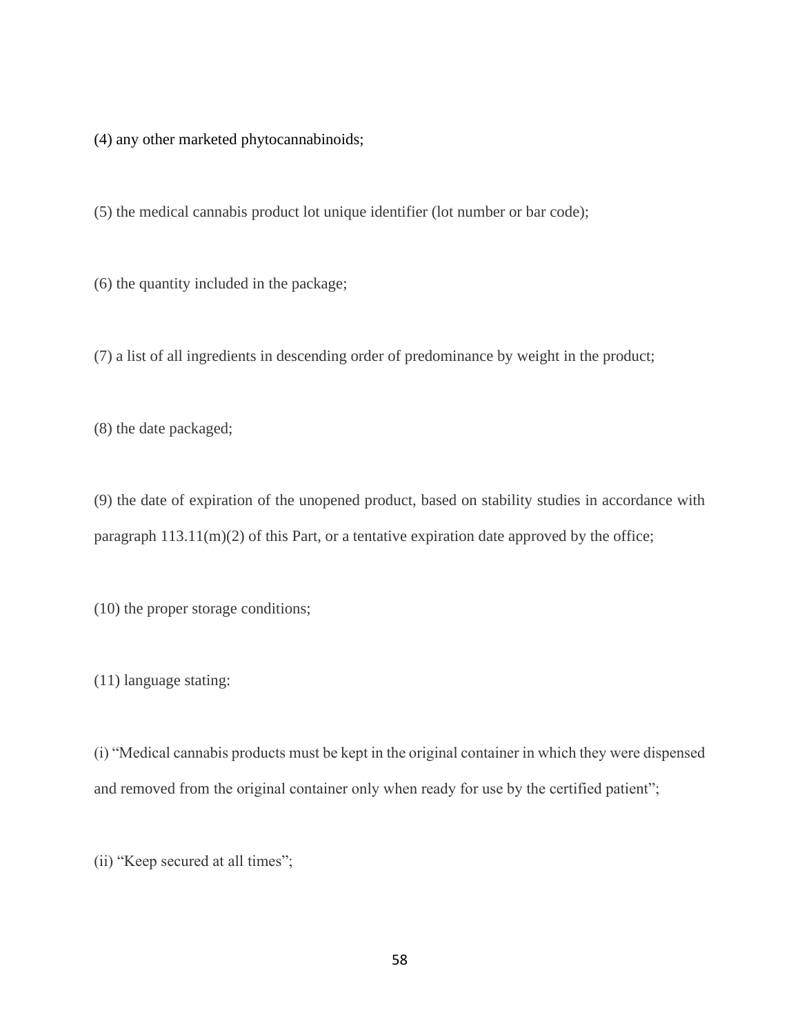(4) any other marketed phytocannabinoids;

(5) the medical cannabis product lot unique identifier (lot number or bar code);

(6) the quantity included in the package;

(7) a list of all ingredients in descending order of predominance by weight in the product;

(8) the date packaged;

(9) the date of expiration of the unopened product, based on stability studies in accordance with paragraph 113.11(m)(2) of this Part, or a tentative expiration date approved by the office;

(10) the proper storage conditions;

(11) language stating:

(i) "Medical cannabis products must be kept in the original container in which they were dispensed and removed from the original container only when ready for use by the certified patient";

(ii) "Keep secured at all times";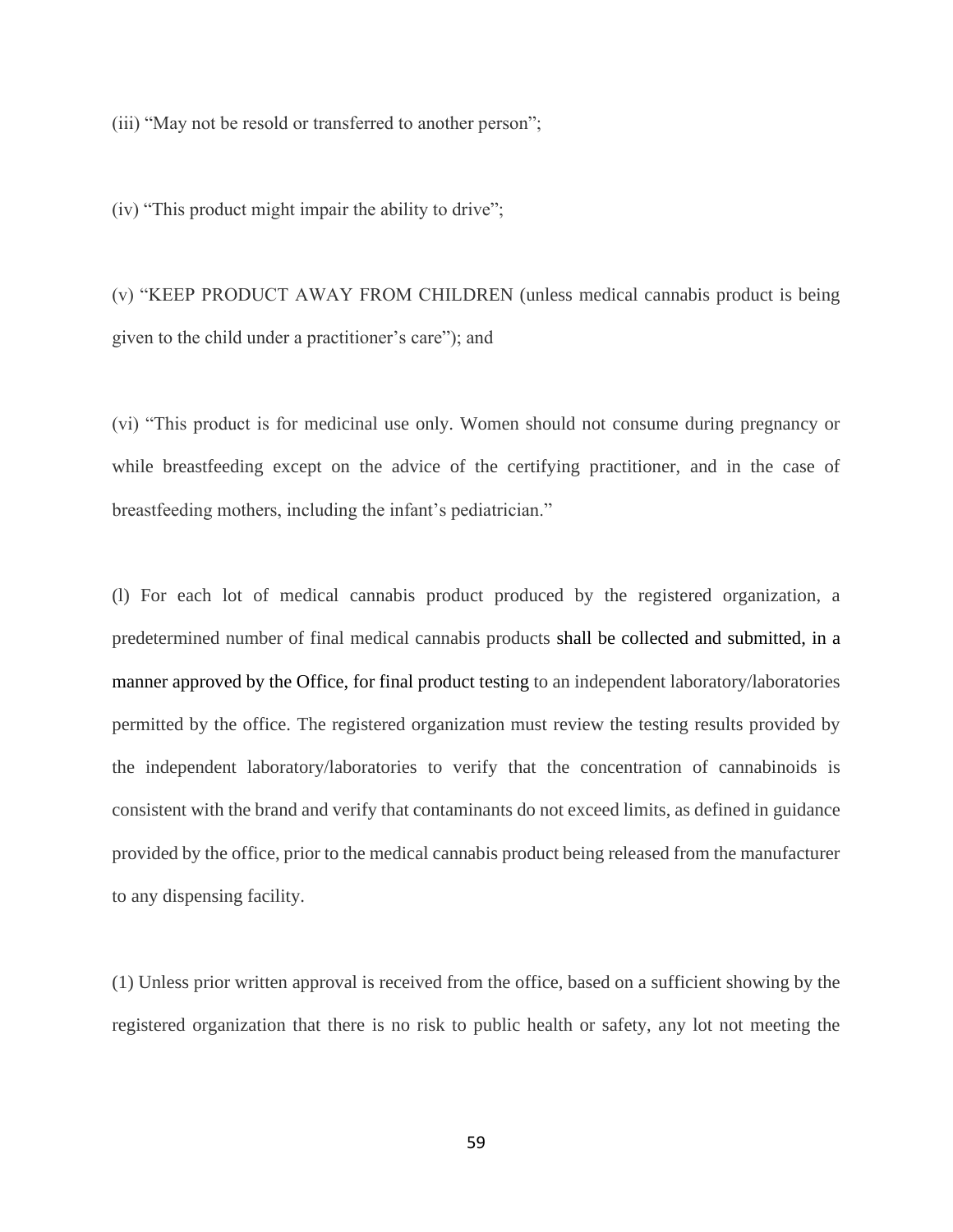(iii) “May not be resold or transferred to another person”;

(iv) “This product might impair the ability to drive”;

(v) “KEEP PRODUCT AWAY FROM CHILDREN (unless medical cannabis product is being given to the child under a practitioner’s care”); and

(vi) “This product is for medicinal use only. Women should not consume during pregnancy or while breastfeeding except on the advice of the certifying practitioner, and in the case of breastfeeding mothers, including the infant’s pediatrician.”

(l) For each lot of medical cannabis product produced by the registered organization, a predetermined number of final medical cannabis products shall be collected and submitted, in a manner approved by the Office, for final product testing to an independent laboratory/laboratories permitted by the office. The registered organization must review the testing results provided by the independent laboratory/laboratories to verify that the concentration of cannabinoids is consistent with the brand and verify that contaminants do not exceed limits, as defined in guidance provided by the office, prior to the medical cannabis product being released from the manufacturer to any dispensing facility.

(1) Unless prior written approval is received from the office, based on a sufficient showing by the registered organization that there is no risk to public health or safety, any lot not meeting the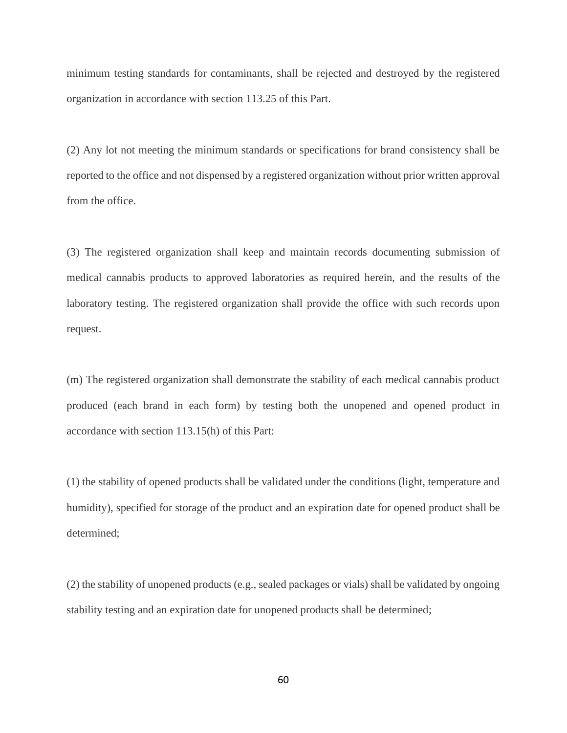minimum testing standards for contaminants, shall be rejected and destroyed by the registered organization in accordance with section 113.25 of this Part.

(2) Any lot not meeting the minimum standards or specifications for brand consistency shall be reported to the office and not dispensed by a registered organization without prior written approval from the office.

(3) The registered organization shall keep and maintain records documenting submission of medical cannabis products to approved laboratories as required herein, and the results of the laboratory testing. The registered organization shall provide the office with such records upon request.

(m) The registered organization shall demonstrate the stability of each medical cannabis product produced (each brand in each form) by testing both the unopened and opened product in accordance with section 113.15(h) of this Part:

(1) the stability of opened products shall be validated under the conditions (light, temperature and humidity), specified for storage of the product and an expiration date for opened product shall be determined;

(2) the stability of unopened products (e.g., sealed packages or vials) shall be validated by ongoing stability testing and an expiration date for unopened products shall be determined;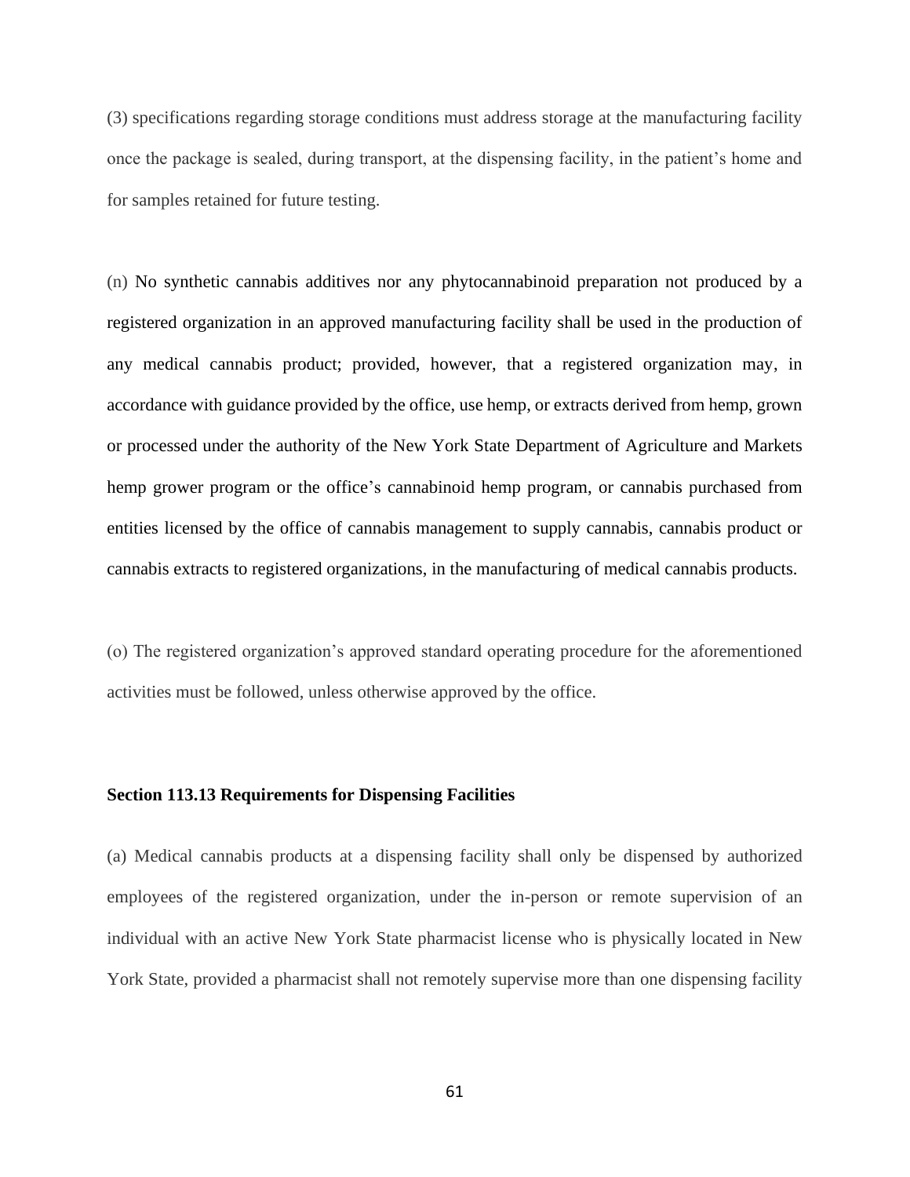(3) specifications regarding storage conditions must address storage at the manufacturing facility once the package is sealed, during transport, at the dispensing facility, in the patient's home and for samples retained for future testing.

(n) No synthetic cannabis additives nor any phytocannabinoid preparation not produced by a registered organization in an approved manufacturing facility shall be used in the production of any medical cannabis product; provided, however, that a registered organization may, in accordance with guidance provided by the office, use hemp, or extracts derived from hemp, grown or processed under the authority of the New York State Department of Agriculture and Markets hemp grower program or the office's cannabinoid hemp program, or cannabis purchased from entities licensed by the office of cannabis management to supply cannabis, cannabis product or cannabis extracts to registered organizations, in the manufacturing of medical cannabis products.

(o) The registered organization's approved standard operating procedure for the aforementioned activities must be followed, unless otherwise approved by the office.

**Section 113.13 Requirements for Dispensing Facilities**

(a) Medical cannabis products at a dispensing facility shall only be dispensed by authorized employees of the registered organization, under the in-person or remote supervision of an individual with an active New York State pharmacist license who is physically located in New York State, provided a pharmacist shall not remotely supervise more than one dispensing facility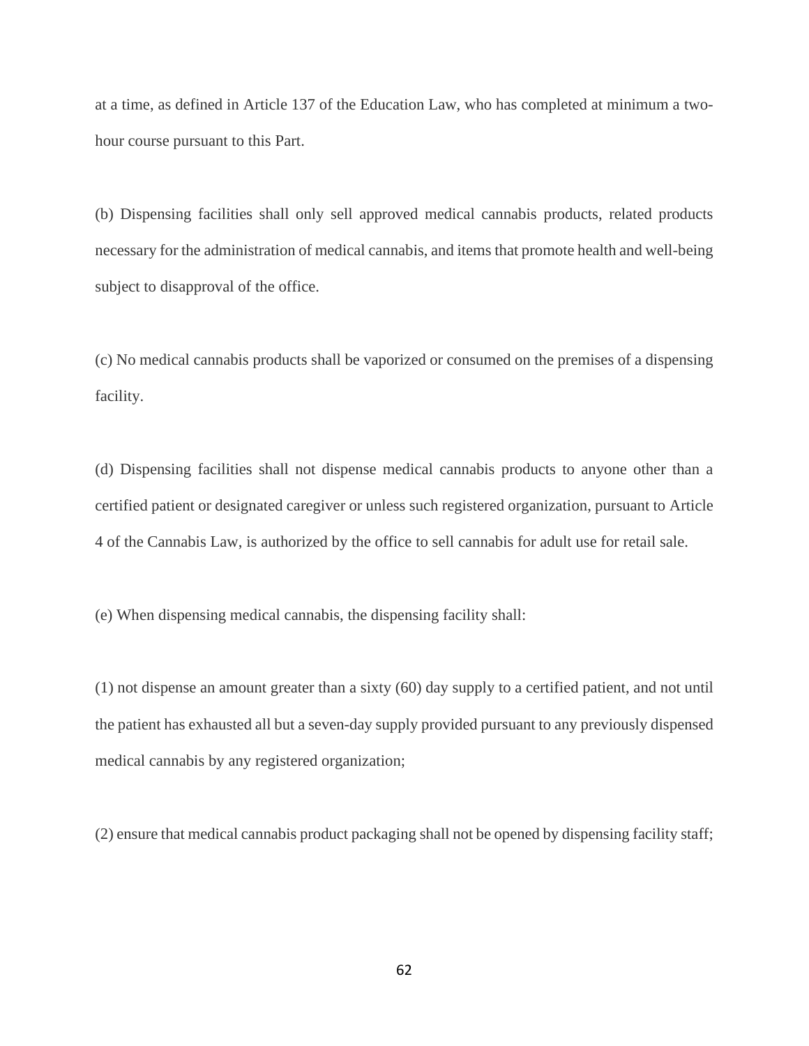at a time, as defined in Article 137 of the Education Law, who has completed at minimum a two-hour course pursuant to this Part.

(b) Dispensing facilities shall only sell approved medical cannabis products, related products necessary for the administration of medical cannabis, and items that promote health and well-being subject to disapproval of the office.

(c) No medical cannabis products shall be vaporized or consumed on the premises of a dispensing facility.

(d) Dispensing facilities shall not dispense medical cannabis products to anyone other than a certified patient or designated caregiver or unless such registered organization, pursuant to Article 4 of the Cannabis Law, is authorized by the office to sell cannabis for adult use for retail sale.

(e) When dispensing medical cannabis, the dispensing facility shall:

(1) not dispense an amount greater than a sixty (60) day supply to a certified patient, and not until the patient has exhausted all but a seven-day supply provided pursuant to any previously dispensed medical cannabis by any registered organization;

(2) ensure that medical cannabis product packaging shall not be opened by dispensing facility staff;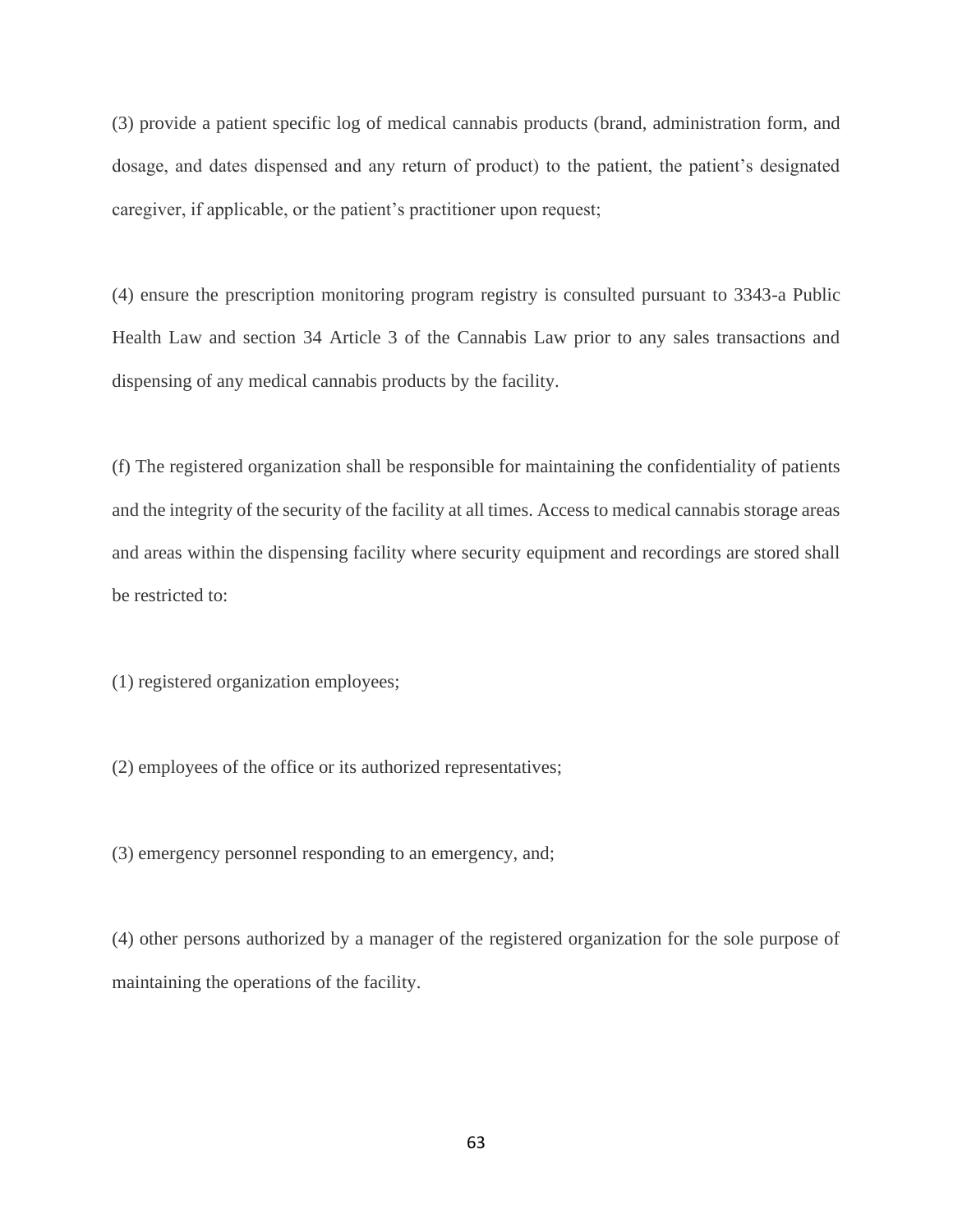(3) provide a patient specific log of medical cannabis products (brand, administration form, and dosage, and dates dispensed and any return of product) to the patient, the patient's designated caregiver, if applicable, or the patient's practitioner upon request;

(4) ensure the prescription monitoring program registry is consulted pursuant to 3343-a Public Health Law and section 34 Article 3 of the Cannabis Law prior to any sales transactions and dispensing of any medical cannabis products by the facility.

(f) The registered organization shall be responsible for maintaining the confidentiality of patients and the integrity of the security of the facility at all times. Access to medical cannabis storage areas and areas within the dispensing facility where security equipment and recordings are stored shall be restricted to:

(1) registered organization employees;

(2) employees of the office or its authorized representatives;

(3) emergency personnel responding to an emergency, and;

(4) other persons authorized by a manager of the registered organization for the sole purpose of maintaining the operations of the facility.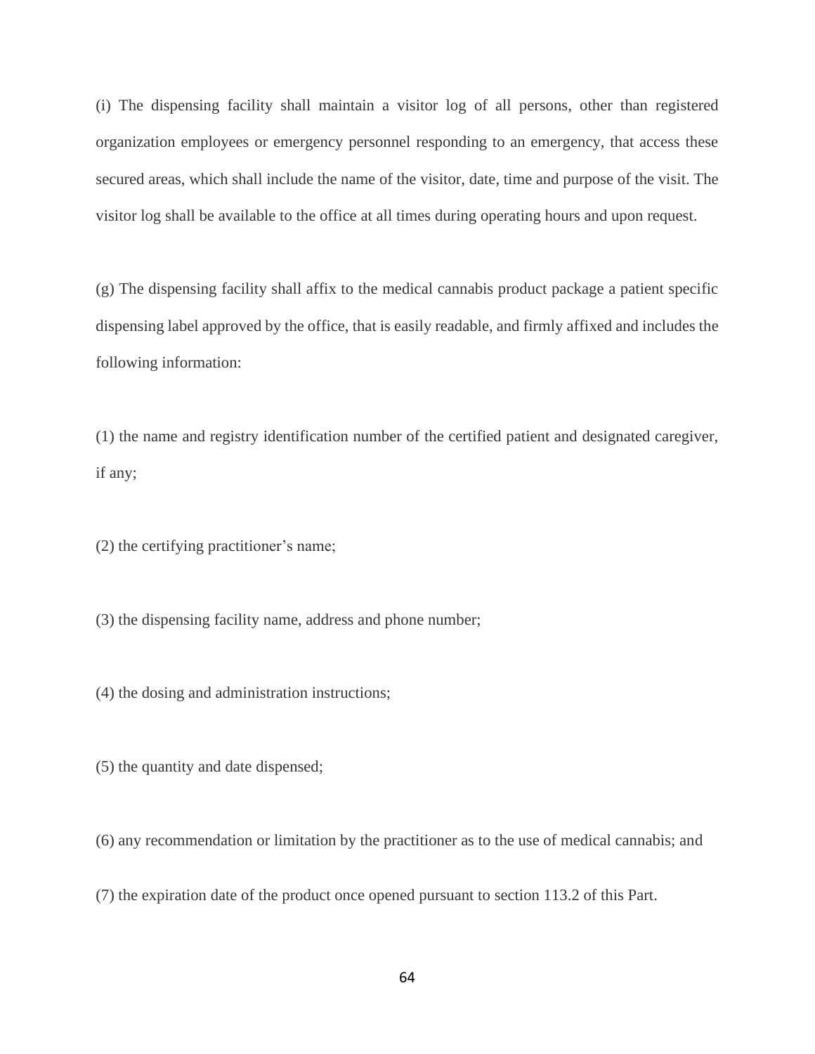(i) The dispensing facility shall maintain a visitor log of all persons, other than registered organization employees or emergency personnel responding to an emergency, that access these secured areas, which shall include the name of the visitor, date, time and purpose of the visit. The visitor log shall be available to the office at all times during operating hours and upon request.

(g) The dispensing facility shall affix to the medical cannabis product package a patient specific dispensing label approved by the office, that is easily readable, and firmly affixed and includes the following information:

(1) the name and registry identification number of the certified patient and designated caregiver, if any;

(2) the certifying practitioner's name;

(3) the dispensing facility name, address and phone number;

(4) the dosing and administration instructions;

(5) the quantity and date dispensed;

(6) any recommendation or limitation by the practitioner as to the use of medical cannabis; and

(7) the expiration date of the product once opened pursuant to section 113.2 of this Part.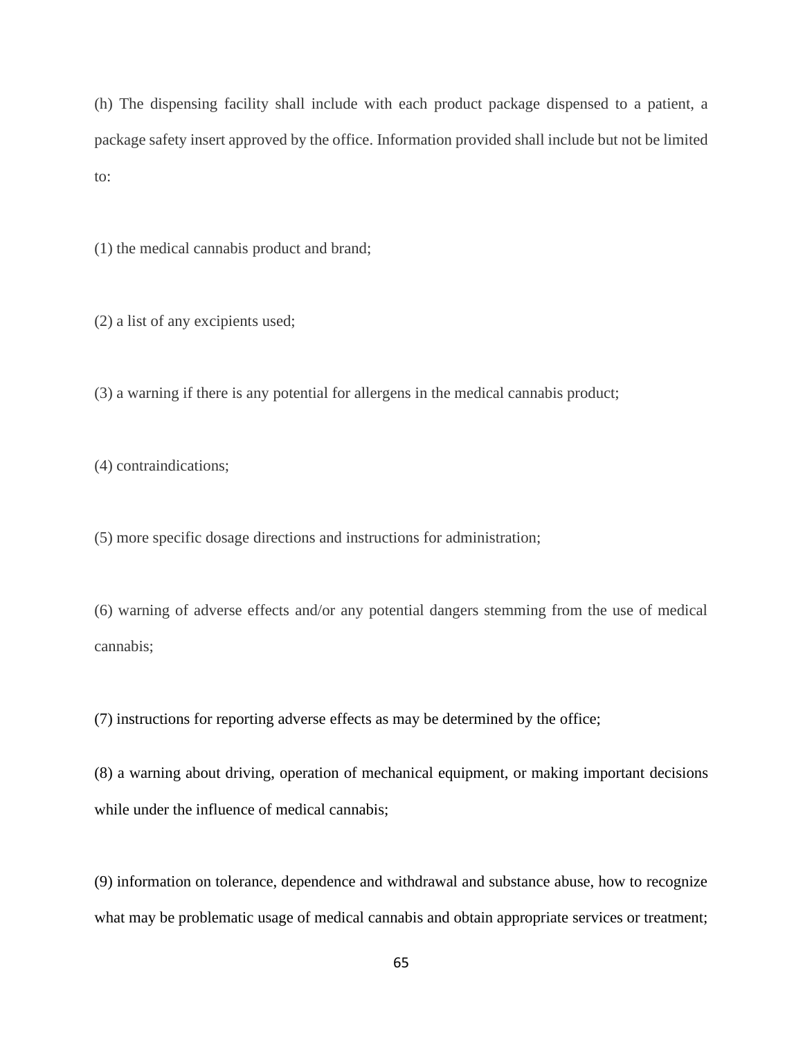(h) The dispensing facility shall include with each product package dispensed to a patient, a package safety insert approved by the office. Information provided shall include but not be limited to:

(1) the medical cannabis product and brand;

(2) a list of any excipients used;

(3) a warning if there is any potential for allergens in the medical cannabis product;

(4) contraindications;

(5) more specific dosage directions and instructions for administration;

(6) warning of adverse effects and/or any potential dangers stemming from the use of medical cannabis;

(7) instructions for reporting adverse effects as may be determined by the office;

(8) a warning about driving, operation of mechanical equipment, or making important decisions while under the influence of medical cannabis;

(9) information on tolerance, dependence and withdrawal and substance abuse, how to recognize what may be problematic usage of medical cannabis and obtain appropriate services or treatment;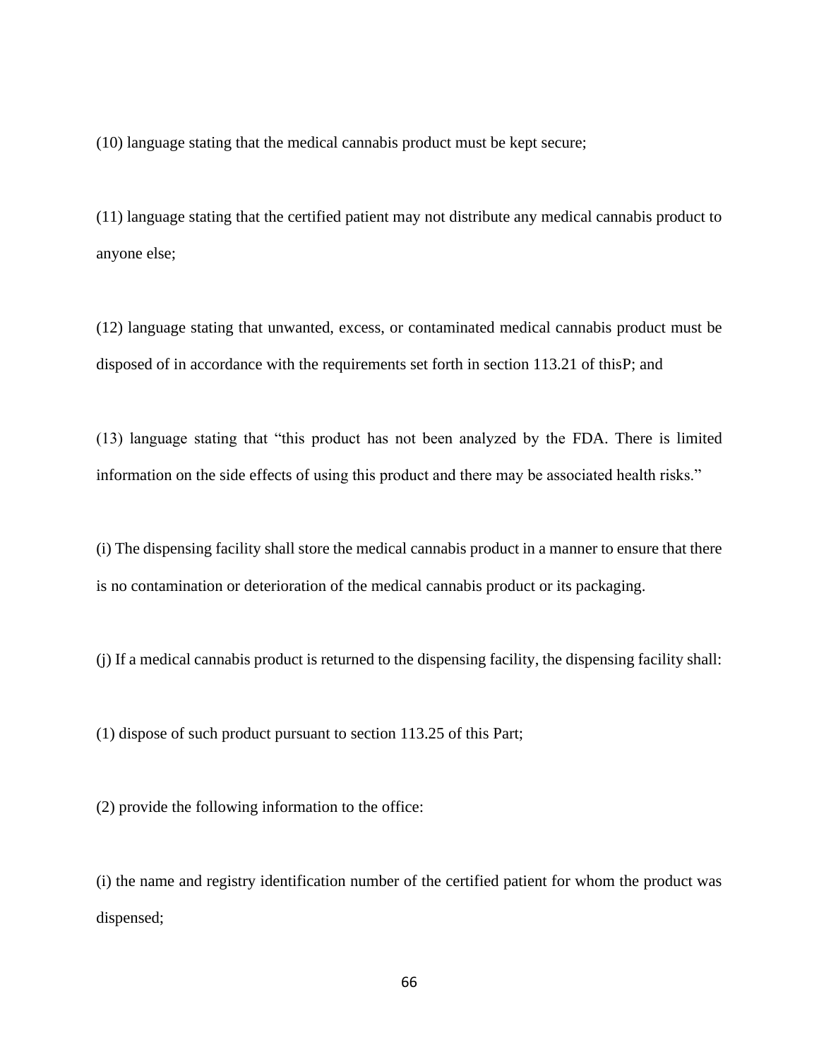(10) language stating that the medical cannabis product must be kept secure;

(11) language stating that the certified patient may not distribute any medical cannabis product to anyone else;

(12) language stating that unwanted, excess, or contaminated medical cannabis product must be disposed of in accordance with the requirements set forth in section 113.21 of thisP; and

(13) language stating that "this product has not been analyzed by the FDA. There is limited information on the side effects of using this product and there may be associated health risks."

(i) The dispensing facility shall store the medical cannabis product in a manner to ensure that there is no contamination or deterioration of the medical cannabis product or its packaging.

(j) If a medical cannabis product is returned to the dispensing facility, the dispensing facility shall:

(1) dispose of such product pursuant to section 113.25 of this Part;

(2) provide the following information to the office:

(i) the name and registry identification number of the certified patient for whom the product was dispensed;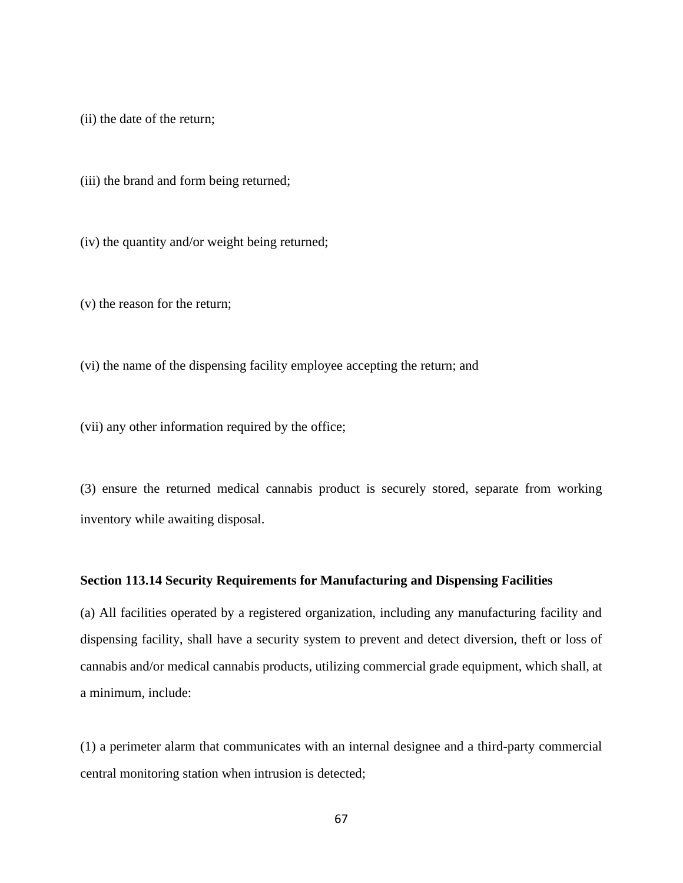(ii) the date of the return;

(iii) the brand and form being returned;

(iv) the quantity and/or weight being returned;

(v) the reason for the return;

(vi) the name of the dispensing facility employee accepting the return; and

(vii) any other information required by the office;

(3) ensure the returned medical cannabis product is securely stored, separate from working inventory while awaiting disposal.

**Section 113.14 Security Requirements for Manufacturing and Dispensing Facilities**

(a) All facilities operated by a registered organization, including any manufacturing facility and dispensing facility, shall have a security system to prevent and detect diversion, theft or loss of cannabis and/or medical cannabis products, utilizing commercial grade equipment, which shall, at a minimum, include:

(1) a perimeter alarm that communicates with an internal designee and a third-party commercial central monitoring station when intrusion is detected;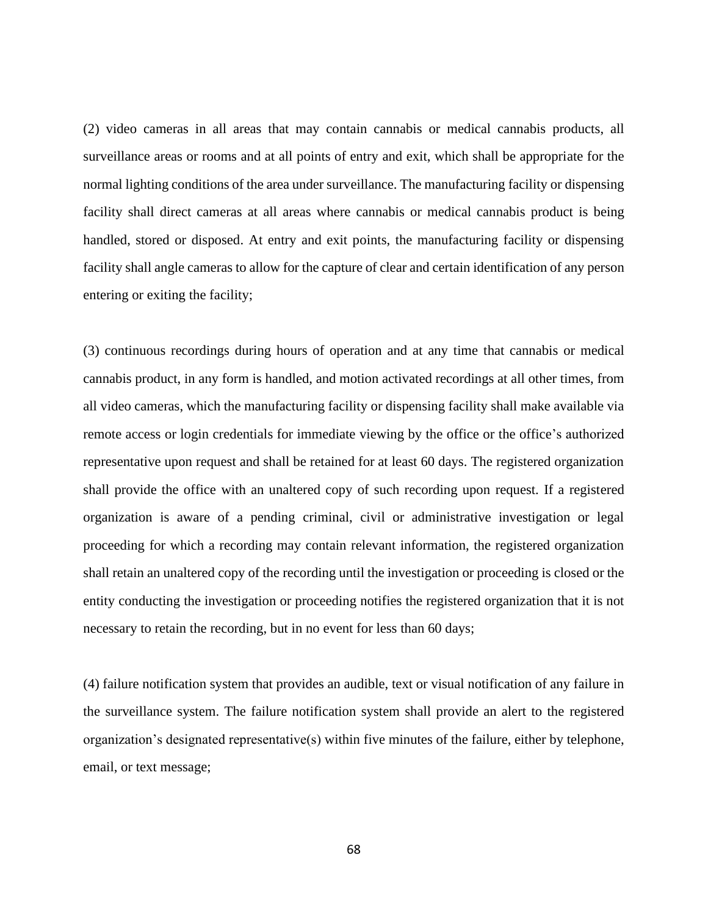(2) video cameras in all areas that may contain cannabis or medical cannabis products, all surveillance areas or rooms and at all points of entry and exit, which shall be appropriate for the normal lighting conditions of the area under surveillance. The manufacturing facility or dispensing facility shall direct cameras at all areas where cannabis or medical cannabis product is being handled, stored or disposed. At entry and exit points, the manufacturing facility or dispensing facility shall angle cameras to allow for the capture of clear and certain identification of any person entering or exiting the facility;

(3) continuous recordings during hours of operation and at any time that cannabis or medical cannabis product, in any form is handled, and motion activated recordings at all other times, from all video cameras, which the manufacturing facility or dispensing facility shall make available via remote access or login credentials for immediate viewing by the office or the office's authorized representative upon request and shall be retained for at least 60 days. The registered organization shall provide the office with an unaltered copy of such recording upon request. If a registered organization is aware of a pending criminal, civil or administrative investigation or legal proceeding for which a recording may contain relevant information, the registered organization shall retain an unaltered copy of the recording until the investigation or proceeding is closed or the entity conducting the investigation or proceeding notifies the registered organization that it is not necessary to retain the recording, but in no event for less than 60 days;

(4) failure notification system that provides an audible, text or visual notification of any failure in the surveillance system. The failure notification system shall provide an alert to the registered organization's designated representative(s) within five minutes of the failure, either by telephone, email, or text message;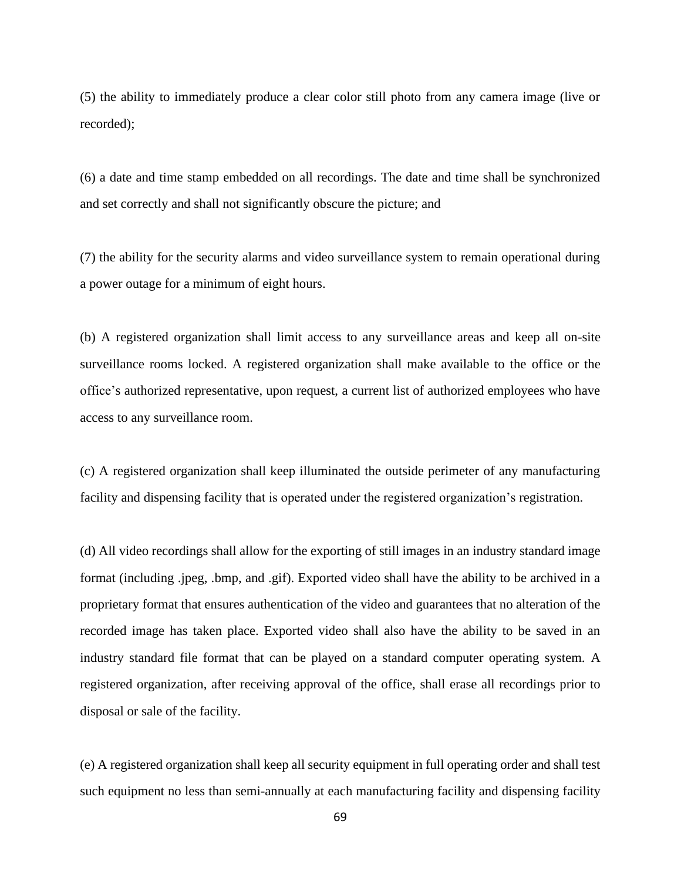(5) the ability to immediately produce a clear color still photo from any camera image (live or recorded);

(6) a date and time stamp embedded on all recordings. The date and time shall be synchronized and set correctly and shall not significantly obscure the picture; and

(7) the ability for the security alarms and video surveillance system to remain operational during a power outage for a minimum of eight hours.

(b) A registered organization shall limit access to any surveillance areas and keep all on-site surveillance rooms locked. A registered organization shall make available to the office or the office's authorized representative, upon request, a current list of authorized employees who have access to any surveillance room.

(c) A registered organization shall keep illuminated the outside perimeter of any manufacturing facility and dispensing facility that is operated under the registered organization's registration.

(d) All video recordings shall allow for the exporting of still images in an industry standard image format (including .jpeg, .bmp, and .gif). Exported video shall have the ability to be archived in a proprietary format that ensures authentication of the video and guarantees that no alteration of the recorded image has taken place. Exported video shall also have the ability to be saved in an industry standard file format that can be played on a standard computer operating system. A registered organization, after receiving approval of the office, shall erase all recordings prior to disposal or sale of the facility.

(e) A registered organization shall keep all security equipment in full operating order and shall test such equipment no less than semi-annually at each manufacturing facility and dispensing facility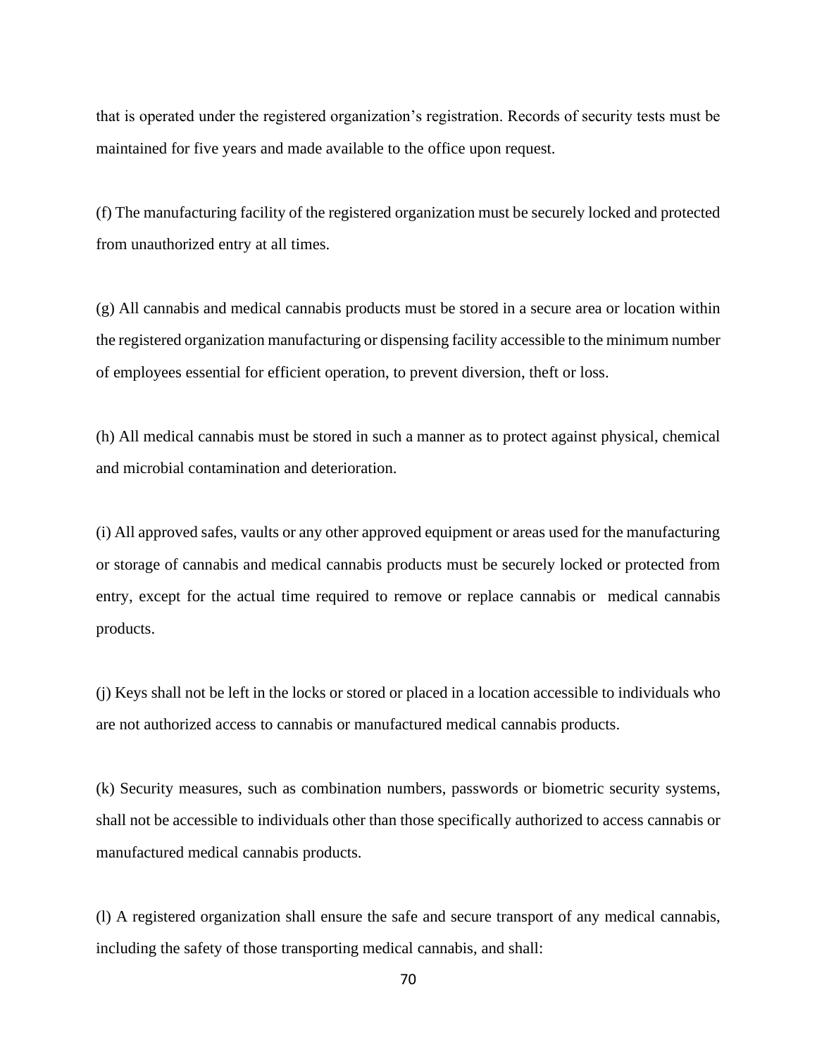that is operated under the registered organization's registration. Records of security tests must be maintained for five years and made available to the office upon request.

(f) The manufacturing facility of the registered organization must be securely locked and protected from unauthorized entry at all times.

(g) All cannabis and medical cannabis products must be stored in a secure area or location within the registered organization manufacturing or dispensing facility accessible to the minimum number of employees essential for efficient operation, to prevent diversion, theft or loss.

(h) All medical cannabis must be stored in such a manner as to protect against physical, chemical and microbial contamination and deterioration.

(i) All approved safes, vaults or any other approved equipment or areas used for the manufacturing or storage of cannabis and medical cannabis products must be securely locked or protected from entry, except for the actual time required to remove or replace cannabis or medical cannabis products.

(j) Keys shall not be left in the locks or stored or placed in a location accessible to individuals who are not authorized access to cannabis or manufactured medical cannabis products.

(k) Security measures, such as combination numbers, passwords or biometric security systems, shall not be accessible to individuals other than those specifically authorized to access cannabis or manufactured medical cannabis products.

(l) A registered organization shall ensure the safe and secure transport of any medical cannabis, including the safety of those transporting medical cannabis, and shall: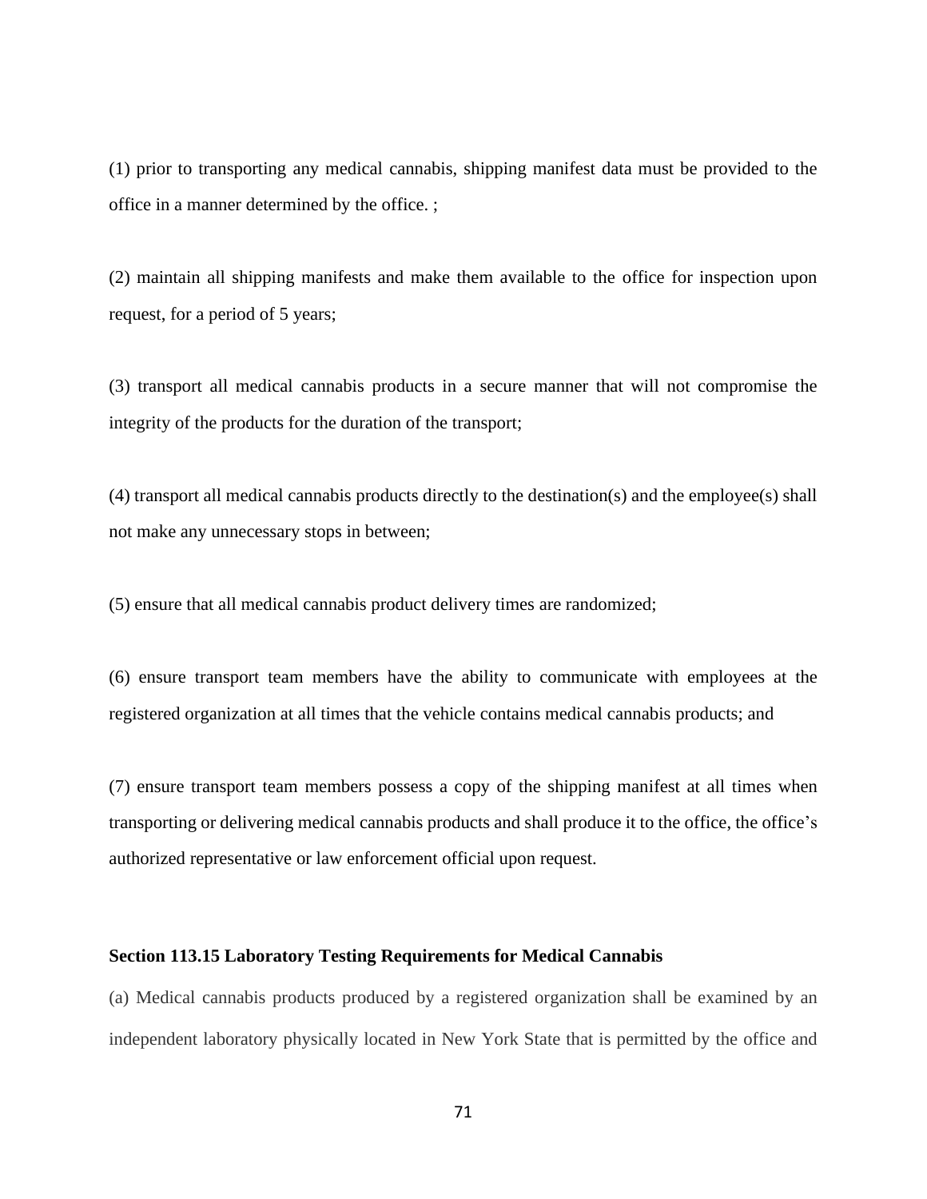(1) prior to transporting any medical cannabis, shipping manifest data must be provided to the office in a manner determined by the office. ;

(2) maintain all shipping manifests and make them available to the office for inspection upon request, for a period of 5 years;

(3) transport all medical cannabis products in a secure manner that will not compromise the integrity of the products for the duration of the transport;

(4) transport all medical cannabis products directly to the destination(s) and the employee(s) shall not make any unnecessary stops in between;

(5) ensure that all medical cannabis product delivery times are randomized;

(6) ensure transport team members have the ability to communicate with employees at the registered organization at all times that the vehicle contains medical cannabis products; and

(7) ensure transport team members possess a copy of the shipping manifest at all times when transporting or delivering medical cannabis products and shall produce it to the office, the office's authorized representative or law enforcement official upon request.

**Section 113.15 Laboratory Testing Requirements for Medical Cannabis**

(a) Medical cannabis products produced by a registered organization shall be examined by an independent laboratory physically located in New York State that is permitted by the office and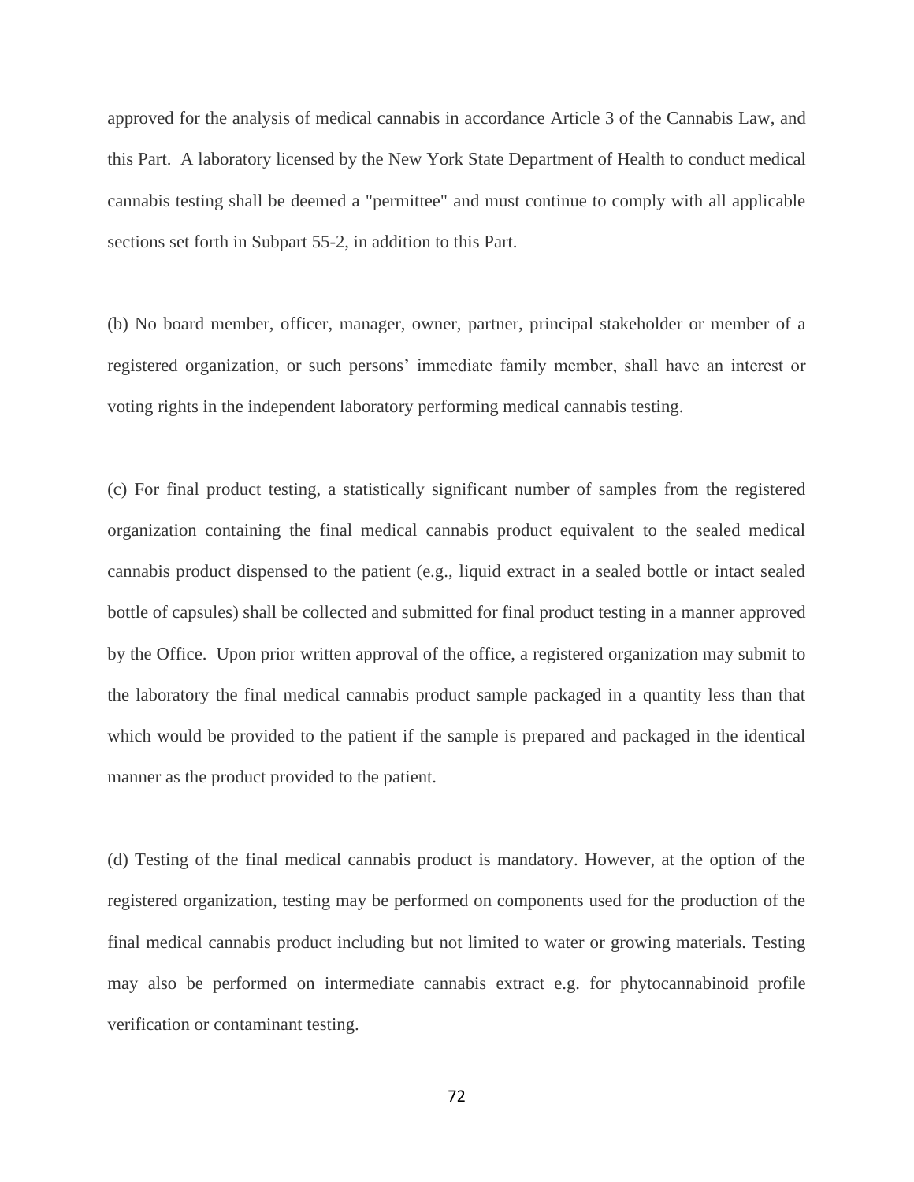approved for the analysis of medical cannabis in accordance Article 3 of the Cannabis Law, and this Part. A laboratory licensed by the New York State Department of Health to conduct medical cannabis testing shall be deemed a "permittee" and must continue to comply with all applicable sections set forth in Subpart 55-2, in addition to this Part.

(b) No board member, officer, manager, owner, partner, principal stakeholder or member of a registered organization, or such persons' immediate family member, shall have an interest or voting rights in the independent laboratory performing medical cannabis testing.

(c) For final product testing, a statistically significant number of samples from the registered organization containing the final medical cannabis product equivalent to the sealed medical cannabis product dispensed to the patient (e.g., liquid extract in a sealed bottle or intact sealed bottle of capsules) shall be collected and submitted for final product testing in a manner approved by the Office. Upon prior written approval of the office, a registered organization may submit to the laboratory the final medical cannabis product sample packaged in a quantity less than that which would be provided to the patient if the sample is prepared and packaged in the identical manner as the product provided to the patient.

(d) Testing of the final medical cannabis product is mandatory. However, at the option of the registered organization, testing may be performed on components used for the production of the final medical cannabis product including but not limited to water or growing materials. Testing may also be performed on intermediate cannabis extract e.g. for phytocannabinoid profile verification or contaminant testing.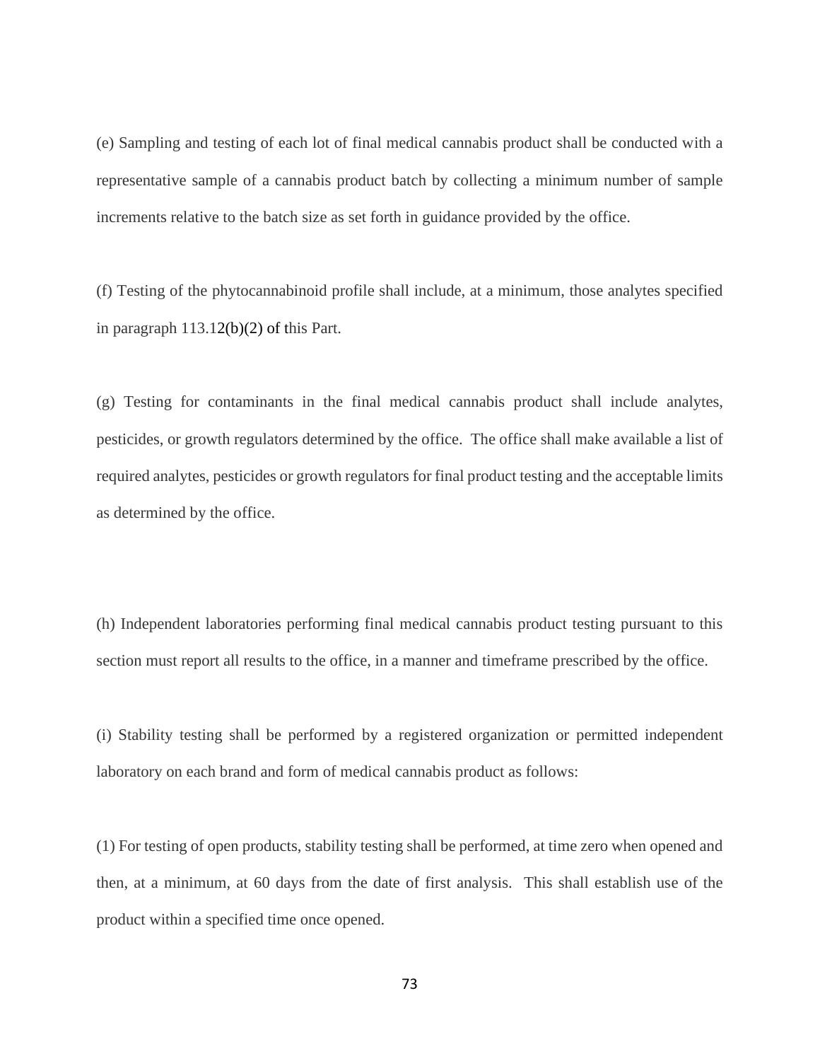(e) Sampling and testing of each lot of final medical cannabis product shall be conducted with a representative sample of a cannabis product batch by collecting a minimum number of sample increments relative to the batch size as set forth in guidance provided by the office.

(f) Testing of the phytocannabinoid profile shall include, at a minimum, those analytes specified in paragraph 113.12(b)(2) of this Part.

(g) Testing for contaminants in the final medical cannabis product shall include analytes, pesticides, or growth regulators determined by the office. The office shall make available a list of required analytes, pesticides or growth regulators for final product testing and the acceptable limits as determined by the office.

(h) Independent laboratories performing final medical cannabis product testing pursuant to this section must report all results to the office, in a manner and timeframe prescribed by the office.

(i) Stability testing shall be performed by a registered organization or permitted independent laboratory on each brand and form of medical cannabis product as follows:

(1) For testing of open products, stability testing shall be performed, at time zero when opened and then, at a minimum, at 60 days from the date of first analysis. This shall establish use of the product within a specified time once opened.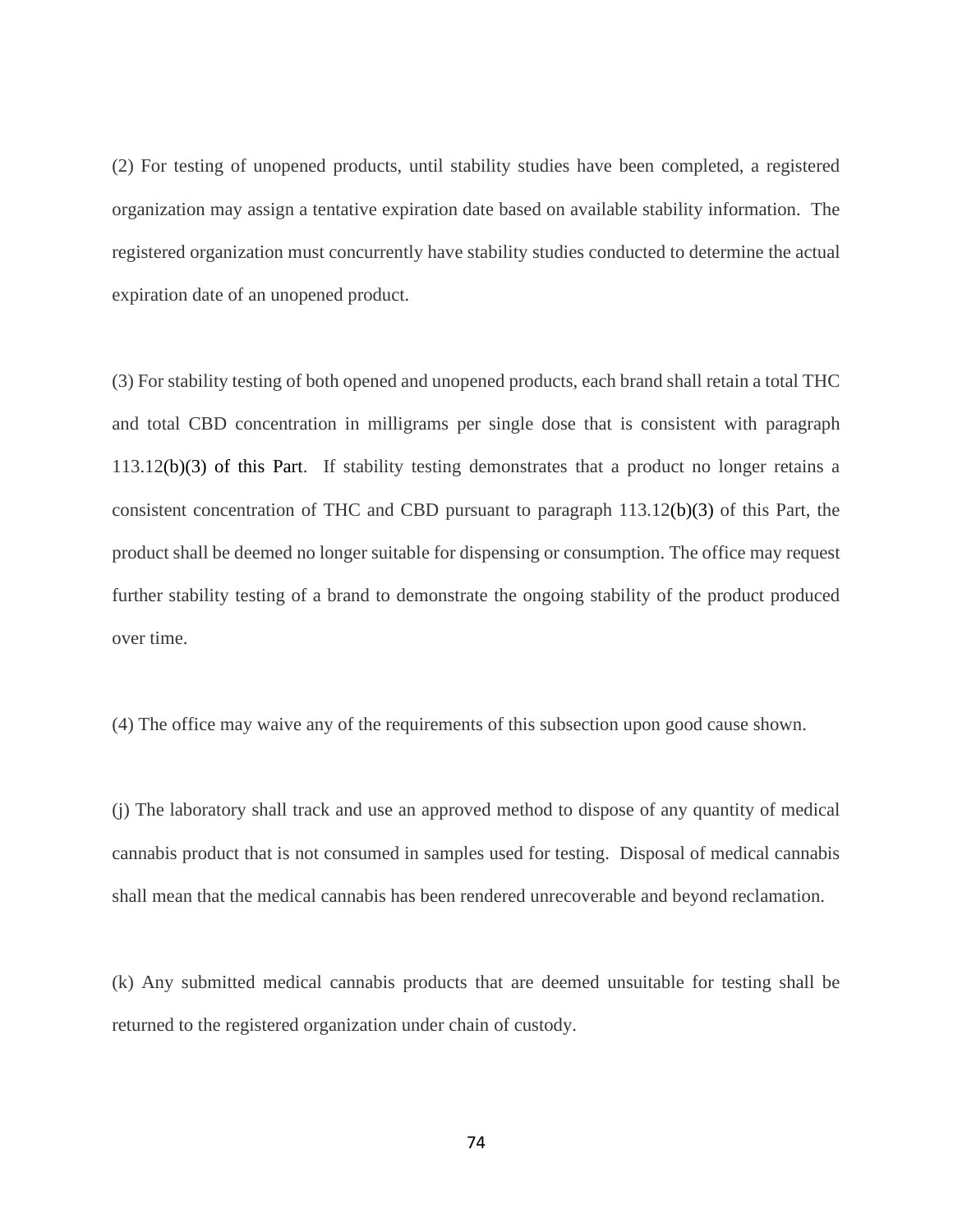(2) For testing of unopened products, until stability studies have been completed, a registered organization may assign a tentative expiration date based on available stability information. The registered organization must concurrently have stability studies conducted to determine the actual expiration date of an unopened product.

(3) For stability testing of both opened and unopened products, each brand shall retain a total THC and total CBD concentration in milligrams per single dose that is consistent with paragraph 113.12(b)(3) of this Part. If stability testing demonstrates that a product no longer retains a consistent concentration of THC and CBD pursuant to paragraph 113.12(b)(3) of this Part, the product shall be deemed no longer suitable for dispensing or consumption. The office may request further stability testing of a brand to demonstrate the ongoing stability of the product produced over time.

(4) The office may waive any of the requirements of this subsection upon good cause shown.

(j) The laboratory shall track and use an approved method to dispose of any quantity of medical cannabis product that is not consumed in samples used for testing. Disposal of medical cannabis shall mean that the medical cannabis has been rendered unrecoverable and beyond reclamation.

(k) Any submitted medical cannabis products that are deemed unsuitable for testing shall be returned to the registered organization under chain of custody.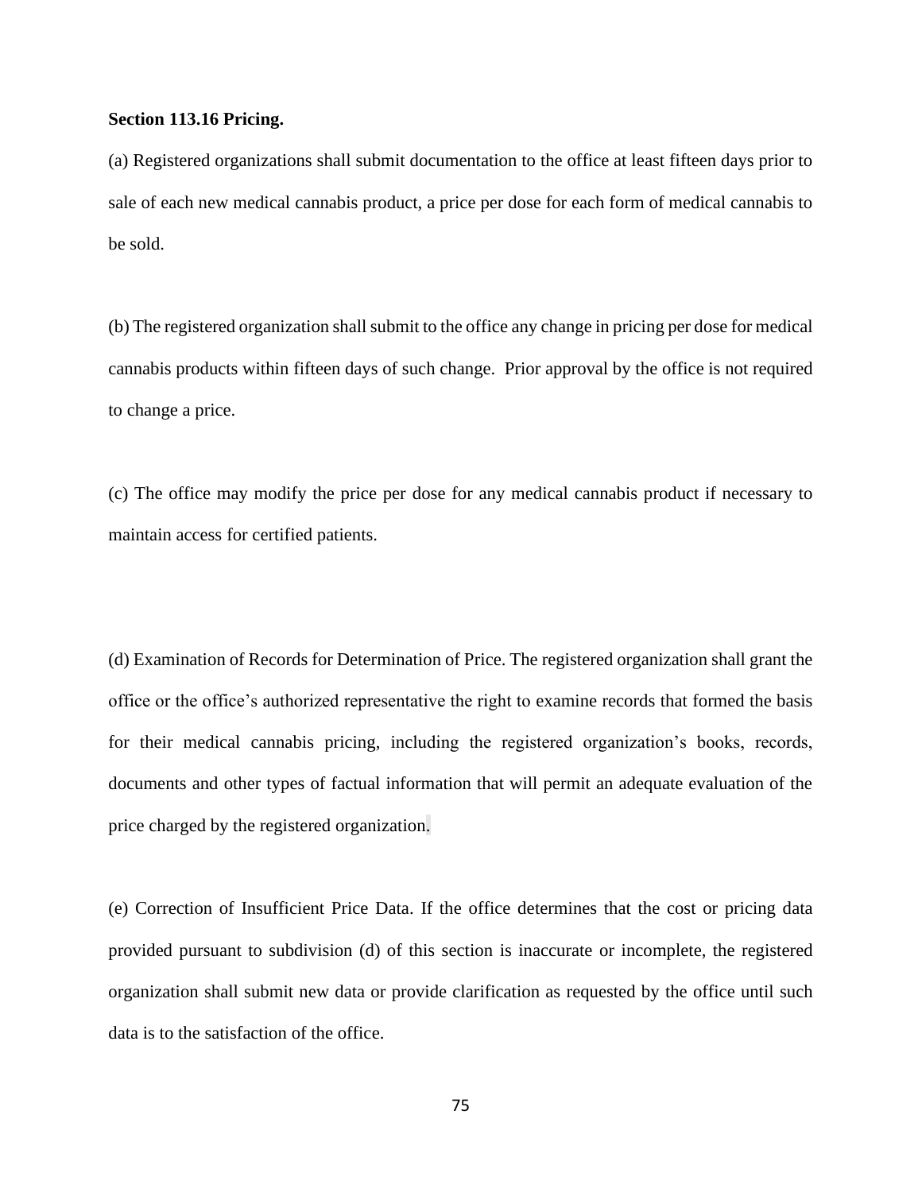**Section 113.16 Pricing.**

(a) Registered organizations shall submit documentation to the office at least fifteen days prior to sale of each new medical cannabis product, a price per dose for each form of medical cannabis to be sold.

(b) The registered organization shall submit to the office any change in pricing per dose for medical cannabis products within fifteen days of such change. Prior approval by the office is not required to change a price.

(c) The office may modify the price per dose for any medical cannabis product if necessary to maintain access for certified patients.

(d) Examination of Records for Determination of Price. The registered organization shall grant the office or the office's authorized representative the right to examine records that formed the basis for their medical cannabis pricing, including the registered organization's books, records, documents and other types of factual information that will permit an adequate evaluation of the price charged by the registered organization.

(e) Correction of Insufficient Price Data. If the office determines that the cost or pricing data provided pursuant to subdivision (d) of this section is inaccurate or incomplete, the registered organization shall submit new data or provide clarification as requested by the office until such data is to the satisfaction of the office.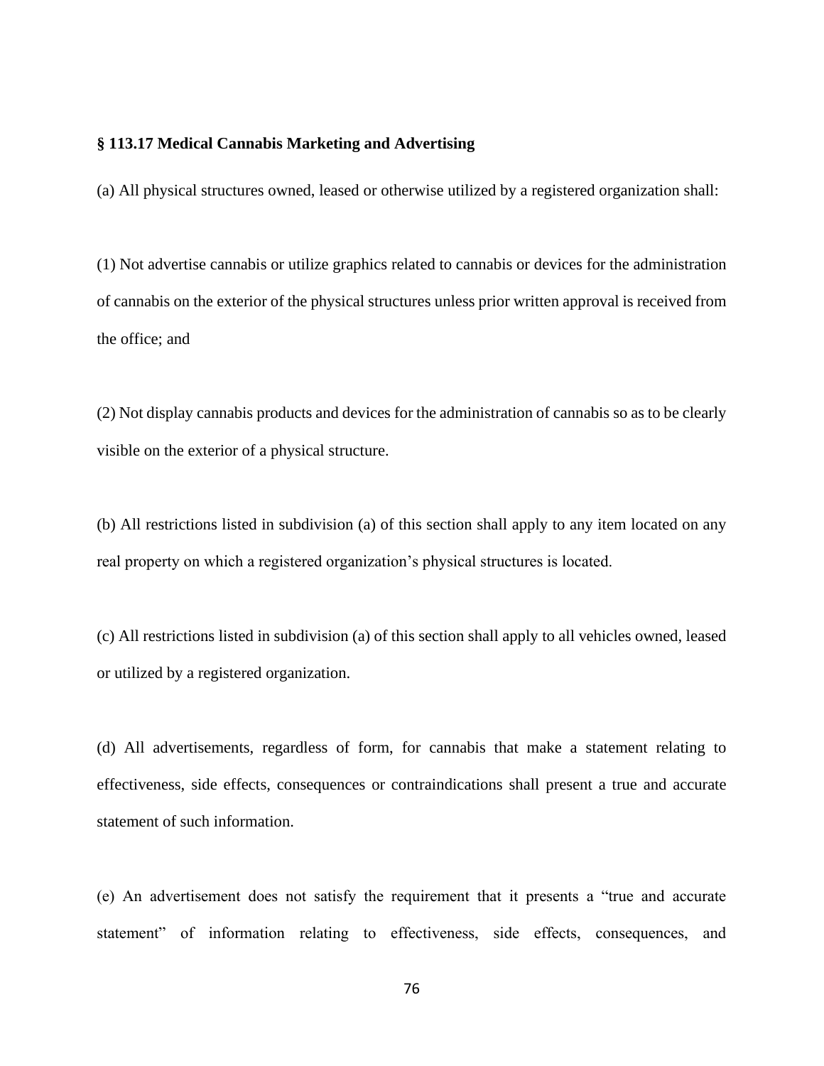**§ 113.17 Medical Cannabis Marketing and Advertising**

(a) All physical structures owned, leased or otherwise utilized by a registered organization shall:

(1) Not advertise cannabis or utilize graphics related to cannabis or devices for the administration of cannabis on the exterior of the physical structures unless prior written approval is received from the office; and

(2) Not display cannabis products and devices for the administration of cannabis so as to be clearly visible on the exterior of a physical structure.

(b) All restrictions listed in subdivision (a) of this section shall apply to any item located on any real property on which a registered organization's physical structures is located.

(c) All restrictions listed in subdivision (a) of this section shall apply to all vehicles owned, leased or utilized by a registered organization.

(d) All advertisements, regardless of form, for cannabis that make a statement relating to effectiveness, side effects, consequences or contraindications shall present a true and accurate statement of such information.

(e) An advertisement does not satisfy the requirement that it presents a "true and accurate statement" of information relating to effectiveness, side effects, consequences, and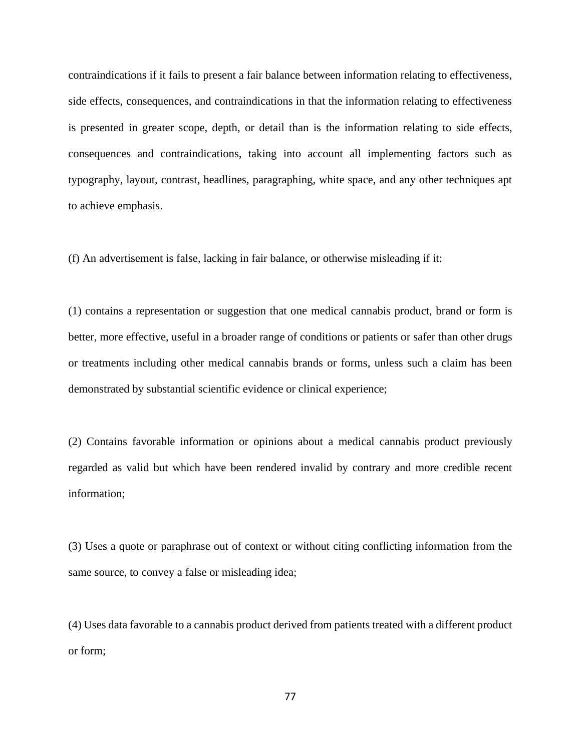contraindications if it fails to present a fair balance between information relating to effectiveness, side effects, consequences, and contraindications in that the information relating to effectiveness is presented in greater scope, depth, or detail than is the information relating to side effects, consequences and contraindications, taking into account all implementing factors such as typography, layout, contrast, headlines, paragraphing, white space, and any other techniques apt to achieve emphasis.

(f) An advertisement is false, lacking in fair balance, or otherwise misleading if it:

(1) contains a representation or suggestion that one medical cannabis product, brand or form is better, more effective, useful in a broader range of conditions or patients or safer than other drugs or treatments including other medical cannabis brands or forms, unless such a claim has been demonstrated by substantial scientific evidence or clinical experience;

(2) Contains favorable information or opinions about a medical cannabis product previously regarded as valid but which have been rendered invalid by contrary and more credible recent information;

(3) Uses a quote or paraphrase out of context or without citing conflicting information from the same source, to convey a false or misleading idea;

(4) Uses data favorable to a cannabis product derived from patients treated with a different product or form;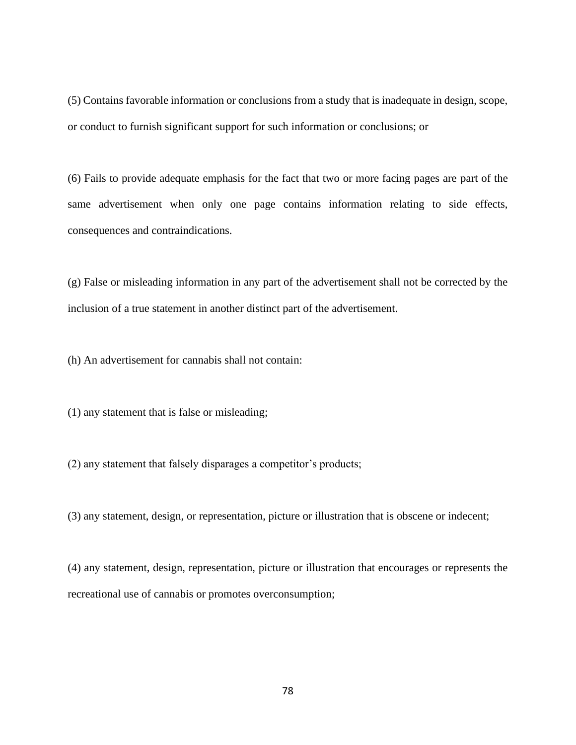(5) Contains favorable information or conclusions from a study that is inadequate in design, scope, or conduct to furnish significant support for such information or conclusions; or

(6) Fails to provide adequate emphasis for the fact that two or more facing pages are part of the same advertisement when only one page contains information relating to side effects, consequences and contraindications.

(g) False or misleading information in any part of the advertisement shall not be corrected by the inclusion of a true statement in another distinct part of the advertisement.

(h) An advertisement for cannabis shall not contain:

(1) any statement that is false or misleading;

(2) any statement that falsely disparages a competitor's products;

(3) any statement, design, or representation, picture or illustration that is obscene or indecent;

(4) any statement, design, representation, picture or illustration that encourages or represents the recreational use of cannabis or promotes overconsumption;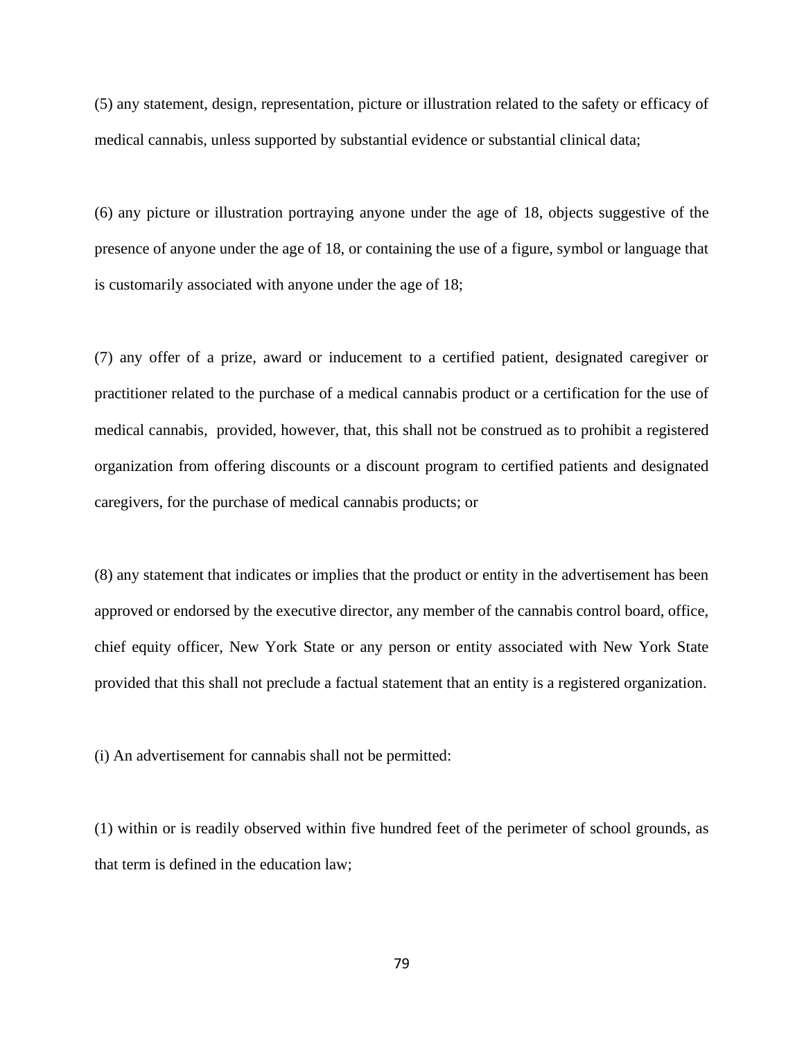(5) any statement, design, representation, picture or illustration related to the safety or efficacy of medical cannabis, unless supported by substantial evidence or substantial clinical data;

(6) any picture or illustration portraying anyone under the age of 18, objects suggestive of the presence of anyone under the age of 18, or containing the use of a figure, symbol or language that is customarily associated with anyone under the age of 18;

(7) any offer of a prize, award or inducement to a certified patient, designated caregiver or practitioner related to the purchase of a medical cannabis product or a certification for the use of medical cannabis, provided, however, that, this shall not be construed as to prohibit a registered organization from offering discounts or a discount program to certified patients and designated caregivers, for the purchase of medical cannabis products; or

(8) any statement that indicates or implies that the product or entity in the advertisement has been approved or endorsed by the executive director, any member of the cannabis control board, office, chief equity officer, New York State or any person or entity associated with New York State provided that this shall not preclude a factual statement that an entity is a registered organization.

(i) An advertisement for cannabis shall not be permitted:

(1) within or is readily observed within five hundred feet of the perimeter of school grounds, as that term is defined in the education law;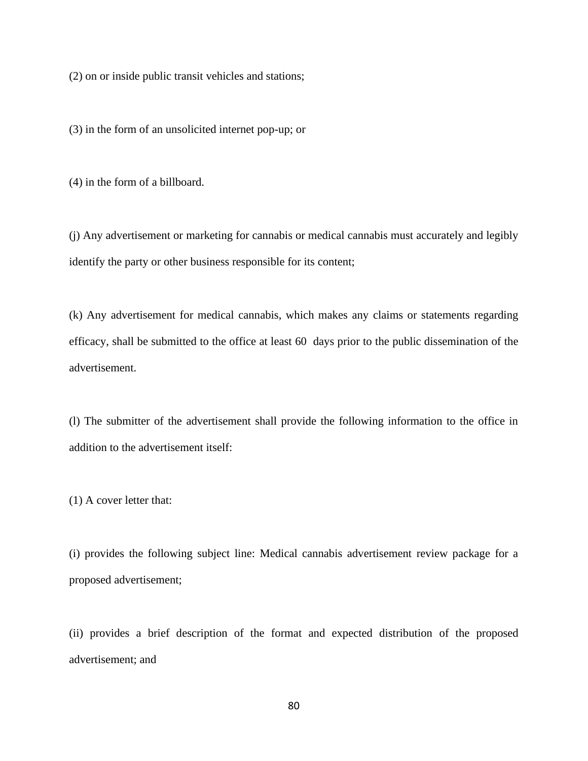(2) on or inside public transit vehicles and stations;

(3) in the form of an unsolicited internet pop-up; or

(4) in the form of a billboard.

(j) Any advertisement or marketing for cannabis or medical cannabis must accurately and legibly identify the party or other business responsible for its content;

(k) Any advertisement for medical cannabis, which makes any claims or statements regarding efficacy, shall be submitted to the office at least 60 days prior to the public dissemination of the advertisement.

(l) The submitter of the advertisement shall provide the following information to the office in addition to the advertisement itself:

(1) A cover letter that:

(i) provides the following subject line: Medical cannabis advertisement review package for a proposed advertisement;

(ii) provides a brief description of the format and expected distribution of the proposed advertisement; and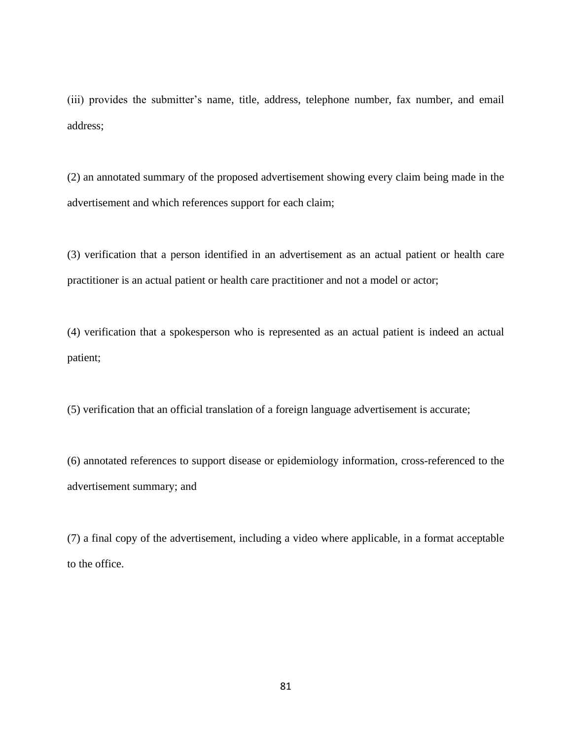(iii) provides the submitter's name, title, address, telephone number, fax number, and email address;

(2) an annotated summary of the proposed advertisement showing every claim being made in the advertisement and which references support for each claim;

(3) verification that a person identified in an advertisement as an actual patient or health care practitioner is an actual patient or health care practitioner and not a model or actor;

(4) verification that a spokesperson who is represented as an actual patient is indeed an actual patient;

(5) verification that an official translation of a foreign language advertisement is accurate;

(6) annotated references to support disease or epidemiology information, cross-referenced to the advertisement summary; and

(7) a final copy of the advertisement, including a video where applicable, in a format acceptable to the office.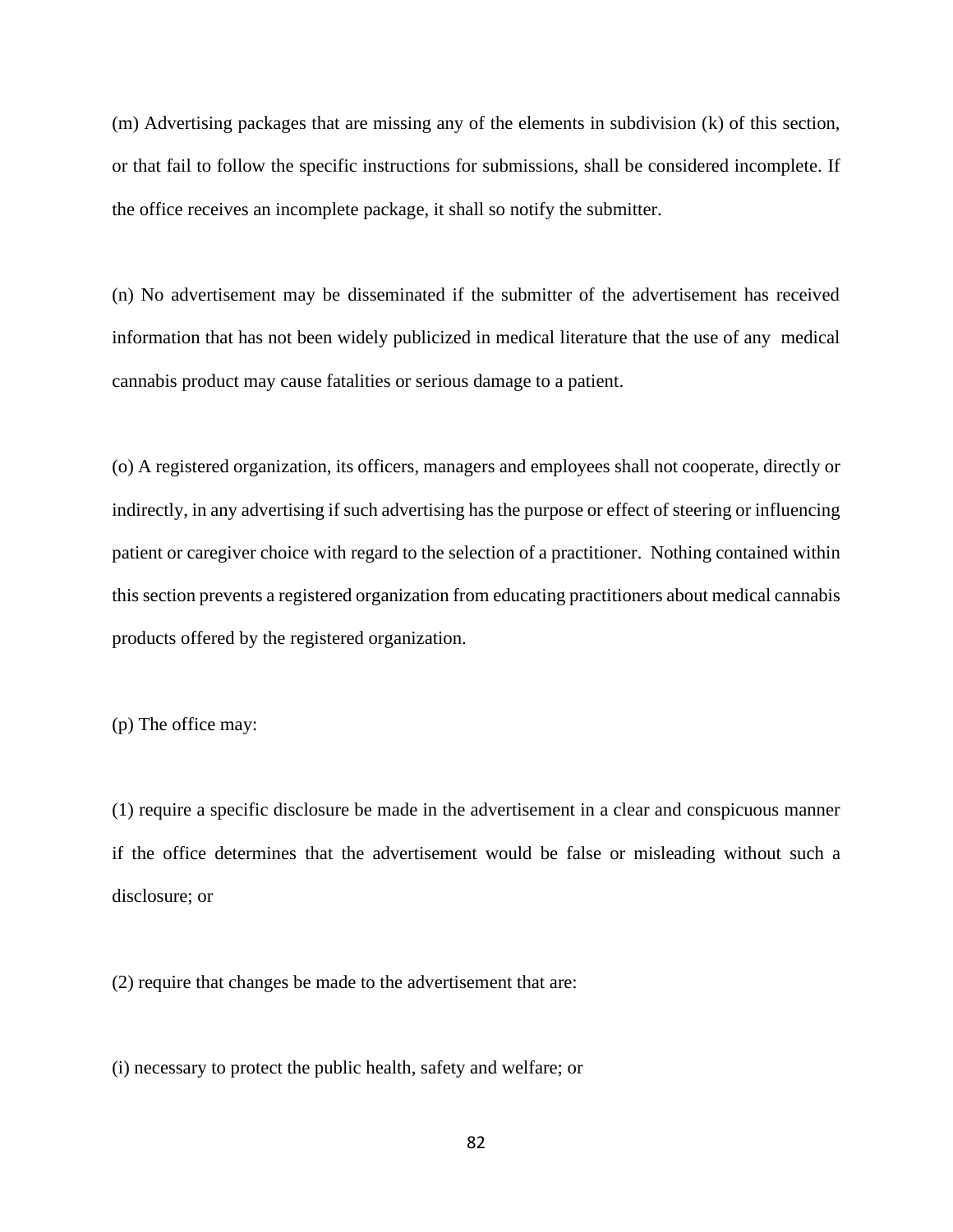(m) Advertising packages that are missing any of the elements in subdivision (k) of this section, or that fail to follow the specific instructions for submissions, shall be considered incomplete. If the office receives an incomplete package, it shall so notify the submitter.

(n) No advertisement may be disseminated if the submitter of the advertisement has received information that has not been widely publicized in medical literature that the use of any medical cannabis product may cause fatalities or serious damage to a patient.

(o) A registered organization, its officers, managers and employees shall not cooperate, directly or indirectly, in any advertising if such advertising has the purpose or effect of steering or influencing patient or caregiver choice with regard to the selection of a practitioner. Nothing contained within this section prevents a registered organization from educating practitioners about medical cannabis products offered by the registered organization.

(p) The office may:

(1) require a specific disclosure be made in the advertisement in a clear and conspicuous manner if the office determines that the advertisement would be false or misleading without such a disclosure; or

(2) require that changes be made to the advertisement that are:

(i) necessary to protect the public health, safety and welfare; or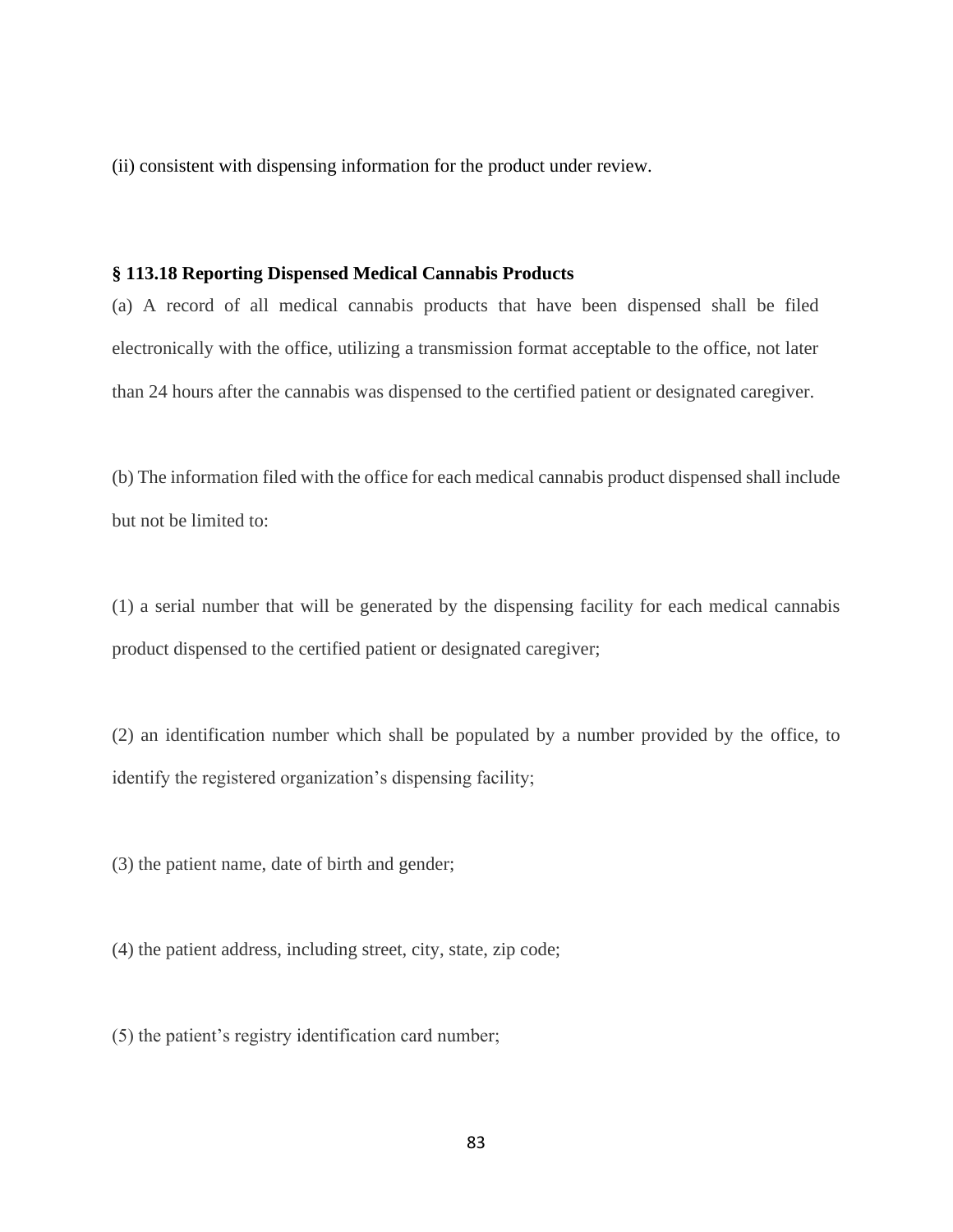(ii) consistent with dispensing information for the product under review.

**§ 113.18 Reporting Dispensed Medical Cannabis Products**

(a) A record of all medical cannabis products that have been dispensed shall be filed electronically with the office, utilizing a transmission format acceptable to the office, not later than 24 hours after the cannabis was dispensed to the certified patient or designated caregiver.

(b) The information filed with the office for each medical cannabis product dispensed shall include but not be limited to:

(1) a serial number that will be generated by the dispensing facility for each medical cannabis product dispensed to the certified patient or designated caregiver;

(2) an identification number which shall be populated by a number provided by the office, to identify the registered organization's dispensing facility;

(3) the patient name, date of birth and gender;

(4) the patient address, including street, city, state, zip code;

(5) the patient's registry identification card number;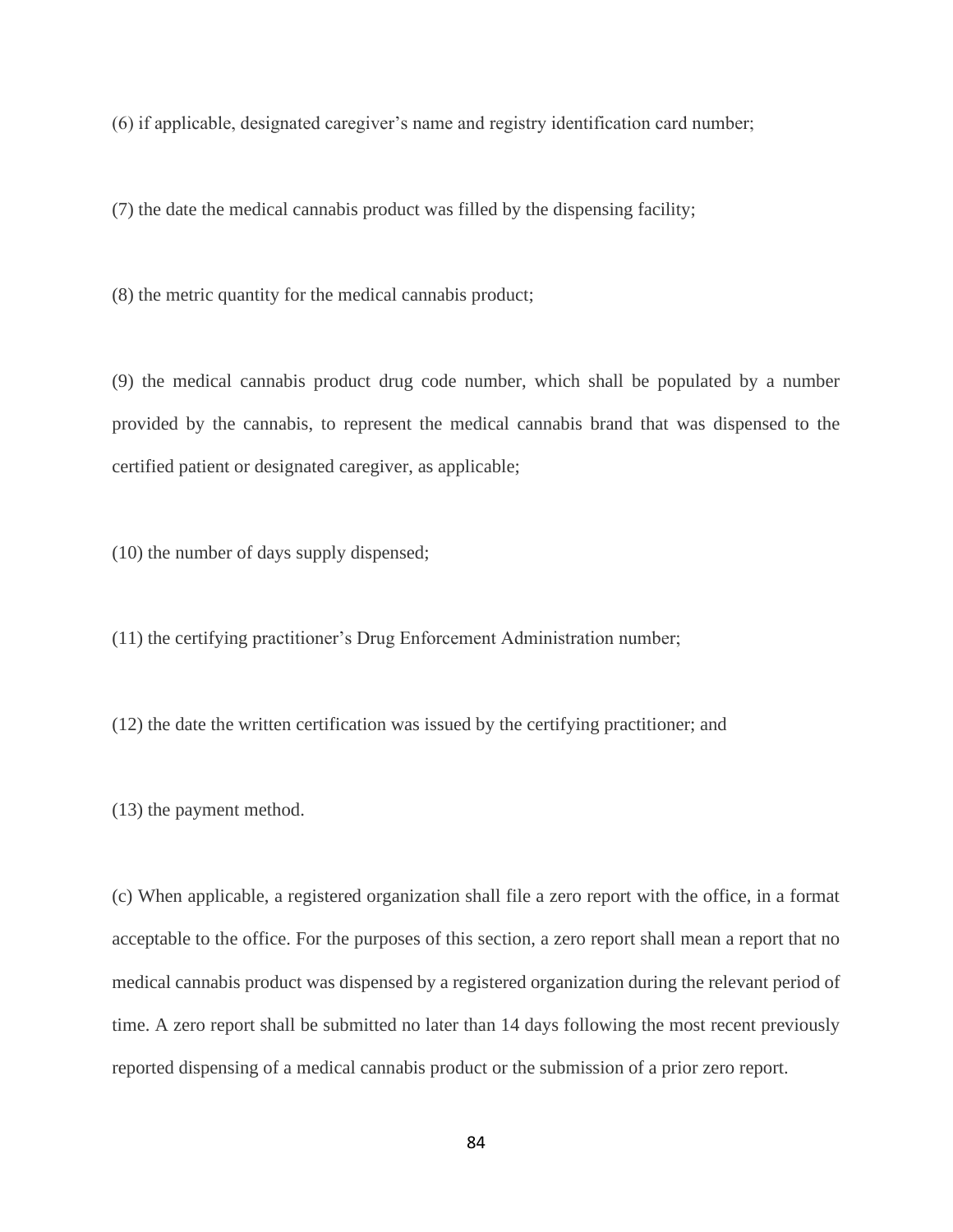(6) if applicable, designated caregiver's name and registry identification card number;

(7) the date the medical cannabis product was filled by the dispensing facility;

(8) the metric quantity for the medical cannabis product;

(9) the medical cannabis product drug code number, which shall be populated by a number provided by the cannabis, to represent the medical cannabis brand that was dispensed to the certified patient or designated caregiver, as applicable;

(10) the number of days supply dispensed;

(11) the certifying practitioner's Drug Enforcement Administration number;

(12) the date the written certification was issued by the certifying practitioner; and

(13) the payment method.

(c) When applicable, a registered organization shall file a zero report with the office, in a format acceptable to the office. For the purposes of this section, a zero report shall mean a report that no medical cannabis product was dispensed by a registered organization during the relevant period of time. A zero report shall be submitted no later than 14 days following the most recent previously reported dispensing of a medical cannabis product or the submission of a prior zero report.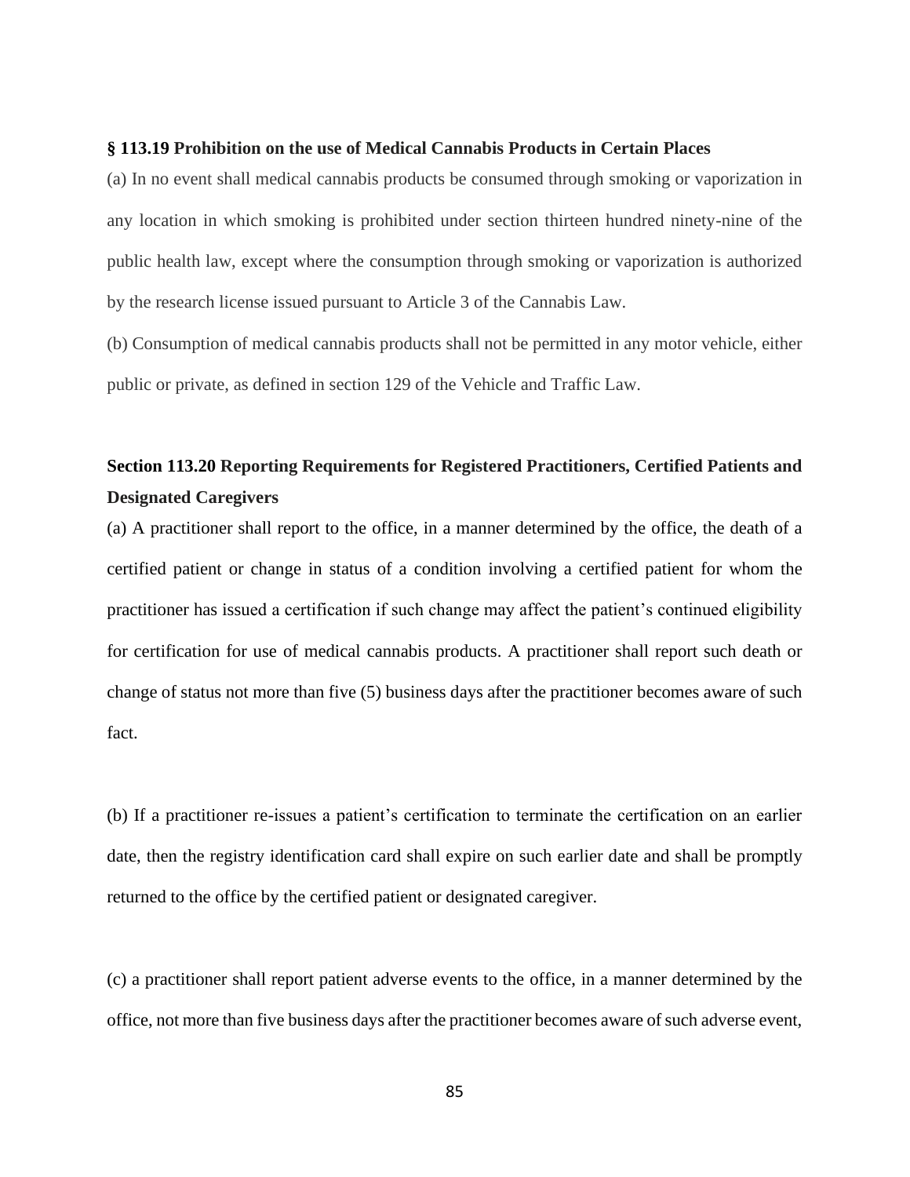**§ 113.19 Prohibition on the use of Medical Cannabis Products in Certain Places**

(a) In no event shall medical cannabis products be consumed through smoking or vaporization in any location in which smoking is prohibited under section thirteen hundred ninety-nine of the public health law, except where the consumption through smoking or vaporization is authorized by the research license issued pursuant to Article 3 of the Cannabis Law.

(b) Consumption of medical cannabis products shall not be permitted in any motor vehicle, either public or private, as defined in section 129 of the Vehicle and Traffic Law.

**Section 113.20 Reporting Requirements for Registered Practitioners, Certified Patients and Designated Caregivers**

(a) A practitioner shall report to the office, in a manner determined by the office, the death of a certified patient or change in status of a condition involving a certified patient for whom the practitioner has issued a certification if such change may affect the patient's continued eligibility for certification for use of medical cannabis products. A practitioner shall report such death or change of status not more than five (5) business days after the practitioner becomes aware of such fact.

(b) If a practitioner re-issues a patient's certification to terminate the certification on an earlier date, then the registry identification card shall expire on such earlier date and shall be promptly returned to the office by the certified patient or designated caregiver.

(c) a practitioner shall report patient adverse events to the office, in a manner determined by the office, not more than five business days after the practitioner becomes aware of such adverse event,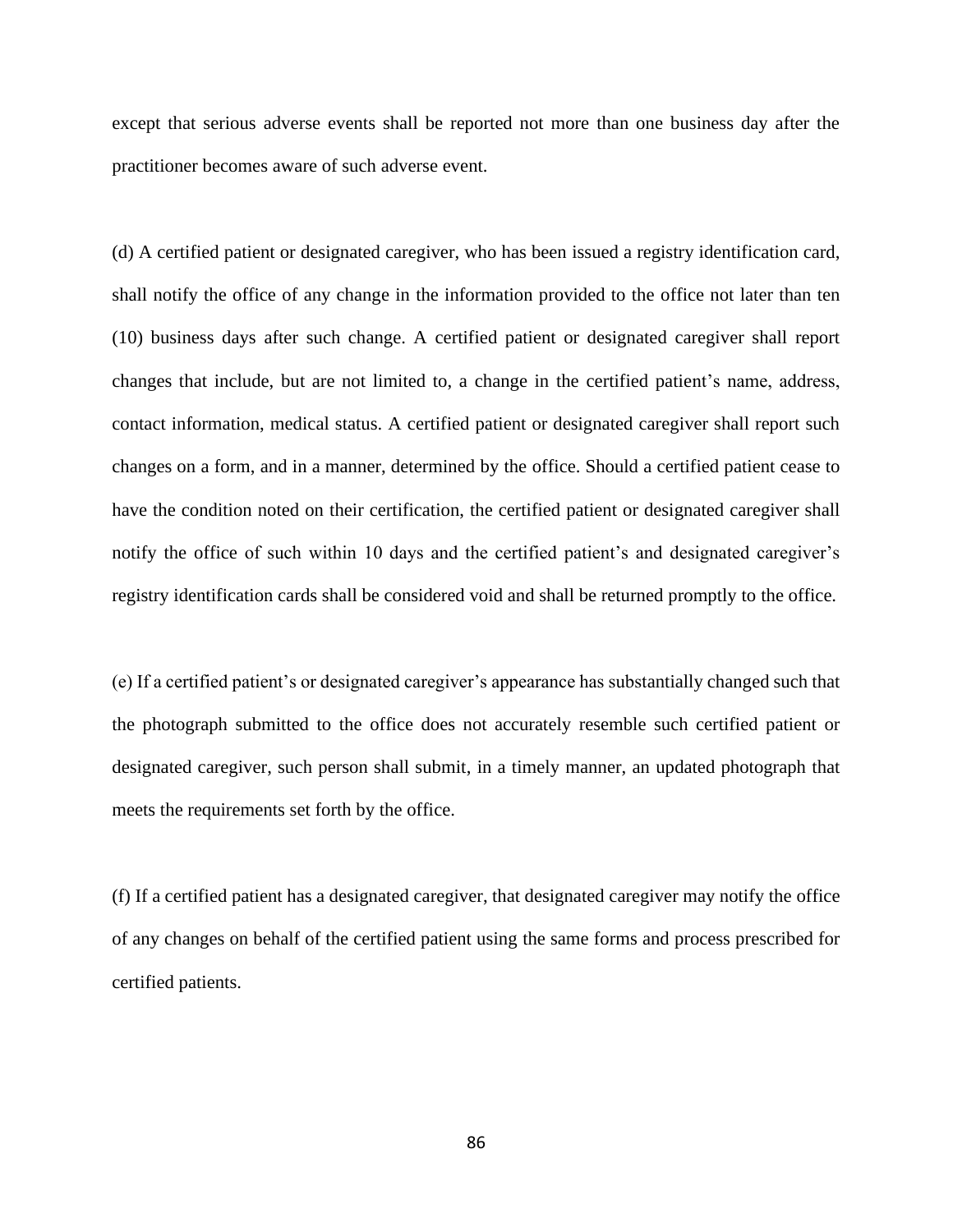except that serious adverse events shall be reported not more than one business day after the practitioner becomes aware of such adverse event.

(d) A certified patient or designated caregiver, who has been issued a registry identification card, shall notify the office of any change in the information provided to the office not later than ten (10) business days after such change. A certified patient or designated caregiver shall report changes that include, but are not limited to, a change in the certified patient's name, address, contact information, medical status. A certified patient or designated caregiver shall report such changes on a form, and in a manner, determined by the office. Should a certified patient cease to have the condition noted on their certification, the certified patient or designated caregiver shall notify the office of such within 10 days and the certified patient's and designated caregiver's registry identification cards shall be considered void and shall be returned promptly to the office.

(e) If a certified patient's or designated caregiver's appearance has substantially changed such that the photograph submitted to the office does not accurately resemble such certified patient or designated caregiver, such person shall submit, in a timely manner, an updated photograph that meets the requirements set forth by the office.

(f) If a certified patient has a designated caregiver, that designated caregiver may notify the office of any changes on behalf of the certified patient using the same forms and process prescribed for certified patients.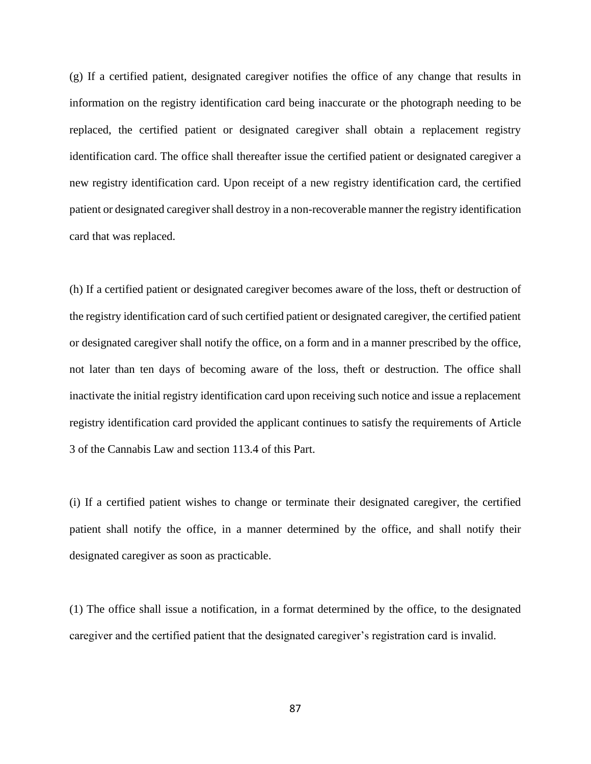(g) If a certified patient, designated caregiver notifies the office of any change that results in information on the registry identification card being inaccurate or the photograph needing to be replaced, the certified patient or designated caregiver shall obtain a replacement registry identification card. The office shall thereafter issue the certified patient or designated caregiver a new registry identification card. Upon receipt of a new registry identification card, the certified patient or designated caregiver shall destroy in a non-recoverable manner the registry identification card that was replaced.

(h) If a certified patient or designated caregiver becomes aware of the loss, theft or destruction of the registry identification card of such certified patient or designated caregiver, the certified patient or designated caregiver shall notify the office, on a form and in a manner prescribed by the office, not later than ten days of becoming aware of the loss, theft or destruction. The office shall inactivate the initial registry identification card upon receiving such notice and issue a replacement registry identification card provided the applicant continues to satisfy the requirements of Article 3 of the Cannabis Law and section 113.4 of this Part.

(i) If a certified patient wishes to change or terminate their designated caregiver, the certified patient shall notify the office, in a manner determined by the office, and shall notify their designated caregiver as soon as practicable.

(1) The office shall issue a notification, in a format determined by the office, to the designated caregiver and the certified patient that the designated caregiver's registration card is invalid.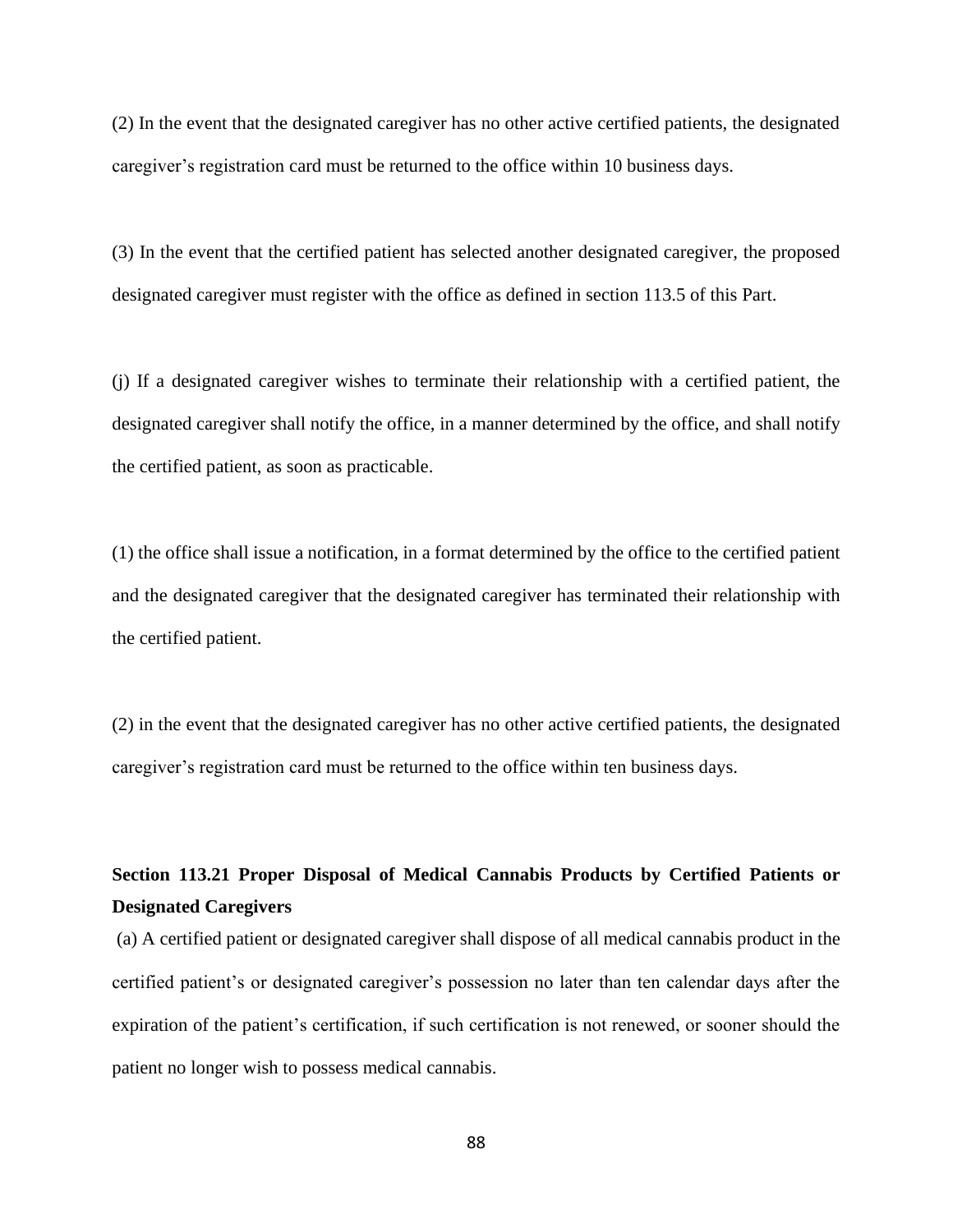(2) In the event that the designated caregiver has no other active certified patients, the designated caregiver's registration card must be returned to the office within 10 business days.

(3) In the event that the certified patient has selected another designated caregiver, the proposed designated caregiver must register with the office as defined in section 113.5 of this Part.

(j) If a designated caregiver wishes to terminate their relationship with a certified patient, the designated caregiver shall notify the office, in a manner determined by the office, and shall notify the certified patient, as soon as practicable.

(1) the office shall issue a notification, in a format determined by the office to the certified patient and the designated caregiver that the designated caregiver has terminated their relationship with the certified patient.

(2) in the event that the designated caregiver has no other active certified patients, the designated caregiver's registration card must be returned to the office within ten business days.

**Section 113.21 Proper Disposal of Medical Cannabis Products by Certified Patients or Designated Caregivers**

(a) A certified patient or designated caregiver shall dispose of all medical cannabis product in the certified patient's or designated caregiver's possession no later than ten calendar days after the expiration of the patient's certification, if such certification is not renewed, or sooner should the patient no longer wish to possess medical cannabis.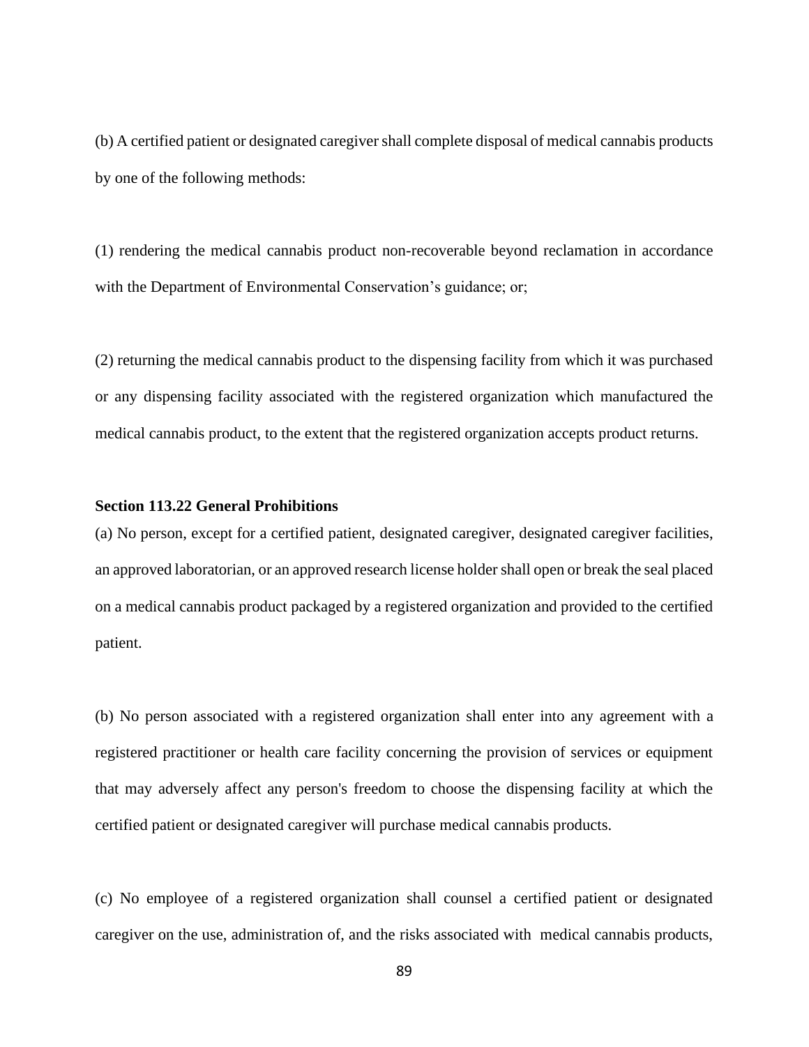(b) A certified patient or designated caregiver shall complete disposal of medical cannabis products by one of the following methods:

(1) rendering the medical cannabis product non-recoverable beyond reclamation in accordance with the Department of Environmental Conservation's guidance; or;

(2) returning the medical cannabis product to the dispensing facility from which it was purchased or any dispensing facility associated with the registered organization which manufactured the medical cannabis product, to the extent that the registered organization accepts product returns.

**Section 113.22 General Prohibitions**

(a) No person, except for a certified patient, designated caregiver, designated caregiver facilities, an approved laboratorian, or an approved research license holder shall open or break the seal placed on a medical cannabis product packaged by a registered organization and provided to the certified patient.

(b) No person associated with a registered organization shall enter into any agreement with a registered practitioner or health care facility concerning the provision of services or equipment that may adversely affect any person's freedom to choose the dispensing facility at which the certified patient or designated caregiver will purchase medical cannabis products.

(c) No employee of a registered organization shall counsel a certified patient or designated caregiver on the use, administration of, and the risks associated with medical cannabis products,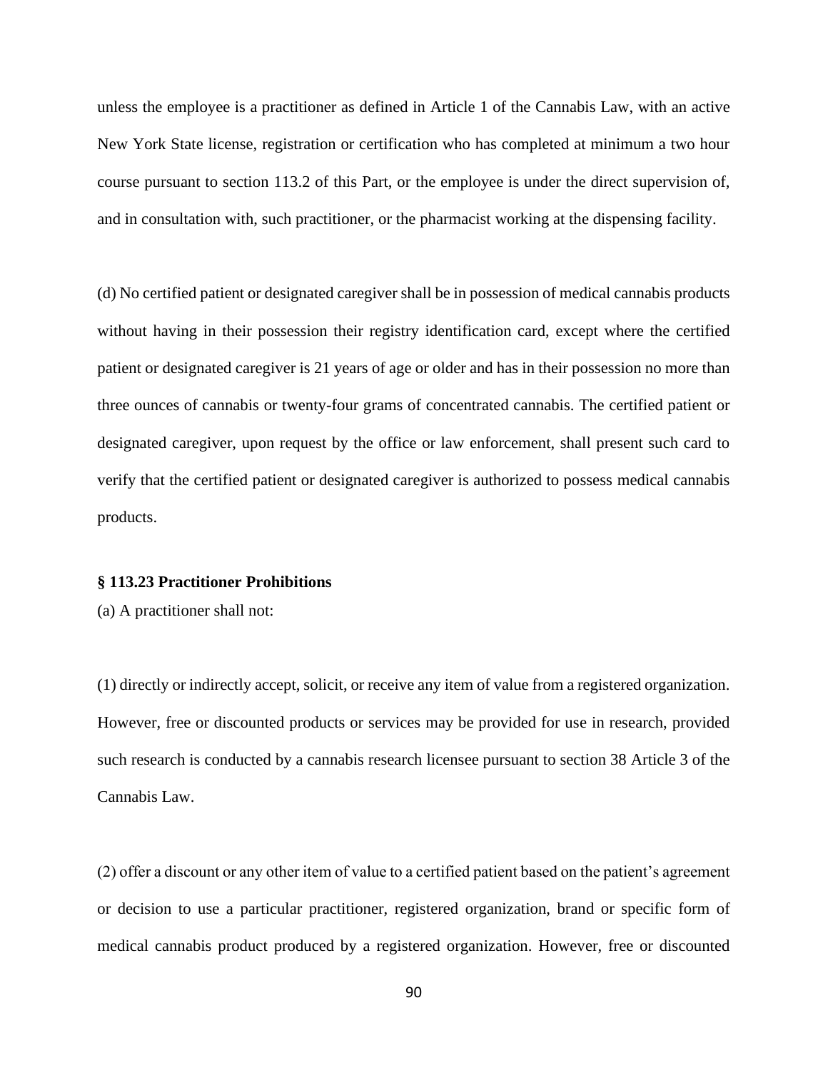unless the employee is a practitioner as defined in Article 1 of the Cannabis Law, with an active New York State license, registration or certification who has completed at minimum a two hour course pursuant to section 113.2 of this Part, or the employee is under the direct supervision of, and in consultation with, such practitioner, or the pharmacist working at the dispensing facility.

(d) No certified patient or designated caregiver shall be in possession of medical cannabis products without having in their possession their registry identification card, except where the certified patient or designated caregiver is 21 years of age or older and has in their possession no more than three ounces of cannabis or twenty-four grams of concentrated cannabis. The certified patient or designated caregiver, upon request by the office or law enforcement, shall present such card to verify that the certified patient or designated caregiver is authorized to possess medical cannabis products.

### § 113.23 Practitioner Prohibitions

(a) A practitioner shall not:

(1) directly or indirectly accept, solicit, or receive any item of value from a registered organization. However, free or discounted products or services may be provided for use in research, provided such research is conducted by a cannabis research licensee pursuant to section 38 Article 3 of the Cannabis Law.

(2) offer a discount or any other item of value to a certified patient based on the patient's agreement or decision to use a particular practitioner, registered organization, brand or specific form of medical cannabis product produced by a registered organization. However, free or discounted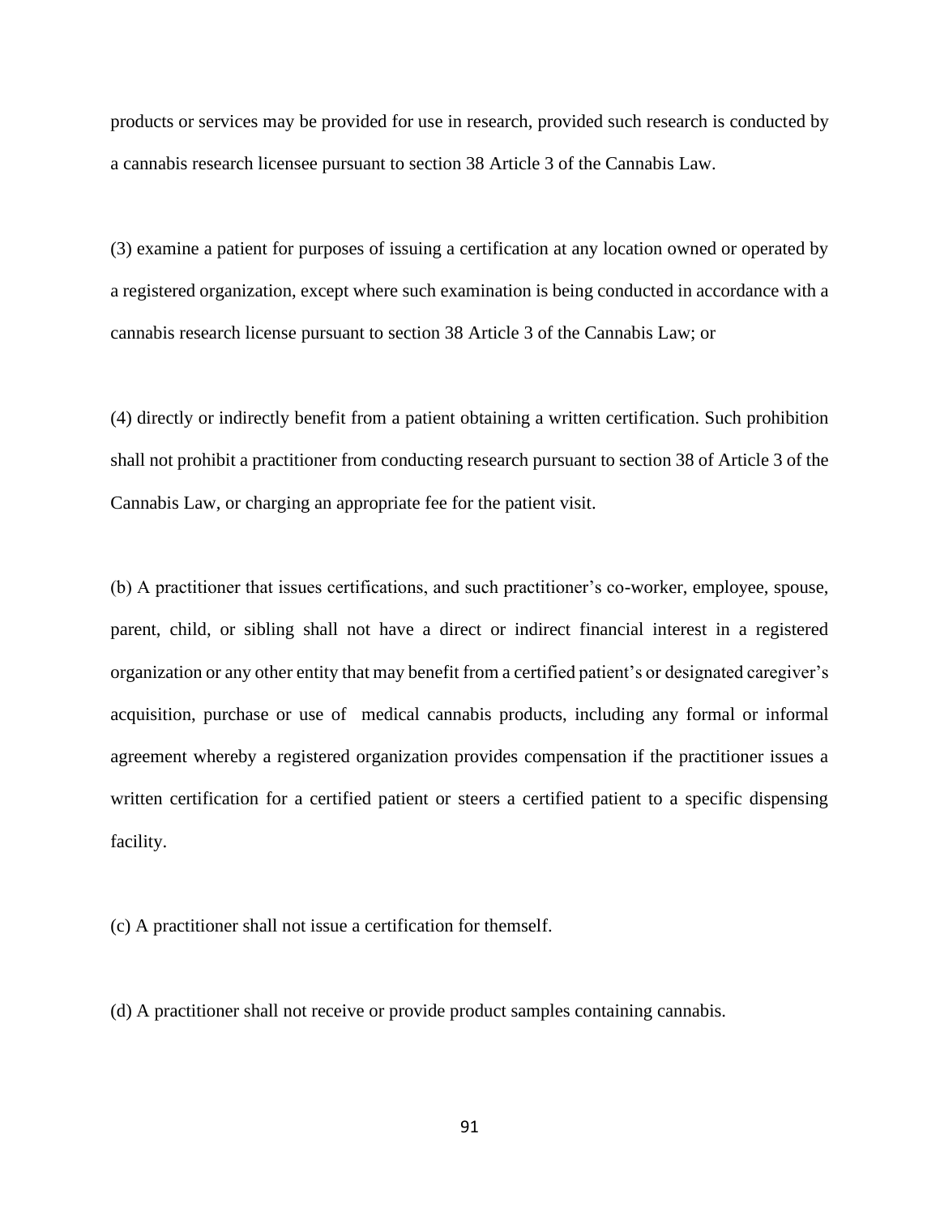products or services may be provided for use in research, provided such research is conducted by a cannabis research licensee pursuant to section 38 Article 3 of the Cannabis Law.

(3) examine a patient for purposes of issuing a certification at any location owned or operated by a registered organization, except where such examination is being conducted in accordance with a cannabis research license pursuant to section 38 Article 3 of the Cannabis Law; or

(4) directly or indirectly benefit from a patient obtaining a written certification. Such prohibition shall not prohibit a practitioner from conducting research pursuant to section 38 of Article 3 of the Cannabis Law, or charging an appropriate fee for the patient visit.

(b) A practitioner that issues certifications, and such practitioner's co-worker, employee, spouse, parent, child, or sibling shall not have a direct or indirect financial interest in a registered organization or any other entity that may benefit from a certified patient's or designated caregiver's acquisition, purchase or use of medical cannabis products, including any formal or informal agreement whereby a registered organization provides compensation if the practitioner issues a written certification for a certified patient or steers a certified patient to a specific dispensing facility.

(c) A practitioner shall not issue a certification for themself.

(d) A practitioner shall not receive or provide product samples containing cannabis.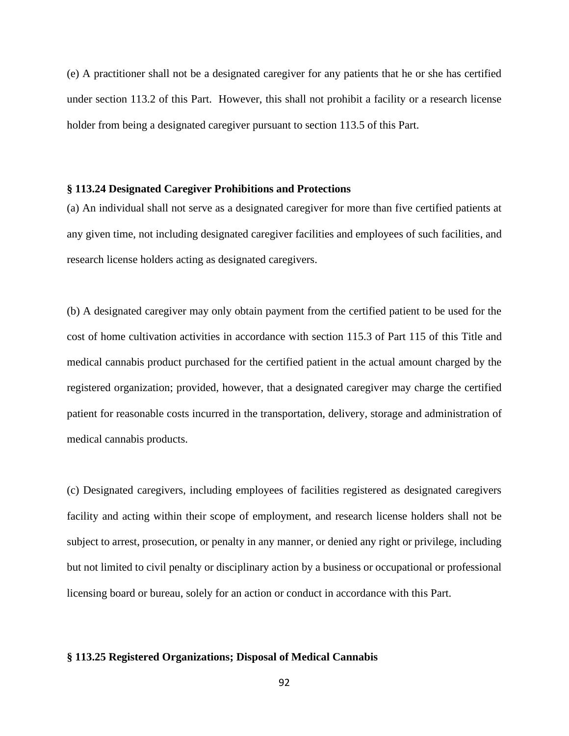(e) A practitioner shall not be a designated caregiver for any patients that he or she has certified under section 113.2 of this Part. However, this shall not prohibit a facility or a research license holder from being a designated caregiver pursuant to section 113.5 of this Part.

**§ 113.24 Designated Caregiver Prohibitions and Protections**

(a) An individual shall not serve as a designated caregiver for more than five certified patients at any given time, not including designated caregiver facilities and employees of such facilities, and research license holders acting as designated caregivers.

(b) A designated caregiver may only obtain payment from the certified patient to be used for the cost of home cultivation activities in accordance with section 115.3 of Part 115 of this Title and medical cannabis product purchased for the certified patient in the actual amount charged by the registered organization; provided, however, that a designated caregiver may charge the certified patient for reasonable costs incurred in the transportation, delivery, storage and administration of medical cannabis products.

(c) Designated caregivers, including employees of facilities registered as designated caregivers facility and acting within their scope of employment, and research license holders shall not be subject to arrest, prosecution, or penalty in any manner, or denied any right or privilege, including but not limited to civil penalty or disciplinary action by a business or occupational or professional licensing board or bureau, solely for an action or conduct in accordance with this Part.

**§ 113.25 Registered Organizations; Disposal of Medical Cannabis**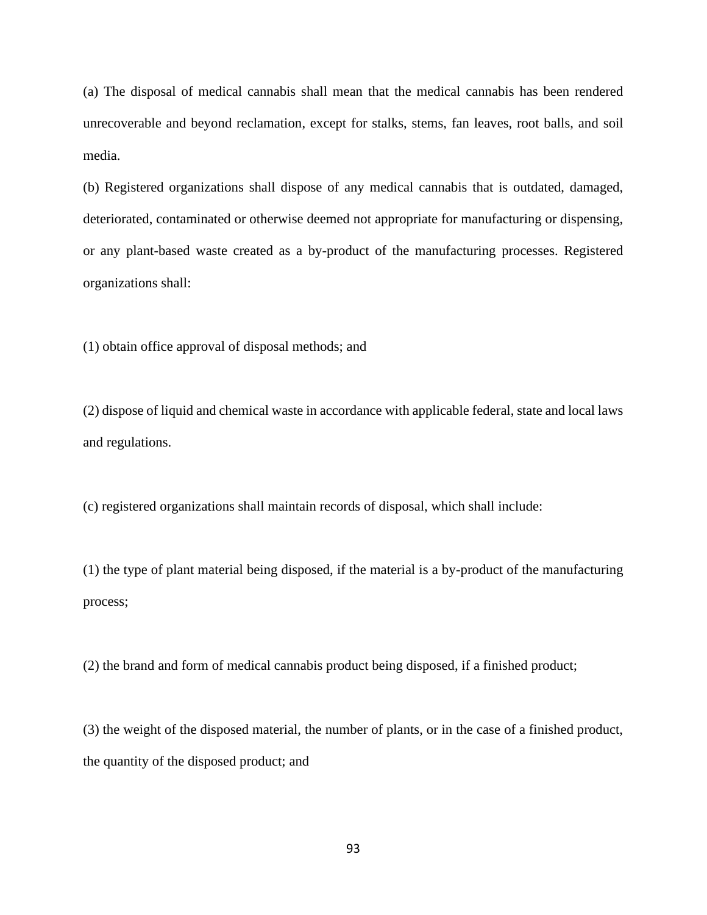(a) The disposal of medical cannabis shall mean that the medical cannabis has been rendered unrecoverable and beyond reclamation, except for stalks, stems, fan leaves, root balls, and soil media.

(b) Registered organizations shall dispose of any medical cannabis that is outdated, damaged, deteriorated, contaminated or otherwise deemed not appropriate for manufacturing or dispensing, or any plant-based waste created as a by-product of the manufacturing processes. Registered organizations shall:

(1) obtain office approval of disposal methods; and

(2) dispose of liquid and chemical waste in accordance with applicable federal, state and local laws and regulations.

(c) registered organizations shall maintain records of disposal, which shall include:

(1) the type of plant material being disposed, if the material is a by-product of the manufacturing process;

(2) the brand and form of medical cannabis product being disposed, if a finished product;

(3) the weight of the disposed material, the number of plants, or in the case of a finished product, the quantity of the disposed product; and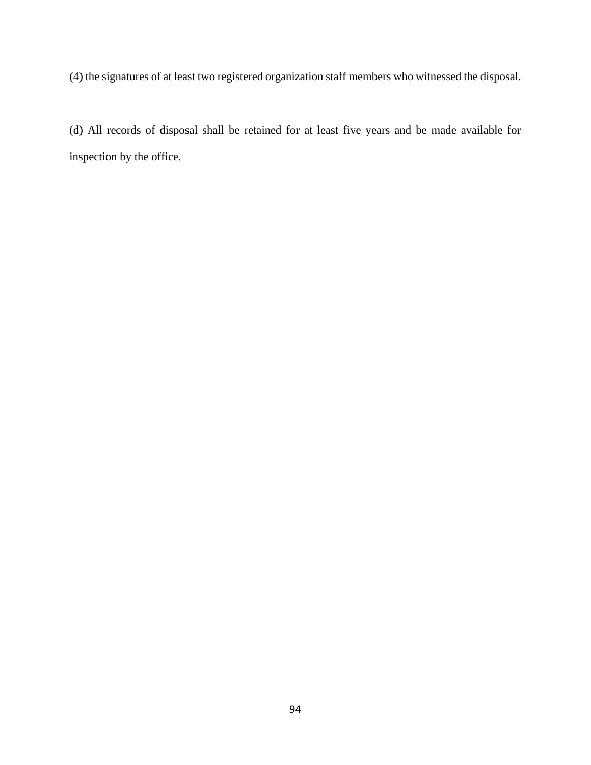(4) the signatures of at least two registered organization staff members who witnessed the disposal.

(d) All records of disposal shall be retained for at least five years and be made available for inspection by the office.